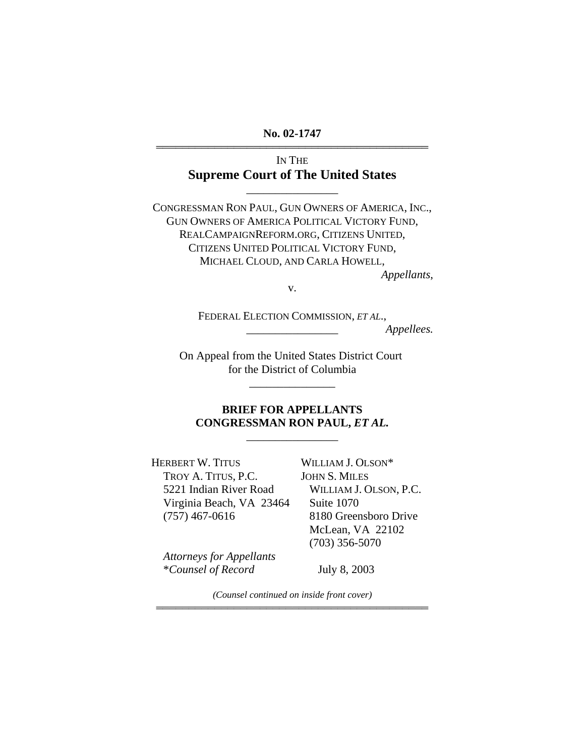**No. 02-1747**

---

IN THE
# Supreme Court of The United States

---

CONGRESSMAN RON PAUL, GUN OWNERS OF AMERICA, INC., GUN OWNERS OF AMERICA POLITICAL VICTORY FUND, REALCAMPAIGNREFORM.ORG, CITIZENS UNITED, CITIZENS UNITED POLITICAL VICTORY FUND, MICHAEL CLOUD, AND CARLA HOWELL,

*Appellants*,

v.

FEDERAL ELECTION COMMISSION, *ET AL*.,

*Appellees.*

---

On Appeal from the United States District Court for the District of Columbia

---

**BRIEF FOR APPELLANTS CONGRESSMAN RON PAUL, *ET AL.***

---

HERBERT W. TITUS
TROY A. TITUS, P.C.
5221 Indian River Road
Virginia Beach, VA 23464
(757) 467-0616

WILLIAM J. OLSON*
JOHN S. MILES
WILLIAM J. OLSON, P.C.
Suite 1070
8180 Greensboro Drive
McLean, VA 22102
(703) 356-5070

*Attorneys for Appellants*
**Counsel of Record*

July 8, 2003

*(Counsel continued on inside front cover)*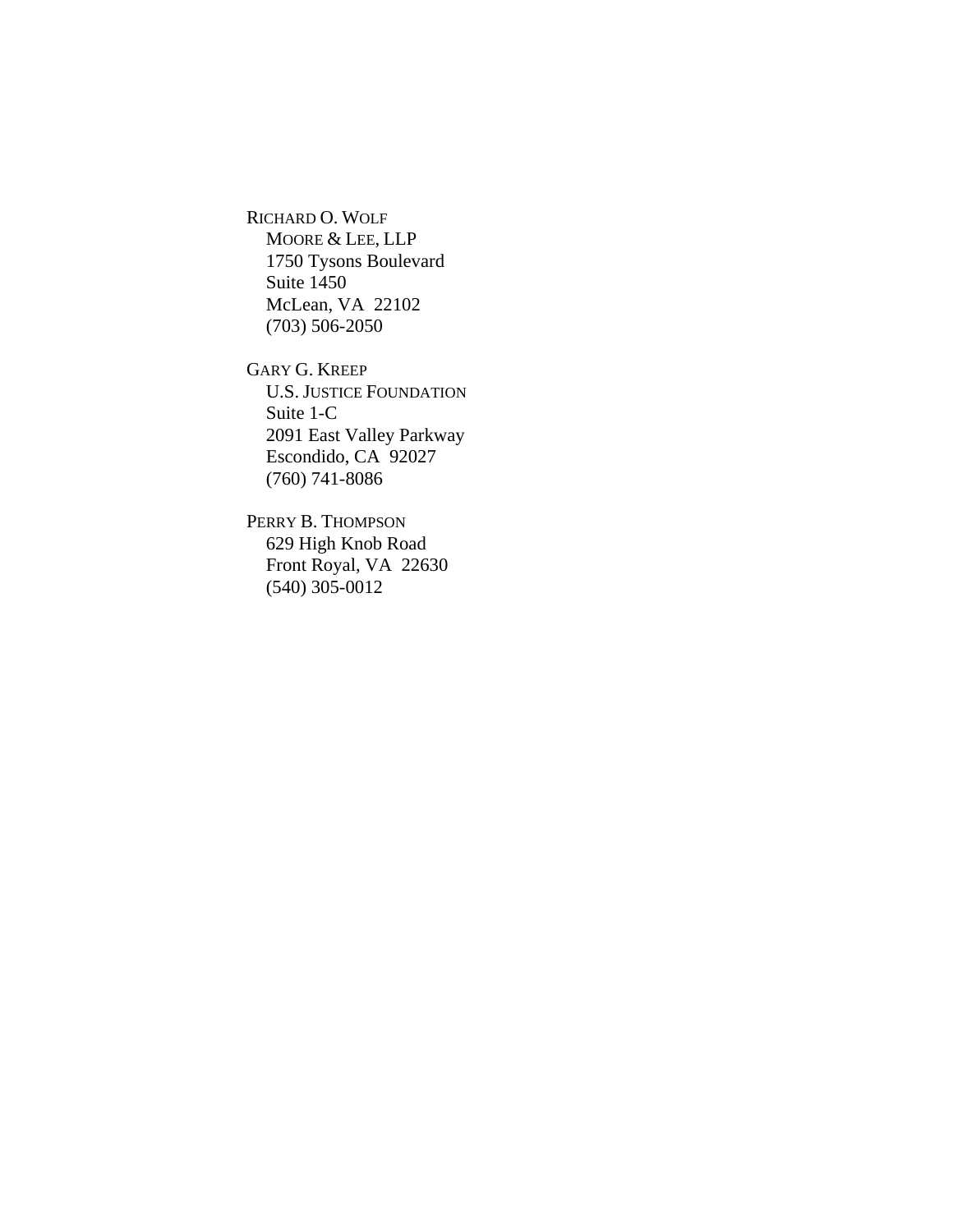RICHARD O. WOLF
MOORE & LEE, LLP
1750 Tysons Boulevard
Suite 1450
McLean, VA 22102
(703) 506-2050

GARY G. KREEP
U.S. JUSTICE FOUNDATION
Suite 1-C
2091 East Valley Parkway
Escondido, CA 92027
(760) 741-8086

PERRY B. THOMPSON
629 High Knob Road
Front Royal, VA 22630
(540) 305-0012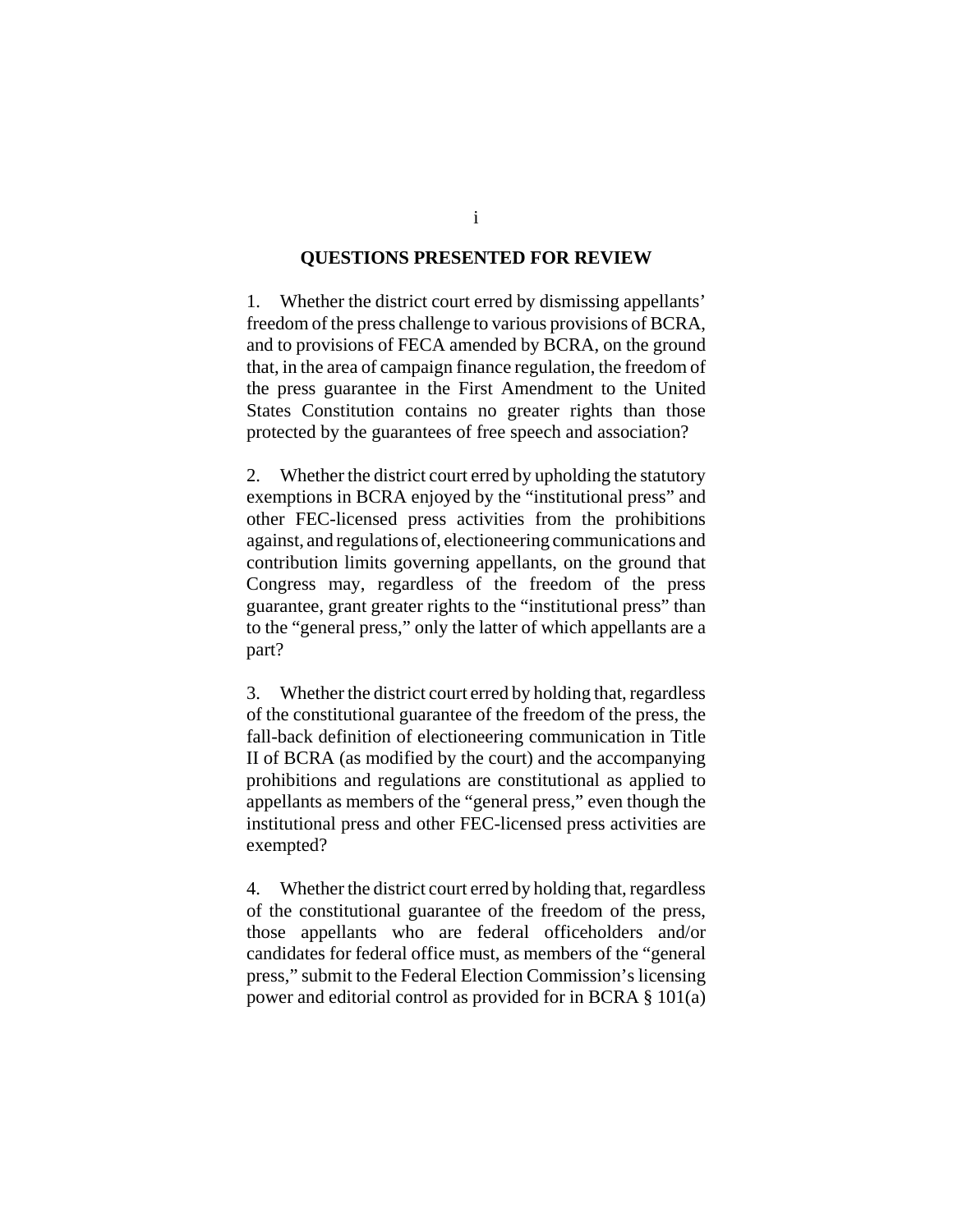## QUESTIONS PRESENTED FOR REVIEW

1. Whether the district court erred by dismissing appellants' freedom of the press challenge to various provisions of BCRA, and to provisions of FECA amended by BCRA, on the ground that, in the area of campaign finance regulation, the freedom of the press guarantee in the First Amendment to the United States Constitution contains no greater rights than those protected by the guarantees of free speech and association?

2. Whether the district court erred by upholding the statutory exemptions in BCRA enjoyed by the "institutional press" and other FEC-licensed press activities from the prohibitions against, and regulations of, electioneering communications and contribution limits governing appellants, on the ground that Congress may, regardless of the freedom of the press guarantee, grant greater rights to the "institutional press" than to the "general press," only the latter of which appellants are a part?

3. Whether the district court erred by holding that, regardless of the constitutional guarantee of the freedom of the press, the fall-back definition of electioneering communication in Title II of BCRA (as modified by the court) and the accompanying prohibitions and regulations are constitutional as applied to appellants as members of the "general press," even though the institutional press and other FEC-licensed press activities are exempted?

4. Whether the district court erred by holding that, regardless of the constitutional guarantee of the freedom of the press, those appellants who are federal officeholders and/or candidates for federal office must, as members of the "general press," submit to the Federal Election Commission's licensing power and editorial control as provided for in BCRA § 101(a)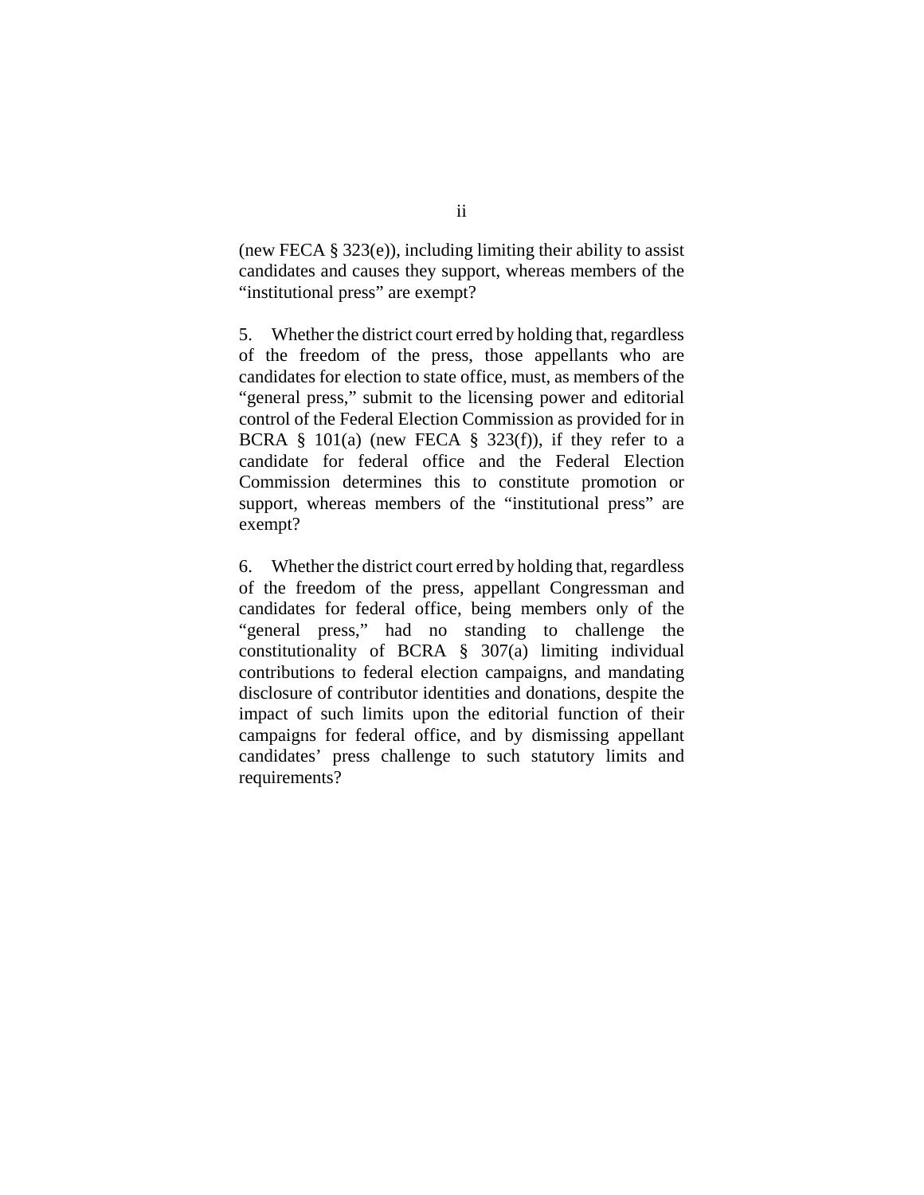(new FECA § 323(e)), including limiting their ability to assist candidates and causes they support, whereas members of the "institutional press" are exempt?

5. Whether the district court erred by holding that, regardless of the freedom of the press, those appellants who are candidates for election to state office, must, as members of the "general press," submit to the licensing power and editorial control of the Federal Election Commission as provided for in BCRA § 101(a) (new FECA § 323(f)), if they refer to a candidate for federal office and the Federal Election Commission determines this to constitute promotion or support, whereas members of the "institutional press" are exempt?

6. Whether the district court erred by holding that, regardless of the freedom of the press, appellant Congressman and candidates for federal office, being members only of the "general press," had no standing to challenge the constitutionality of BCRA § 307(a) limiting individual contributions to federal election campaigns, and mandating disclosure of contributor identities and donations, despite the impact of such limits upon the editorial function of their campaigns for federal office, and by dismissing appellant candidates' press challenge to such statutory limits and requirements?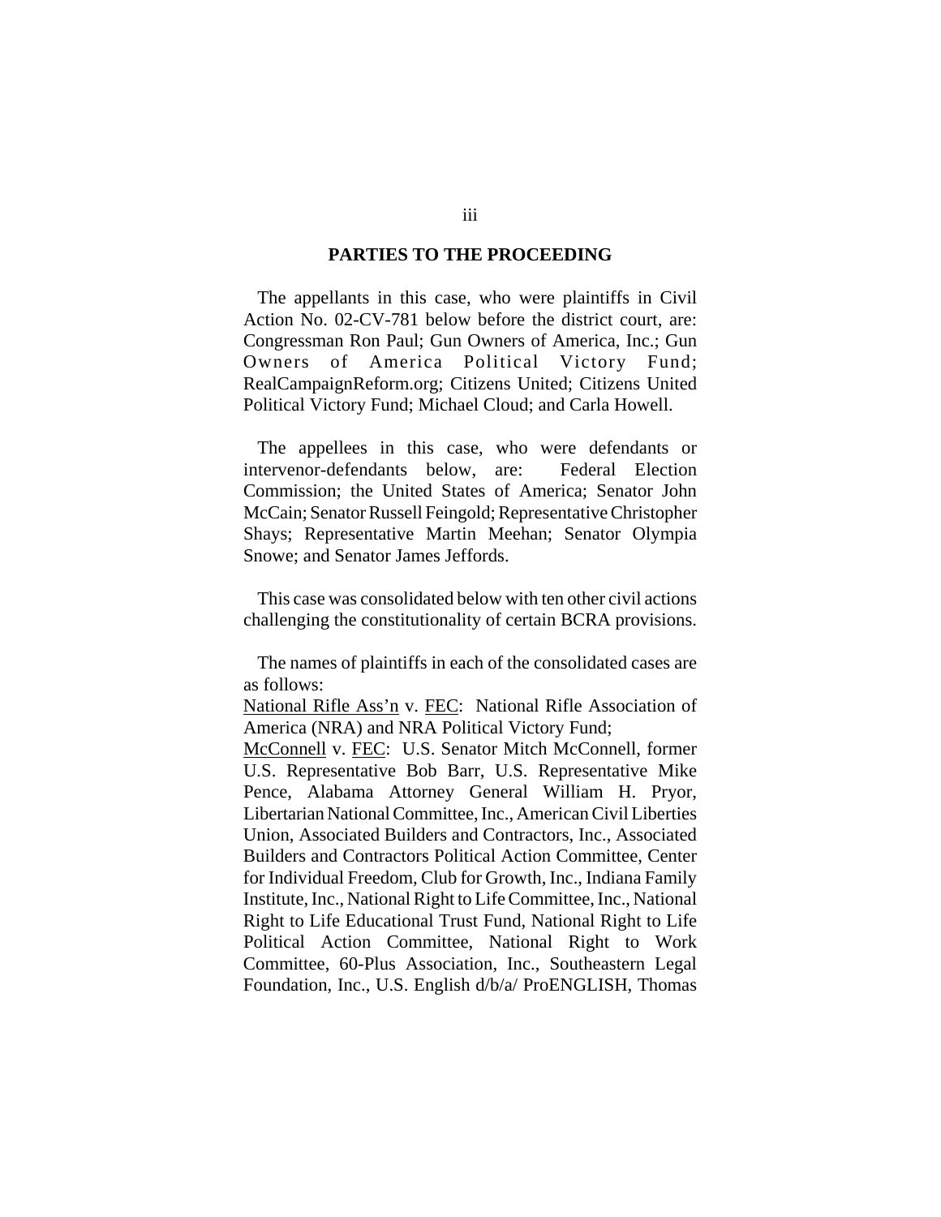## PARTIES TO THE PROCEEDING

The appellants in this case, who were plaintiffs in Civil Action No. 02-CV-781 below before the district court, are: Congressman Ron Paul; Gun Owners of America, Inc.; Gun Owners of America Political Victory Fund; RealCampaignReform.org; Citizens United; Citizens United Political Victory Fund; Michael Cloud; and Carla Howell.

The appellees in this case, who were defendants or intervenor-defendants below, are: Federal Election Commission; the United States of America; Senator John McCain; Senator Russell Feingold; Representative Christopher Shays; Representative Martin Meehan; Senator Olympia Snowe; and Senator James Jeffords.

This case was consolidated below with ten other civil actions challenging the constitutionality of certain BCRA provisions.

The names of plaintiffs in each of the consolidated cases are as follows:
National Rifle Ass'n v. FEC: National Rifle Association of America (NRA) and NRA Political Victory Fund;
McConnell v. FEC: U.S. Senator Mitch McConnell, former U.S. Representative Bob Barr, U.S. Representative Mike Pence, Alabama Attorney General William H. Pryor, Libertarian National Committee, Inc., American Civil Liberties Union, Associated Builders and Contractors, Inc., Associated Builders and Contractors Political Action Committee, Center for Individual Freedom, Club for Growth, Inc., Indiana Family Institute, Inc., National Right to Life Committee, Inc., National Right to Life Educational Trust Fund, National Right to Life Political Action Committee, National Right to Work Committee, 60-Plus Association, Inc., Southeastern Legal Foundation, Inc., U.S. English d/b/a/ ProENGLISH, Thomas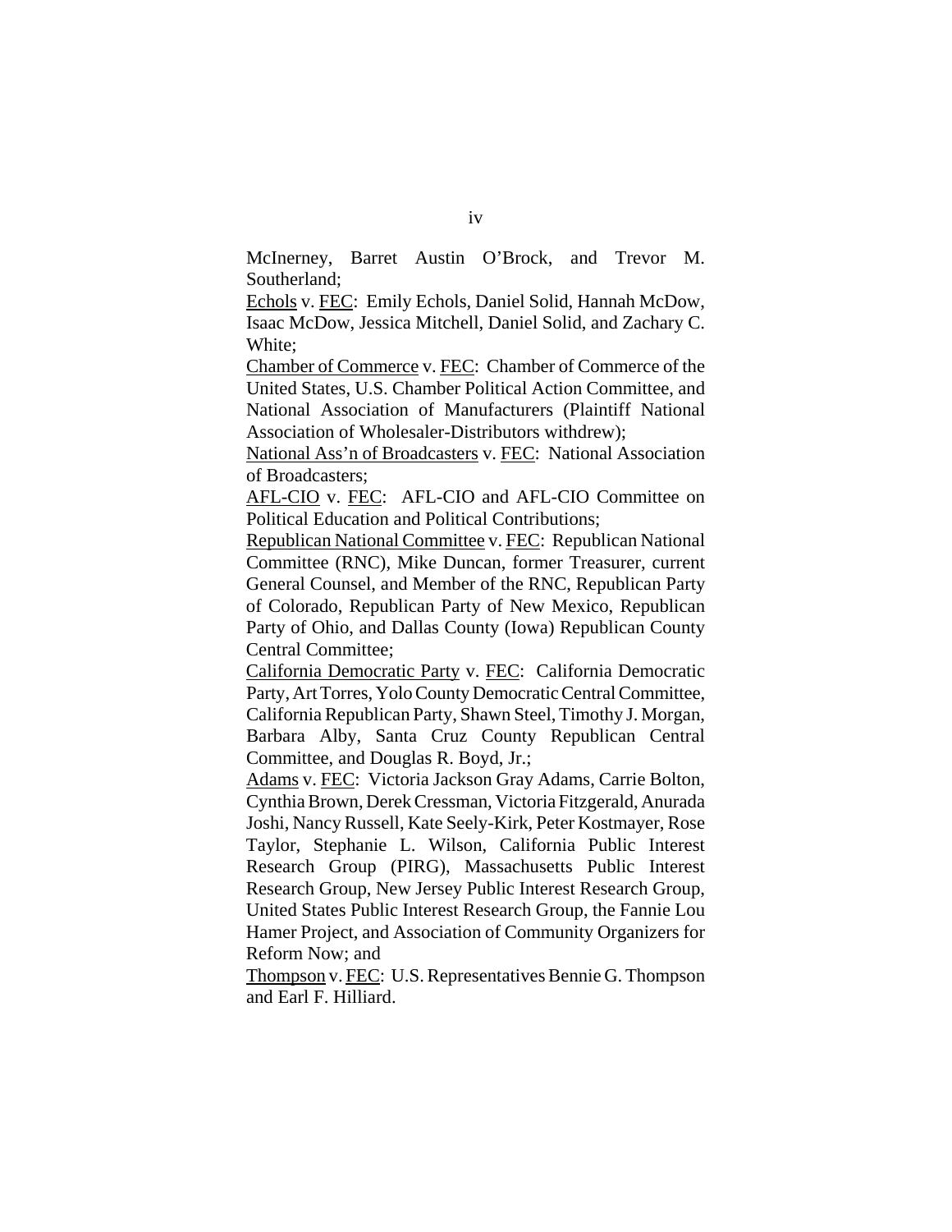McInerney, Barret Austin O'Brock, and Trevor M. Southerland;

Echols v. FEC: Emily Echols, Daniel Solid, Hannah McDow, Isaac McDow, Jessica Mitchell, Daniel Solid, and Zachary C. White;

Chamber of Commerce v. FEC: Chamber of Commerce of the United States, U.S. Chamber Political Action Committee, and National Association of Manufacturers (Plaintiff National Association of Wholesaler-Distributors withdrew);

National Ass'n of Broadcasters v. FEC: National Association of Broadcasters;

AFL-CIO v. FEC: AFL-CIO and AFL-CIO Committee on Political Education and Political Contributions;

Republican National Committee v. FEC: Republican National Committee (RNC), Mike Duncan, former Treasurer, current General Counsel, and Member of the RNC, Republican Party of Colorado, Republican Party of New Mexico, Republican Party of Ohio, and Dallas County (Iowa) Republican County Central Committee;

California Democratic Party v. FEC: California Democratic Party, Art Torres, Yolo County Democratic Central Committee, California Republican Party, Shawn Steel, Timothy J. Morgan, Barbara Alby, Santa Cruz County Republican Central Committee, and Douglas R. Boyd, Jr.;

Adams v. FEC: Victoria Jackson Gray Adams, Carrie Bolton, Cynthia Brown, Derek Cressman, Victoria Fitzgerald, Anurada Joshi, Nancy Russell, Kate Seely-Kirk, Peter Kostmayer, Rose Taylor, Stephanie L. Wilson, California Public Interest Research Group (PIRG), Massachusetts Public Interest Research Group, New Jersey Public Interest Research Group, United States Public Interest Research Group, the Fannie Lou Hamer Project, and Association of Community Organizers for Reform Now; and

Thompson v. FEC: U.S. Representatives Bennie G. Thompson and Earl F. Hilliard.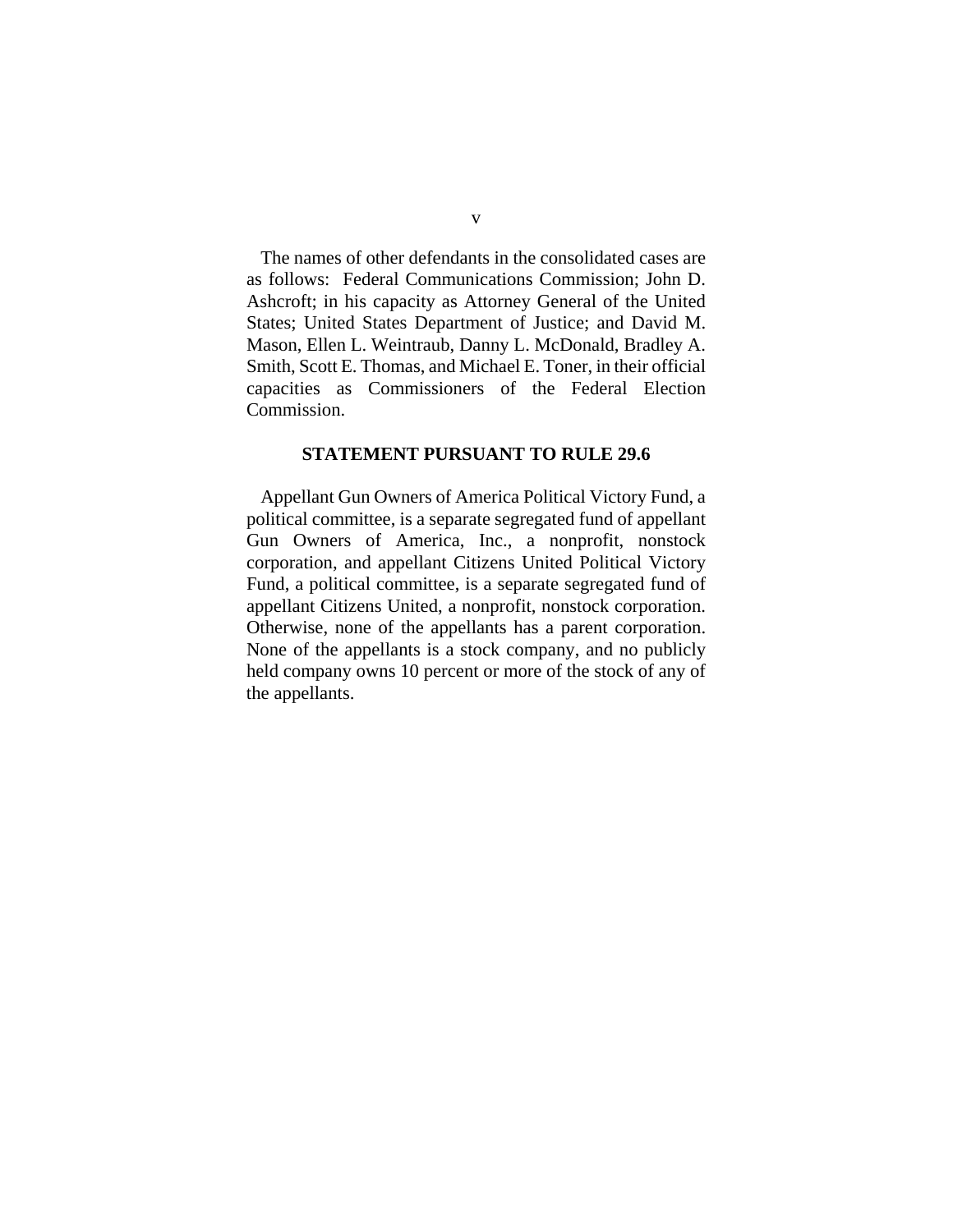The names of other defendants in the consolidated cases are as follows: Federal Communications Commission; John D. Ashcroft; in his capacity as Attorney General of the United States; United States Department of Justice; and David M. Mason, Ellen L. Weintraub, Danny L. McDonald, Bradley A. Smith, Scott E. Thomas, and Michael E. Toner, in their official capacities as Commissioners of the Federal Election Commission.

## STATEMENT PURSUANT TO RULE 29.6

Appellant Gun Owners of America Political Victory Fund, a political committee, is a separate segregated fund of appellant Gun Owners of America, Inc., a nonprofit, nonstock corporation, and appellant Citizens United Political Victory Fund, a political committee, is a separate segregated fund of appellant Citizens United, a nonprofit, nonstock corporation. Otherwise, none of the appellants has a parent corporation. None of the appellants is a stock company, and no publicly held company owns 10 percent or more of the stock of any of the appellants.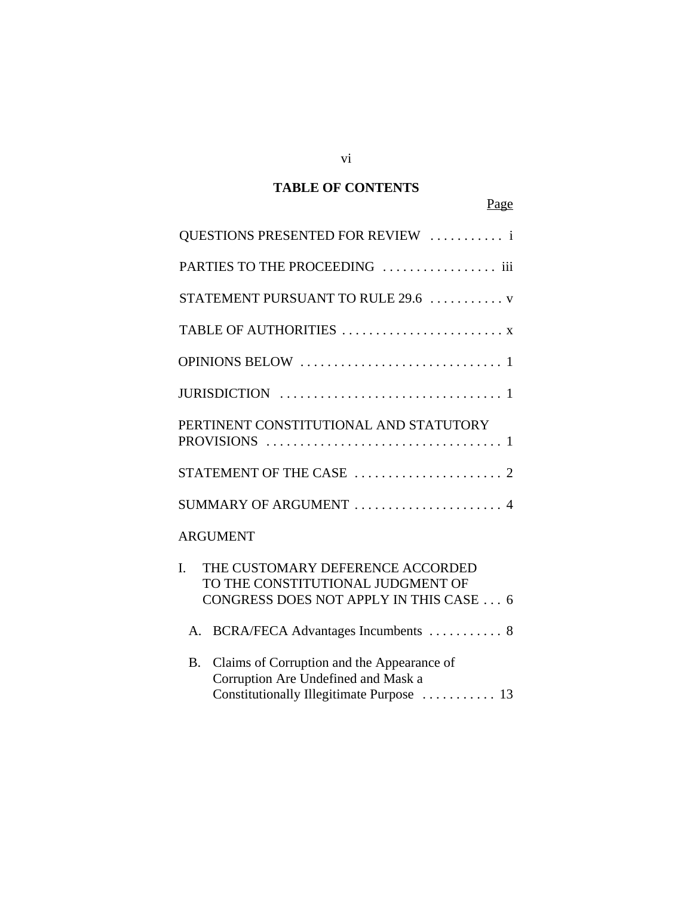## TABLE OF CONTENTS

Page

QUESTIONS PRESENTED FOR REVIEW . . . . . . . . . . . i

PARTIES TO THE PROCEEDING . . . . . . . . . . . . . . . . . iii

STATEMENT PURSUANT TO RULE 29.6 . . . . . . . . . . . v

TABLE OF AUTHORITIES . . . . . . . . . . . . . . . . . . . . . . . . x

OPINIONS BELOW . . . . . . . . . . . . . . . . . . . . . . . . . . . . . 1

JURISDICTION . . . . . . . . . . . . . . . . . . . . . . . . . . . . . . . . 1

PERTINENT CONSTITUTIONAL AND STATUTORY PROVISIONS . . . . . . . . . . . . . . . . . . . . . . . . . . . . . . . . . . . 1

STATEMENT OF THE CASE . . . . . . . . . . . . . . . . . . . . . . 2

SUMMARY OF ARGUMENT . . . . . . . . . . . . . . . . . . . . . . 4

ARGUMENT

I. THE CUSTOMARY DEFERENCE ACCORDED TO THE CONSTITUTIONAL JUDGMENT OF CONGRESS DOES NOT APPLY IN THIS CASE . . . 6

A. BCRA/FECA Advantages Incumbents . . . . . . . . . . . 8

B. Claims of Corruption and the Appearance of Corruption Are Undefined and Mask a Constitutionally Illegitimate Purpose . . . . . . . . . . . 13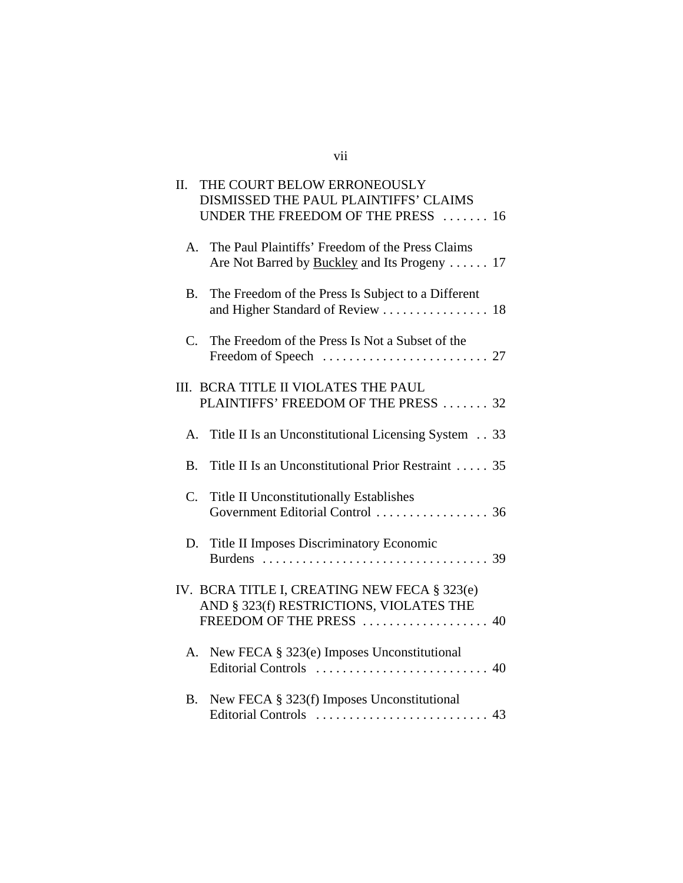II. THE COURT BELOW ERRONEOUSLY DISMISSED THE PAUL PLAINTIFFS' CLAIMS UNDER THE FREEDOM OF THE PRESS . . . . . . . 16

   A. The Paul Plaintiffs' Freedom of the Press Claims Are Not Barred by Buckley and Its Progeny . . . . . . 17

   B. The Freedom of the Press Is Subject to a Different and Higher Standard of Review . . . . . . . . . . . . . . . . 18

   C. The Freedom of the Press Is Not a Subset of the Freedom of Speech . . . . . . . . . . . . . . . . . . . . . . . . . 27

III. BCRA TITLE II VIOLATES THE PAUL PLAINTIFFS' FREEDOM OF THE PRESS . . . . . . . 32

   A. Title II Is an Unconstitutional Licensing System . . 33

   B. Title II Is an Unconstitutional Prior Restraint . . . . . 35

   C. Title II Unconstitutionally Establishes Government Editorial Control . . . . . . . . . . . . . . . . . 36

   D. Title II Imposes Discriminatory Economic Burdens . . . . . . . . . . . . . . . . . . . . . . . . . . . . . . . . . . 39

IV. BCRA TITLE I, CREATING NEW FECA § 323(e) AND § 323(f) RESTRICTIONS, VIOLATES THE FREEDOM OF THE PRESS . . . . . . . . . . . . . . . . . . . 40

   A. New FECA § 323(e) Imposes Unconstitutional Editorial Controls . . . . . . . . . . . . . . . . . . . . . . . . . . 40

   B. New FECA § 323(f) Imposes Unconstitutional Editorial Controls . . . . . . . . . . . . . . . . . . . . . . . . . . 43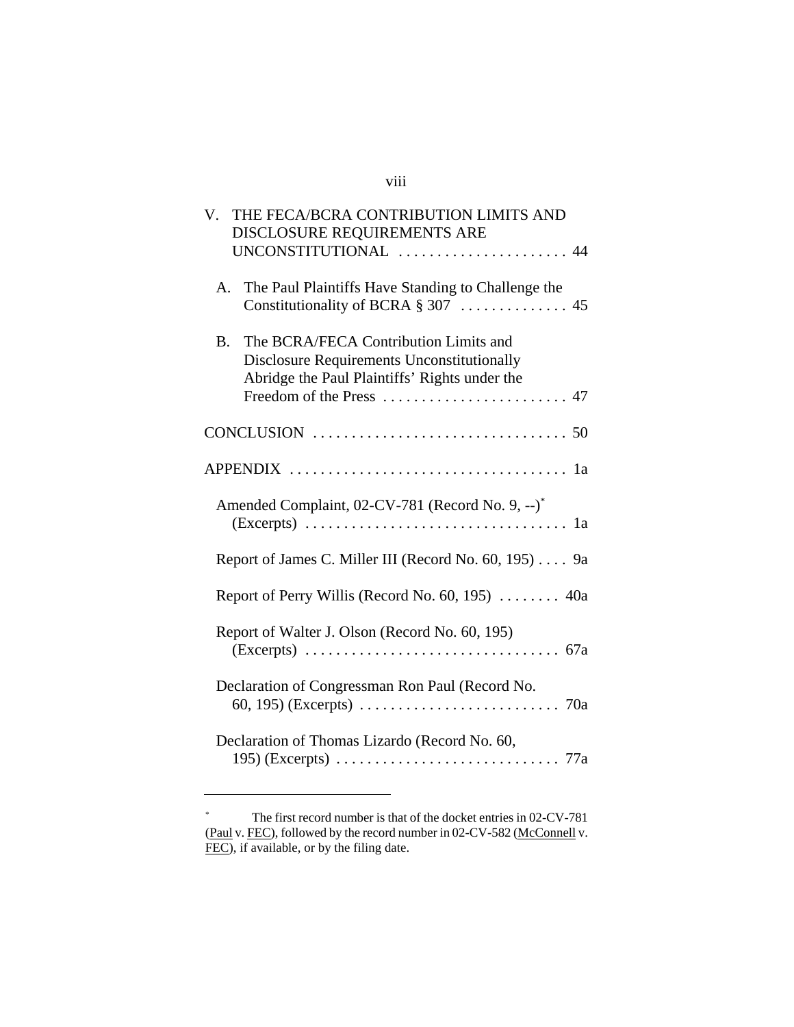V. THE FECA/BCRA CONTRIBUTION LIMITS AND DISCLOSURE REQUIREMENTS ARE UNCONSTITUTIONAL . . . . . . . . . . . . . . . . . . . . . . 44

A. The Paul Plaintiffs Have Standing to Challenge the Constitutionality of BCRA § 307 . . . . . . . . . . . . . . 45

B. The BCRA/FECA Contribution Limits and Disclosure Requirements Unconstitutionally Abridge the Paul Plaintiffs' Rights under the Freedom of the Press . . . . . . . . . . . . . . . . . . . . . . . . 47

CONCLUSION . . . . . . . . . . . . . . . . . . . . . . . . . . . . . . . . . 50

APPENDIX . . . . . . . . . . . . . . . . . . . . . . . . . . . . . . . . . . . . 1a

Amended Complaint, 02-CV-781 (Record No. 9, --)* (Excerpts) . . . . . . . . . . . . . . . . . . . . . . . . . . . . . . . . . . 1a

Report of James C. Miller III (Record No. 60, 195) . . . . 9a

Report of Perry Willis (Record No. 60, 195) . . . . . . . . 40a

Report of Walter J. Olson (Record No. 60, 195) (Excerpts) . . . . . . . . . . . . . . . . . . . . . . . . . . . . . . . . . 67a

Declaration of Congressman Ron Paul (Record No. 60, 195) (Excerpts) . . . . . . . . . . . . . . . . . . . . . . . . . . 70a

Declaration of Thomas Lizardo (Record No. 60, 195) (Excerpts) . . . . . . . . . . . . . . . . . . . . . . . . . . . . . 77a

---

* The first record number is that of the docket entries in 02-CV-781 (Paul v. FEC), followed by the record number in 02-CV-582 (McConnell v. FEC), if available, or by the filing date.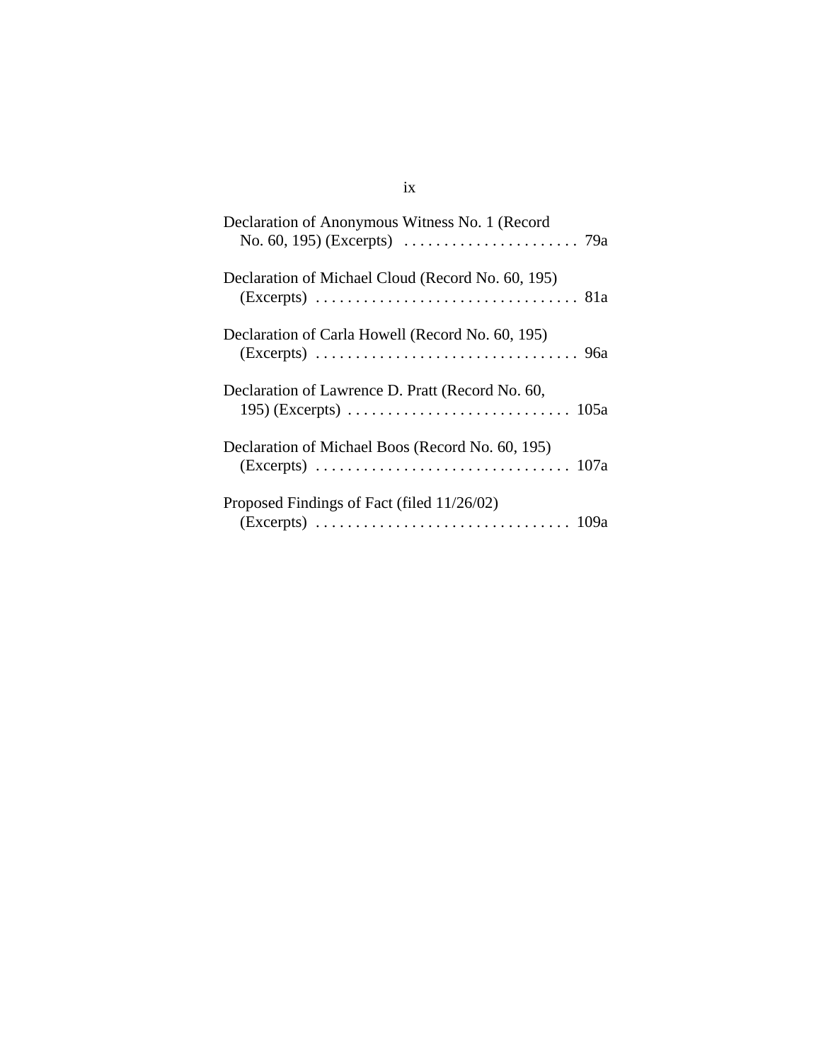Declaration of Anonymous Witness No. 1 (Record No. 60, 195) (Excerpts) . . . . . . . . . . . . . . . . . . . . . . 79a

Declaration of Michael Cloud (Record No. 60, 195) (Excerpts) . . . . . . . . . . . . . . . . . . . . . . . . . . . . . . . . . 81a

Declaration of Carla Howell (Record No. 60, 195) (Excerpts) . . . . . . . . . . . . . . . . . . . . . . . . . . . . . . . . . 96a

Declaration of Lawrence D. Pratt (Record No. 60, 195) (Excerpts) . . . . . . . . . . . . . . . . . . . . . . . . . . . . 105a

Declaration of Michael Boos (Record No. 60, 195) (Excerpts) . . . . . . . . . . . . . . . . . . . . . . . . . . . . . . . . 107a

Proposed Findings of Fact (filed 11/26/02) (Excerpts) . . . . . . . . . . . . . . . . . . . . . . . . . . . . . . . . 109a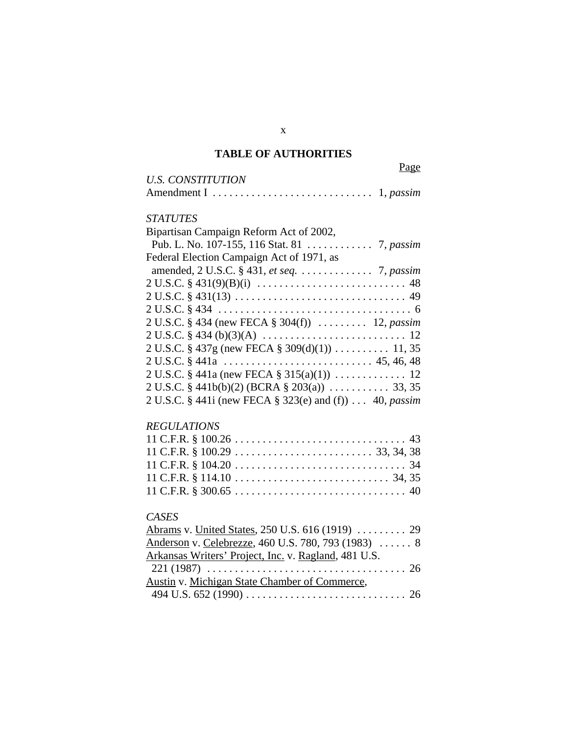## TABLE OF AUTHORITIES

Page

*U.S. CONSTITUTION*

Amendment I . . . . . . . . . . . . . . . . . . . . . . . . . . . . . 1, *passim*

*STATUTES*

Bipartisan Campaign Reform Act of 2002,
  Pub. L. No. 107-155, 116 Stat. 81 . . . . . . . . . . . . 7, *passim*

Federal Election Campaign Act of 1971, as
  amended, 2 U.S.C. § 431, *et seq.* . . . . . . . . . . . . . 7, *passim*

2 U.S.C. § 431(9)(B)(i) . . . . . . . . . . . . . . . . . . . . . . . . . . . 48

2 U.S.C. § 431(13) . . . . . . . . . . . . . . . . . . . . . . . . . . . . . . . 49

2 U.S.C. § 434 . . . . . . . . . . . . . . . . . . . . . . . . . . . . . . . . . . . 6

2 U.S.C. § 434 (new FECA § 304(f)) . . . . . . . . . 12, *passim*

2 U.S.C. § 434 (b)(3)(A) . . . . . . . . . . . . . . . . . . . . . . . . . . 12

2 U.S.C. § 437g (new FECA § 309(d)(1)) . . . . . . . . . . 11, 35

2 U.S.C. § 441a . . . . . . . . . . . . . . . . . . . . . . . . . . . 45, 46, 48

2 U.S.C. § 441a (new FECA § 315(a)(1)) . . . . . . . . . . . . . 12

2 U.S.C. § 441b(b)(2) (BCRA § 203(a)) . . . . . . . . . . . 33, 35

2 U.S.C. § 441i (new FECA § 323(e) and (f)) . . . 40, *passim*

*REGULATIONS*

11 C.F.R. § 100.26 . . . . . . . . . . . . . . . . . . . . . . . . . . . . . . . 43

11 C.F.R. § 100.29 . . . . . . . . . . . . . . . . . . . . . . . . . 33, 34, 38

11 C.F.R. § 104.20 . . . . . . . . . . . . . . . . . . . . . . . . . . . . . . . 34

11 C.F.R. § 114.10 . . . . . . . . . . . . . . . . . . . . . . . . . . . . 34, 35

11 C.F.R. § 300.65 . . . . . . . . . . . . . . . . . . . . . . . . . . . . . . . 40

*CASES*

Abrams v. United States, 250 U.S. 616 (1919) . . . . . . . . . 29

Anderson v. Celebrezze, 460 U.S. 780, 793 (1983) . . . . . . 8

Arkansas Writers' Project, Inc. v. Ragland, 481 U.S.
  221 (1987) . . . . . . . . . . . . . . . . . . . . . . . . . . . . . . . . . . . . 26

Austin v. Michigan State Chamber of Commerce,
  494 U.S. 652 (1990) . . . . . . . . . . . . . . . . . . . . . . . . . . . . . 26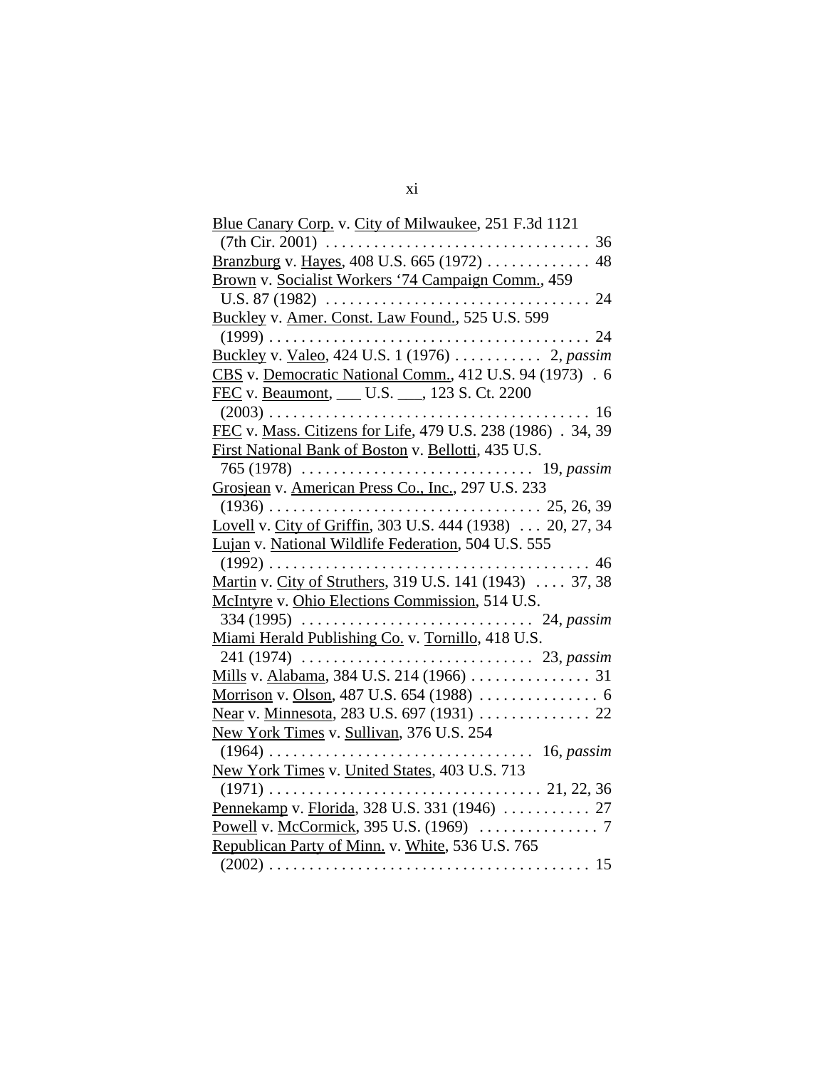Blue Canary Corp. v. City of Milwaukee, 251 F.3d 1121 (7th Cir. 2001) . . . . . . . . . . . . . . . . . . . . . . . . . . . . . . . . . 36

Branzburg v. Hayes, 408 U.S. 665 (1972) . . . . . . . . . . . . . 48

Brown v. Socialist Workers '74 Campaign Comm., 459 U.S. 87 (1982) . . . . . . . . . . . . . . . . . . . . . . . . . . . . . . . . . 24

Buckley v. Amer. Const. Law Found., 525 U.S. 599 (1999) . . . . . . . . . . . . . . . . . . . . . . . . . . . . . . . . . . . . . . . 24

Buckley v. Valeo, 424 U.S. 1 (1976) . . . . . . . . . . . 2, *passim*

CBS v. Democratic National Comm., 412 U.S. 94 (1973) . 6

FEC v. Beaumont, ___ U.S. ___, 123 S. Ct. 2200 (2003) . . . . . . . . . . . . . . . . . . . . . . . . . . . . . . . . . . . . . . . 16

FEC v. Mass. Citizens for Life, 479 U.S. 238 (1986) . 34, 39

First National Bank of Boston v. Bellotti, 435 U.S. 765 (1978) . . . . . . . . . . . . . . . . . . . . . . . . . . . . 19, *passim*

Grosjean v. American Press Co., Inc., 297 U.S. 233 (1936) . . . . . . . . . . . . . . . . . . . . . . . . . . . . . . . . . 25, 26, 39

Lovell v. City of Griffin, 303 U.S. 444 (1938) . . . 20, 27, 34

Lujan v. National Wildlife Federation, 504 U.S. 555 (1992) . . . . . . . . . . . . . . . . . . . . . . . . . . . . . . . . . . . . . . . 46

Martin v. City of Struthers, 319 U.S. 141 (1943) . . . . 37, 38

McIntyre v. Ohio Elections Commission, 514 U.S. 334 (1995) . . . . . . . . . . . . . . . . . . . . . . . . . . . . 24, *passim*

Miami Herald Publishing Co. v. Tornillo, 418 U.S. 241 (1974) . . . . . . . . . . . . . . . . . . . . . . . . . . . . 23, *passim*

Mills v. Alabama, 384 U.S. 214 (1966) . . . . . . . . . . . . . . . 31

Morrison v. Olson, 487 U.S. 654 (1988) . . . . . . . . . . . . . . . 6

Near v. Minnesota, 283 U.S. 697 (1931) . . . . . . . . . . . . . . 22

New York Times v. Sullivan, 376 U.S. 254 (1964) . . . . . . . . . . . . . . . . . . . . . . . . . . . . . . . . 16, *passim*

New York Times v. United States, 403 U.S. 713 (1971) . . . . . . . . . . . . . . . . . . . . . . . . . . . . . . . . . 21, 22, 36

Pennekamp v. Florida, 328 U.S. 331 (1946) . . . . . . . . . . . 27

Powell v. McCormick, 395 U.S. (1969) . . . . . . . . . . . . . . . 7

Republican Party of Minn. v. White, 536 U.S. 765 (2002) . . . . . . . . . . . . . . . . . . . . . . . . . . . . . . . . . . . . . . . 15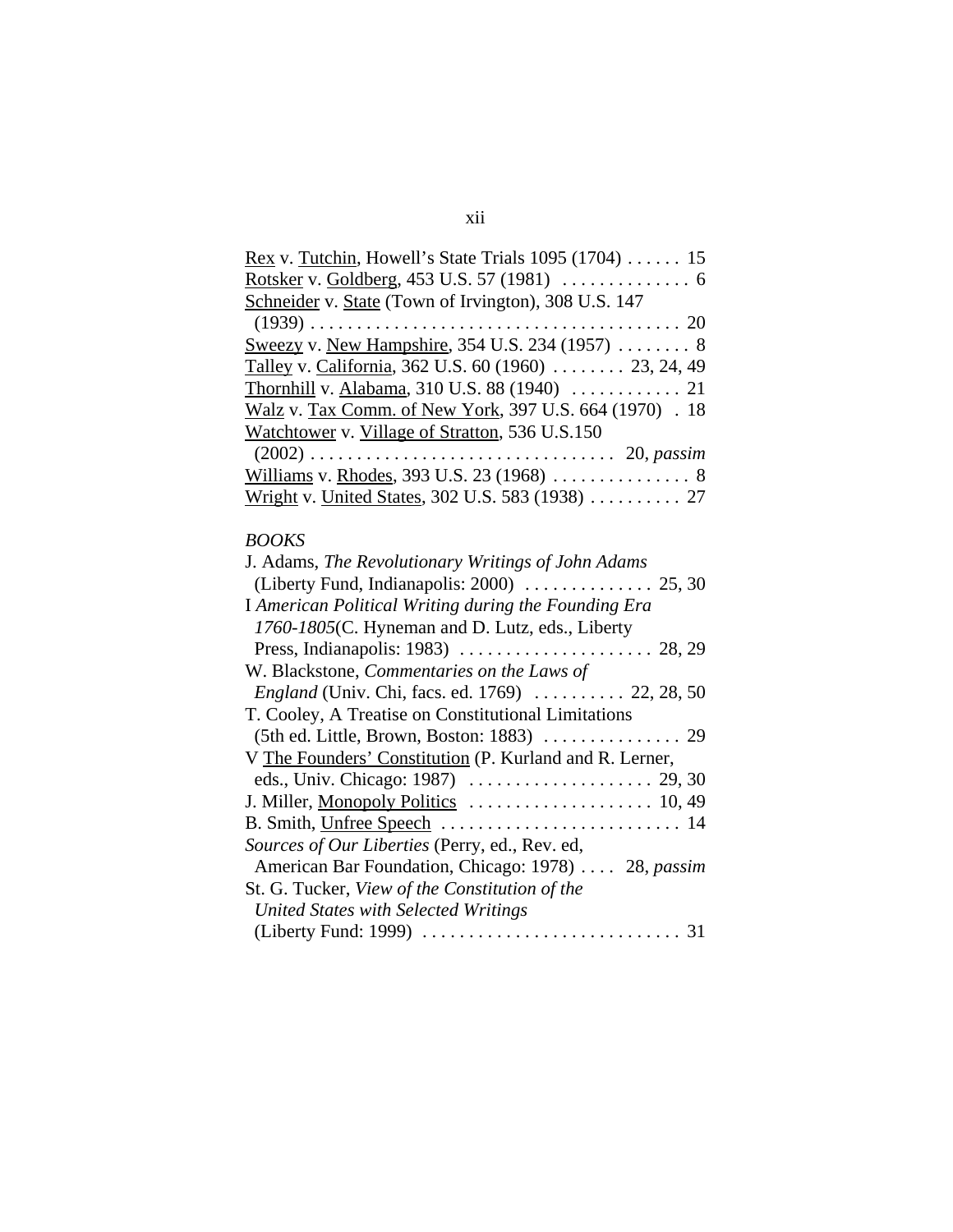Rex v. Tutchin, Howell's State Trials 1095 (1704) . . . . . . 15
Rotsker v. Goldberg, 453 U.S. 57 (1981) . . . . . . . . . . . . . . 6
Schneider v. State (Town of Irvington), 308 U.S. 147 (1939) . . . . . . . . . . . . . . . . . . . . . . . . . . . . . . . . . . . . . . . . 20
Sweezy v. New Hampshire, 354 U.S. 234 (1957) . . . . . . . . 8
Talley v. California, 362 U.S. 60 (1960) . . . . . . . . 23, 24, 49
Thornhill v. Alabama, 310 U.S. 88 (1940) . . . . . . . . . . . . 21
Walz v. Tax Comm. of New York, 397 U.S. 664 (1970) . 18
Watchtower v. Village of Stratton, 536 U.S.150 (2002) . . . . . . . . . . . . . . . . . . . . . . . . . . . . . . . . . 20, *passim*
Williams v. Rhodes, 393 U.S. 23 (1968) . . . . . . . . . . . . . . . 8
Wright v. United States, 302 U.S. 583 (1938) . . . . . . . . . . 27

*BOOKS*

J. Adams, *The Revolutionary Writings of John Adams* (Liberty Fund, Indianapolis: 2000) . . . . . . . . . . . . . . 25, 30
I *American Political Writing during the Founding Era 1760-1805*(C. Hyneman and D. Lutz, eds., Liberty Press, Indianapolis: 1983) . . . . . . . . . . . . . . . . . . . . . 28, 29
W. Blackstone, *Commentaries on the Laws of England* (Univ. Chi, facs. ed. 1769) . . . . . . . . . . 22, 28, 50
T. Cooley, A Treatise on Constitutional Limitations (5th ed. Little, Brown, Boston: 1883) . . . . . . . . . . . . . . . 29
V The Founders' Constitution (P. Kurland and R. Lerner, eds., Univ. Chicago: 1987) . . . . . . . . . . . . . . . . . . . . 29, 30
J. Miller, Monopoly Politics . . . . . . . . . . . . . . . . . . . . 10, 49
B. Smith, Unfree Speech . . . . . . . . . . . . . . . . . . . . . . . . . . 14
*Sources of Our Liberties* (Perry, ed., Rev. ed, American Bar Foundation, Chicago: 1978) . . . . 28, *passim*
St. G. Tucker, *View of the Constitution of the United States with Selected Writings* (Liberty Fund: 1999) . . . . . . . . . . . . . . . . . . . . . . . . . . . . 31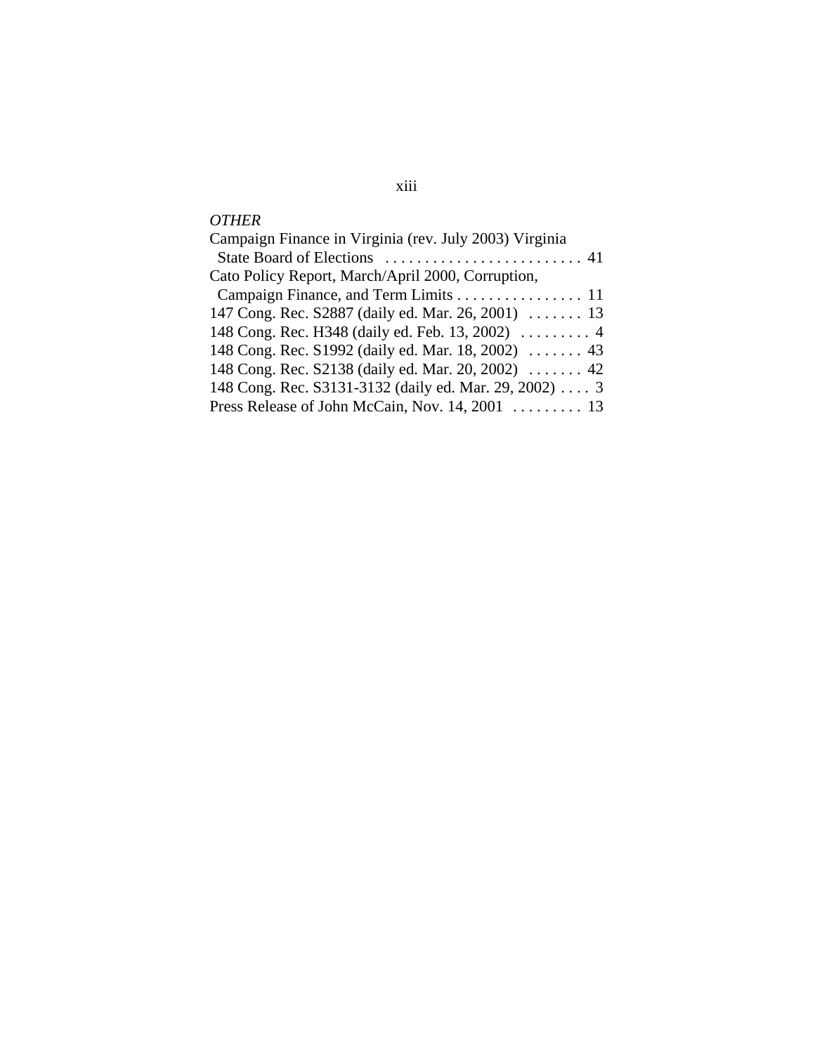*OTHER*

Campaign Finance in Virginia (rev. July 2003) Virginia State Board of Elections . . . . . . . . . . . . . . . . . . . . . . . . . 41

Cato Policy Report, March/April 2000, Corruption, Campaign Finance, and Term Limits . . . . . . . . . . . . . . . . 11

147 Cong. Rec. S2887 (daily ed. Mar. 26, 2001) . . . . . . . 13

148 Cong. Rec. H348 (daily ed. Feb. 13, 2002) . . . . . . . . . 4

148 Cong. Rec. S1992 (daily ed. Mar. 18, 2002) . . . . . . . 43

148 Cong. Rec. S2138 (daily ed. Mar. 20, 2002) . . . . . . . 42

148 Cong. Rec. S3131-3132 (daily ed. Mar. 29, 2002) . . . . 3

Press Release of John McCain, Nov. 14, 2001 . . . . . . . . . 13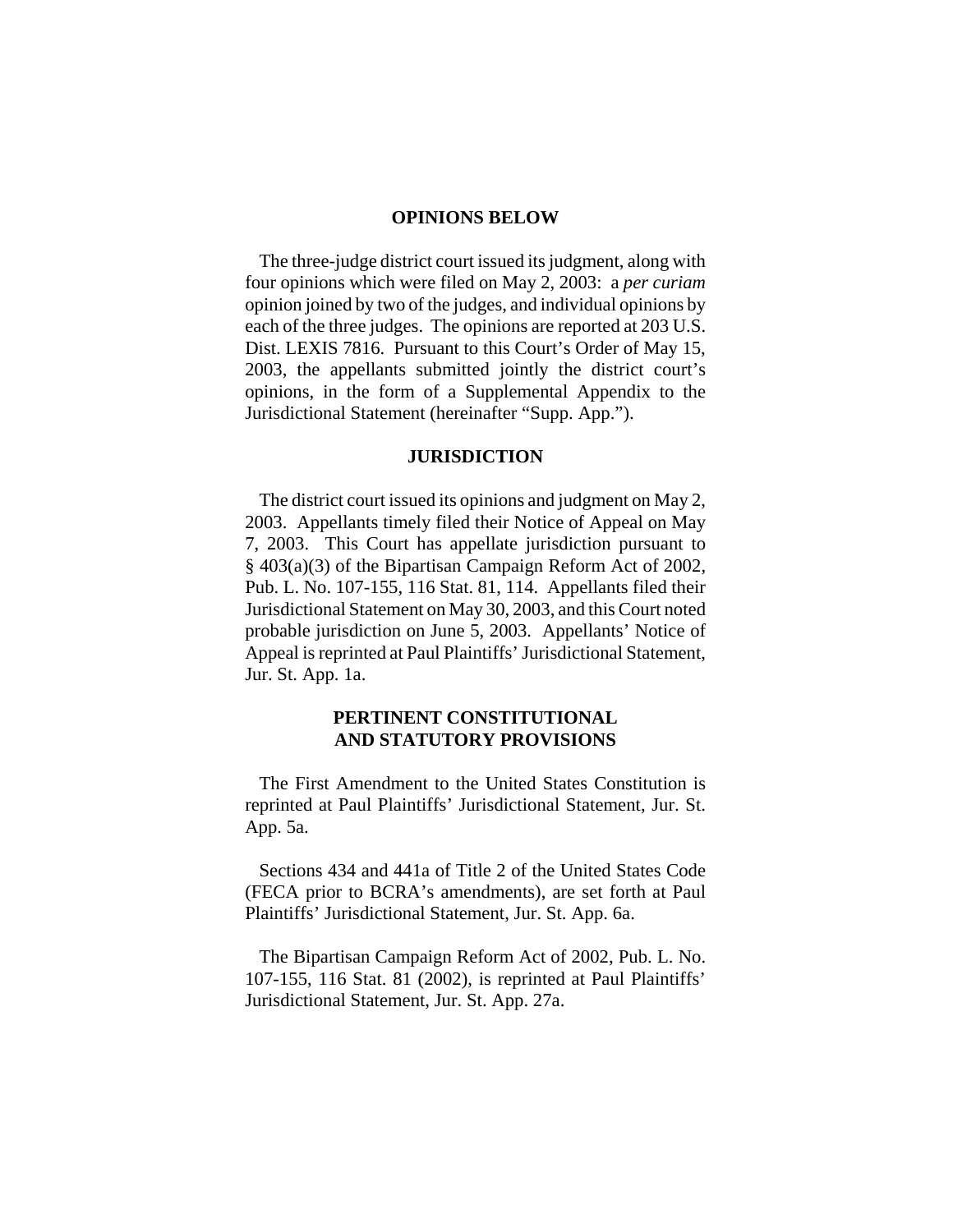## OPINIONS BELOW

The three-judge district court issued its judgment, along with four opinions which were filed on May 2, 2003: a *per curiam* opinion joined by two of the judges, and individual opinions by each of the three judges. The opinions are reported at 203 U.S. Dist. LEXIS 7816. Pursuant to this Court's Order of May 15, 2003, the appellants submitted jointly the district court's opinions, in the form of a Supplemental Appendix to the Jurisdictional Statement (hereinafter "Supp. App.").

## JURISDICTION

The district court issued its opinions and judgment on May 2, 2003. Appellants timely filed their Notice of Appeal on May 7, 2003. This Court has appellate jurisdiction pursuant to § 403(a)(3) of the Bipartisan Campaign Reform Act of 2002, Pub. L. No. 107-155, 116 Stat. 81, 114. Appellants filed their Jurisdictional Statement on May 30, 2003, and this Court noted probable jurisdiction on June 5, 2003. Appellants' Notice of Appeal is reprinted at Paul Plaintiffs' Jurisdictional Statement, Jur. St. App. 1a.

## PERTINENT CONSTITUTIONAL AND STATUTORY PROVISIONS

The First Amendment to the United States Constitution is reprinted at Paul Plaintiffs' Jurisdictional Statement, Jur. St. App. 5a.

Sections 434 and 441a of Title 2 of the United States Code (FECA prior to BCRA's amendments), are set forth at Paul Plaintiffs' Jurisdictional Statement, Jur. St. App. 6a.

The Bipartisan Campaign Reform Act of 2002, Pub. L. No. 107-155, 116 Stat. 81 (2002), is reprinted at Paul Plaintiffs' Jurisdictional Statement, Jur. St. App. 27a.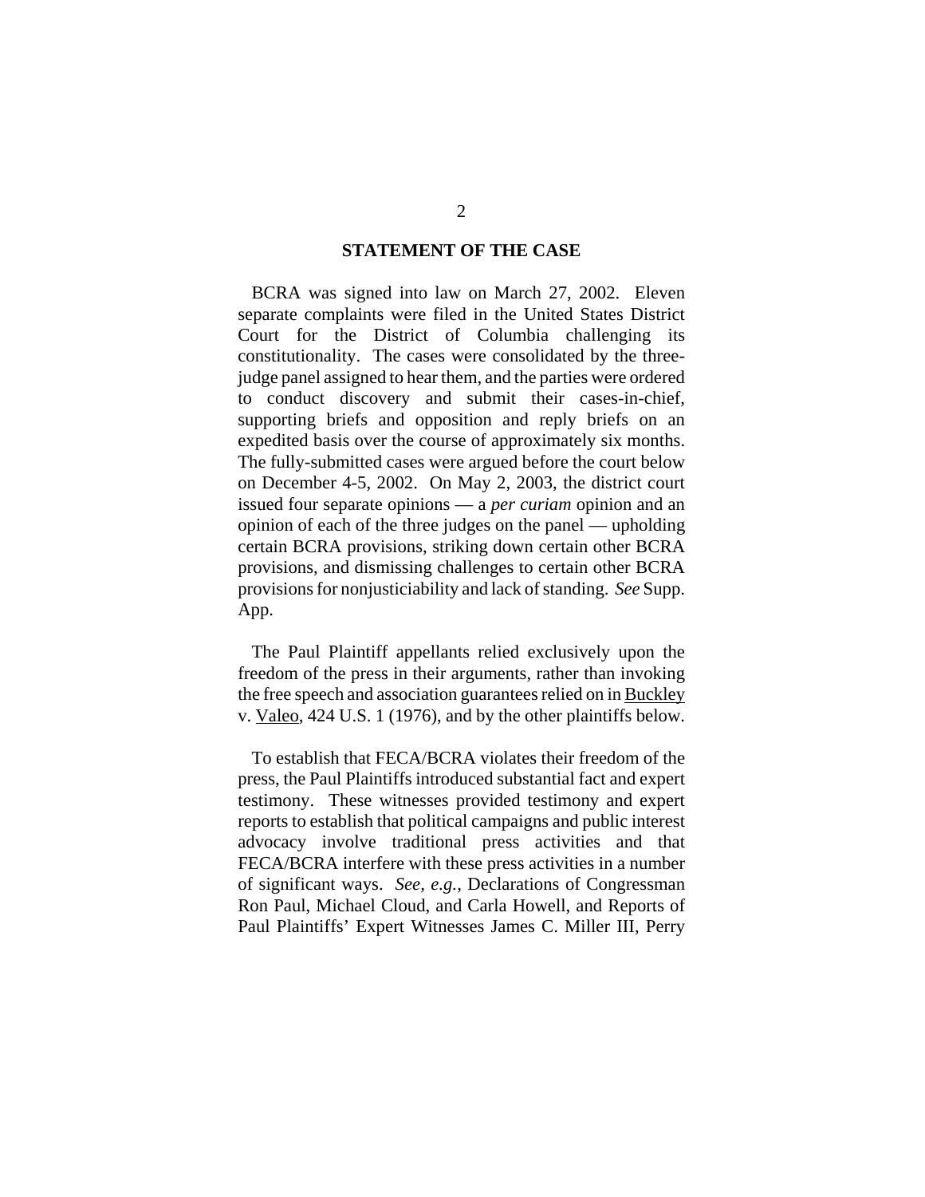## STATEMENT OF THE CASE

BCRA was signed into law on March 27, 2002. Eleven separate complaints were filed in the United States District Court for the District of Columbia challenging its constitutionality. The cases were consolidated by the three-judge panel assigned to hear them, and the parties were ordered to conduct discovery and submit their cases-in-chief, supporting briefs and opposition and reply briefs on an expedited basis over the course of approximately six months. The fully-submitted cases were argued before the court below on December 4-5, 2002. On May 2, 2003, the district court issued four separate opinions — a *per curiam* opinion and an opinion of each of the three judges on the panel — upholding certain BCRA provisions, striking down certain other BCRA provisions, and dismissing challenges to certain other BCRA provisions for nonjusticiability and lack of standing. *See* Supp. App.

The Paul Plaintiff appellants relied exclusively upon the freedom of the press in their arguments, rather than invoking the free speech and association guarantees relied on in Buckley v. Valeo, 424 U.S. 1 (1976), and by the other plaintiffs below.

To establish that FECA/BCRA violates their freedom of the press, the Paul Plaintiffs introduced substantial fact and expert testimony. These witnesses provided testimony and expert reports to establish that political campaigns and public interest advocacy involve traditional press activities and that FECA/BCRA interfere with these press activities in a number of significant ways. *See, e.g.*, Declarations of Congressman Ron Paul, Michael Cloud, and Carla Howell, and Reports of Paul Plaintiffs' Expert Witnesses James C. Miller III, Perry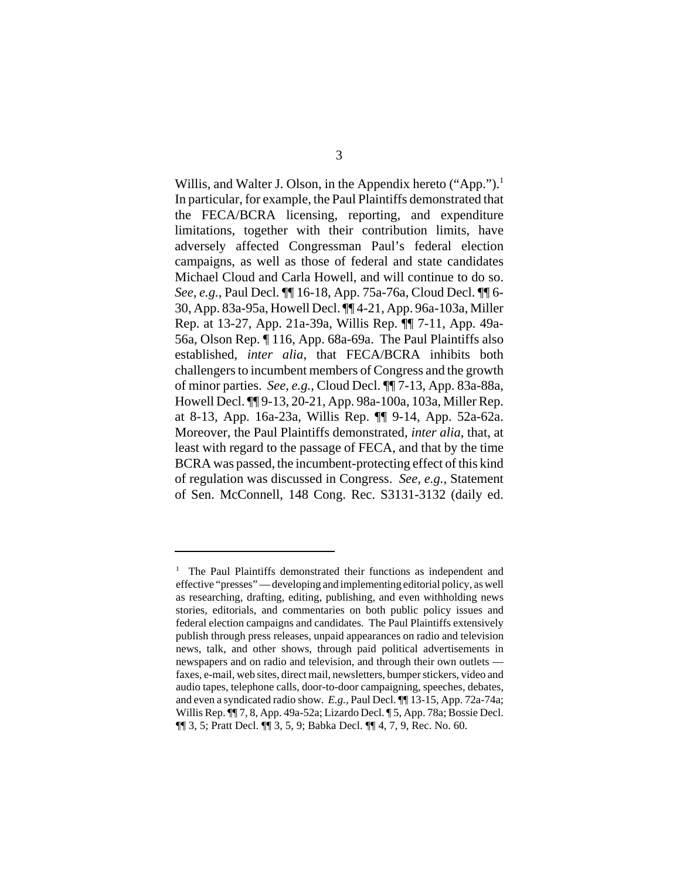Willis, and Walter J. Olson, in the Appendix hereto ("App.").[1] In particular, for example, the Paul Plaintiffs demonstrated that the FECA/BCRA licensing, reporting, and expenditure limitations, together with their contribution limits, have adversely affected Congressman Paul's federal election campaigns, as well as those of federal and state candidates Michael Cloud and Carla Howell, and will continue to do so. *See, e.g.*, Paul Decl. ¶¶ 16-18, App. 75a-76a, Cloud Decl. ¶¶ 6-30, App. 83a-95a, Howell Decl. ¶¶ 4-21, App. 96a-103a, Miller Rep. at 13-27, App. 21a-39a, Willis Rep. ¶¶ 7-11, App. 49a-56a, Olson Rep. ¶ 116, App. 68a-69a. The Paul Plaintiffs also established, *inter alia*, that FECA/BCRA inhibits both challengers to incumbent members of Congress and the growth of minor parties. *See, e.g.*, Cloud Decl. ¶¶ 7-13, App. 83a-88a, Howell Decl. ¶¶ 9-13, 20-21, App. 98a-100a, 103a, Miller Rep. at 8-13, App. 16a-23a, Willis Rep. ¶¶ 9-14, App. 52a-62a. Moreover, the Paul Plaintiffs demonstrated, *inter alia*, that, at least with regard to the passage of FECA, and that by the time BCRA was passed, the incumbent-protecting effect of this kind of regulation was discussed in Congress. *See, e.g.*, Statement of Sen. McConnell, 148 Cong. Rec. S3131-3132 (daily ed.

---

[1] The Paul Plaintiffs demonstrated their functions as independent and effective "presses" — developing and implementing editorial policy, as well as researching, drafting, editing, publishing, and even withholding news stories, editorials, and commentaries on both public policy issues and federal election campaigns and candidates. The Paul Plaintiffs extensively publish through press releases, unpaid appearances on radio and television news, talk, and other shows, through paid political advertisements in newspapers and on radio and television, and through their own outlets — faxes, e-mail, web sites, direct mail, newsletters, bumper stickers, video and audio tapes, telephone calls, door-to-door campaigning, speeches, debates, and even a syndicated radio show. *E.g.*, Paul Decl. ¶¶ 13-15, App. 72a-74a; Willis Rep. ¶¶ 7, 8, App. 49a-52a; Lizardo Decl. ¶ 5, App. 78a; Bossie Decl. ¶¶ 3, 5; Pratt Decl. ¶¶ 3, 5, 9; Babka Decl. ¶¶ 4, 7, 9, Rec. No. 60.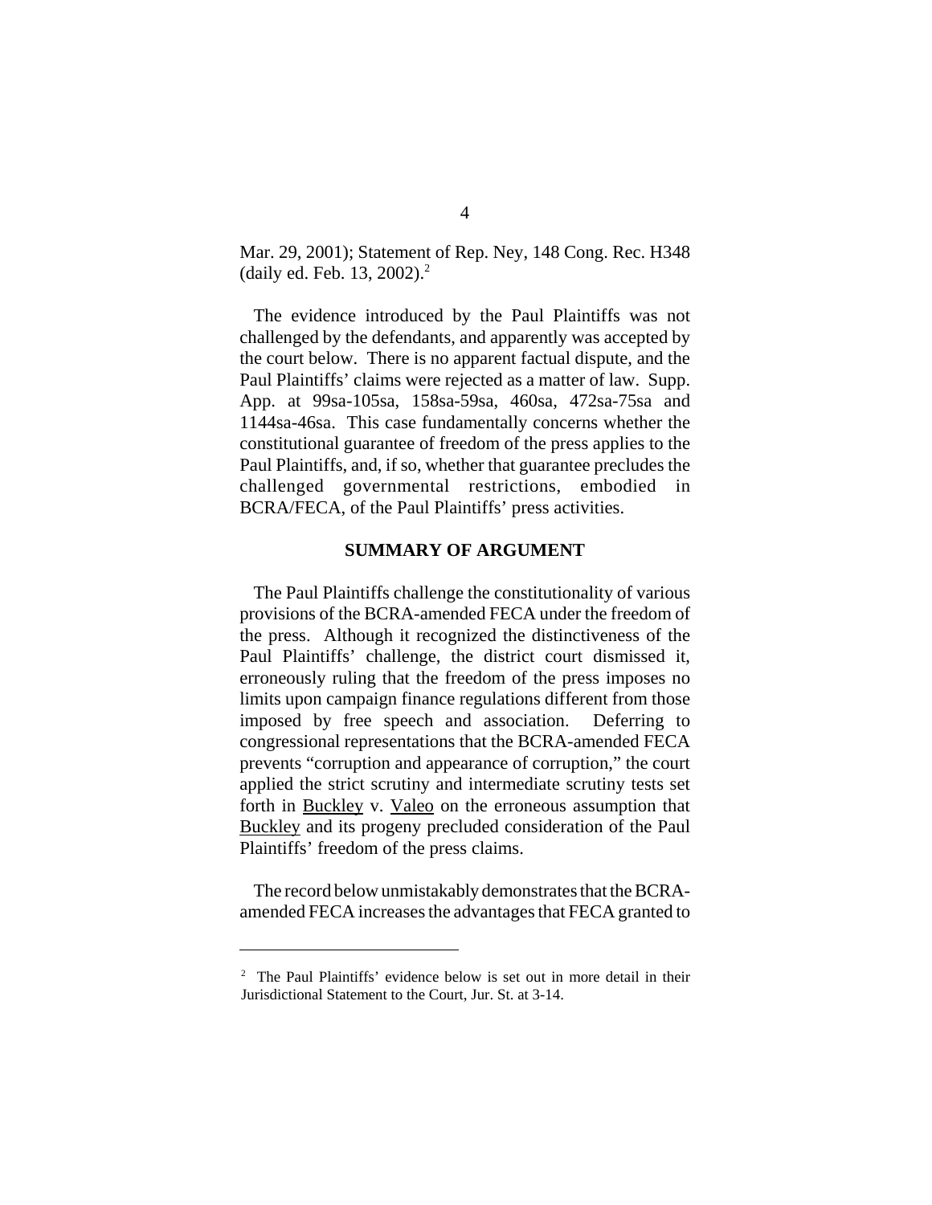Mar. 29, 2001); Statement of Rep. Ney, 148 Cong. Rec. H348 (daily ed. Feb. 13, 2002).[2]

The evidence introduced by the Paul Plaintiffs was not challenged by the defendants, and apparently was accepted by the court below. There is no apparent factual dispute, and the Paul Plaintiffs' claims were rejected as a matter of law. Supp. App. at 99sa-105sa, 158sa-59sa, 460sa, 472sa-75sa and 1144sa-46sa. This case fundamentally concerns whether the constitutional guarantee of freedom of the press applies to the Paul Plaintiffs, and, if so, whether that guarantee precludes the challenged governmental restrictions, embodied in BCRA/FECA, of the Paul Plaintiffs' press activities.

## SUMMARY OF ARGUMENT

The Paul Plaintiffs challenge the constitutionality of various provisions of the BCRA-amended FECA under the freedom of the press. Although it recognized the distinctiveness of the Paul Plaintiffs' challenge, the district court dismissed it, erroneously ruling that the freedom of the press imposes no limits upon campaign finance regulations different from those imposed by free speech and association. Deferring to congressional representations that the BCRA-amended FECA prevents "corruption and appearance of corruption," the court applied the strict scrutiny and intermediate scrutiny tests set forth in Buckley v. Valeo on the erroneous assumption that Buckley and its progeny precluded consideration of the Paul Plaintiffs' freedom of the press claims.

The record below unmistakably demonstrates that the BCRA-amended FECA increases the advantages that FECA granted to

[2] The Paul Plaintiffs' evidence below is set out in more detail in their Jurisdictional Statement to the Court, Jur. St. at 3-14.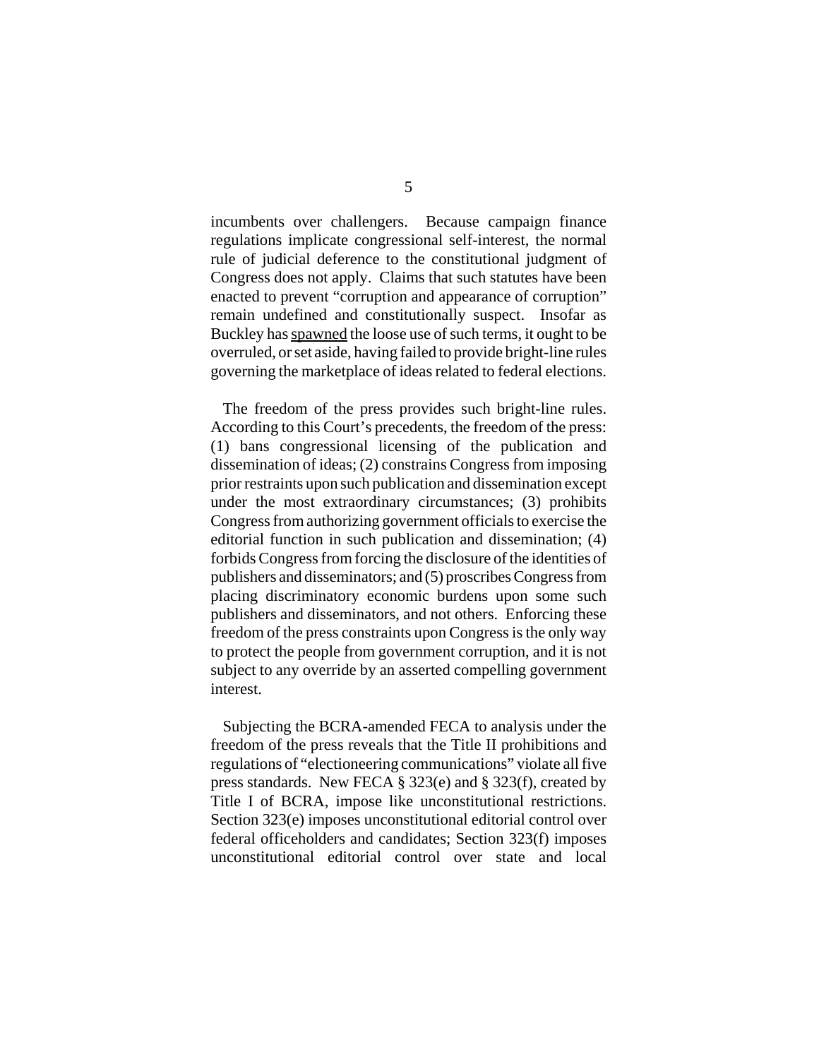incumbents over challengers. Because campaign finance regulations implicate congressional self-interest, the normal rule of judicial deference to the constitutional judgment of Congress does not apply. Claims that such statutes have been enacted to prevent "corruption and appearance of corruption" remain undefined and constitutionally suspect. Insofar as Buckley has <u>spawned</u> the loose use of such terms, it ought to be overruled, or set aside, having failed to provide bright-line rules governing the marketplace of ideas related to federal elections.

The freedom of the press provides such bright-line rules. According to this Court's precedents, the freedom of the press: (1) bans congressional licensing of the publication and dissemination of ideas; (2) constrains Congress from imposing prior restraints upon such publication and dissemination except under the most extraordinary circumstances; (3) prohibits Congress from authorizing government officials to exercise the editorial function in such publication and dissemination; (4) forbids Congress from forcing the disclosure of the identities of publishers and disseminators; and (5) proscribes Congress from placing discriminatory economic burdens upon some such publishers and disseminators, and not others. Enforcing these freedom of the press constraints upon Congress is the only way to protect the people from government corruption, and it is not subject to any override by an asserted compelling government interest.

Subjecting the BCRA-amended FECA to analysis under the freedom of the press reveals that the Title II prohibitions and regulations of "electioneering communications" violate all five press standards. New FECA § 323(e) and § 323(f), created by Title I of BCRA, impose like unconstitutional restrictions. Section 323(e) imposes unconstitutional editorial control over federal officeholders and candidates; Section 323(f) imposes unconstitutional editorial control over state and local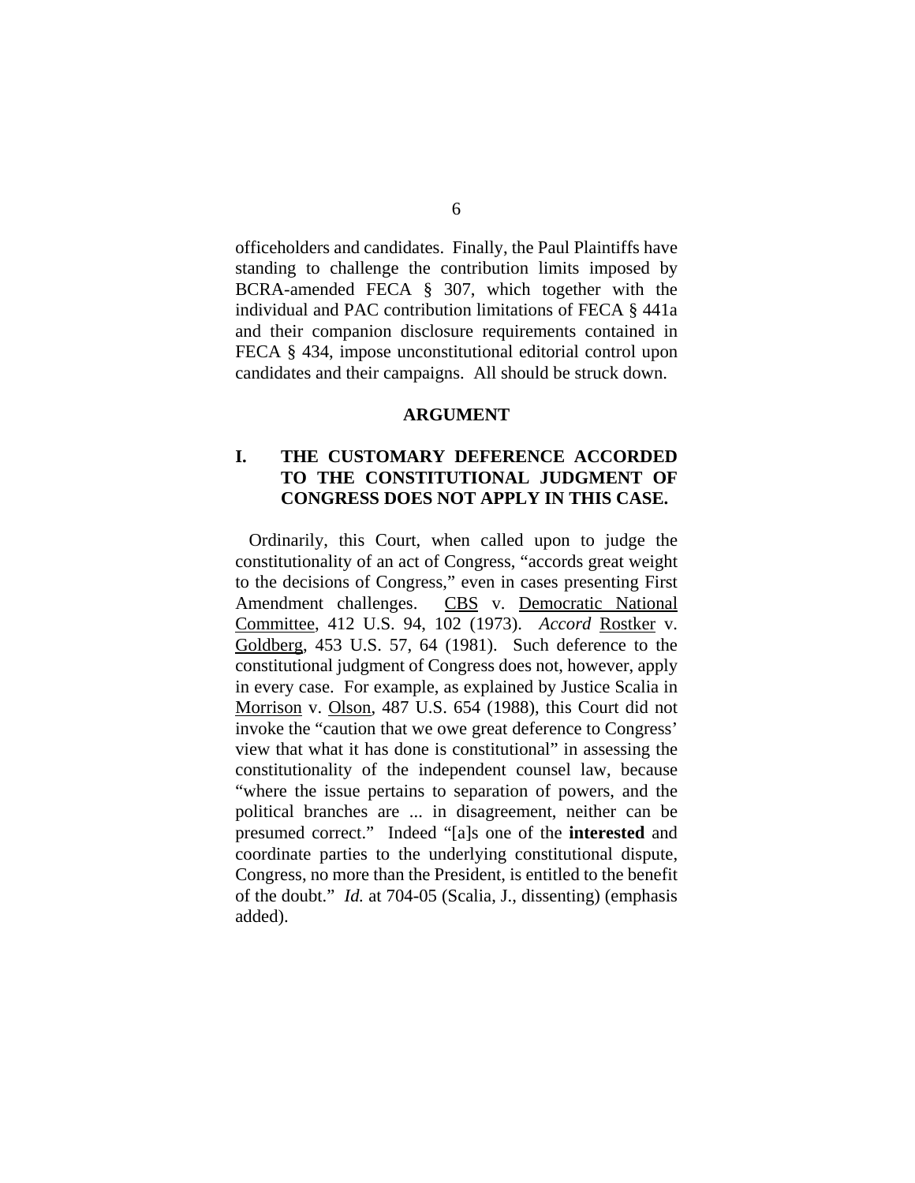officeholders and candidates. Finally, the Paul Plaintiffs have standing to challenge the contribution limits imposed by BCRA-amended FECA § 307, which together with the individual and PAC contribution limitations of FECA § 441a and their companion disclosure requirements contained in FECA § 434, impose unconstitutional editorial control upon candidates and their campaigns. All should be struck down.

## ARGUMENT

### I. THE CUSTOMARY DEFERENCE ACCORDED TO THE CONSTITUTIONAL JUDGMENT OF CONGRESS DOES NOT APPLY IN THIS CASE.

Ordinarily, this Court, when called upon to judge the constitutionality of an act of Congress, "accords great weight to the decisions of Congress," even in cases presenting First Amendment challenges. CBS v. Democratic National Committee, 412 U.S. 94, 102 (1973). *Accord* Rostker v. Goldberg, 453 U.S. 57, 64 (1981). Such deference to the constitutional judgment of Congress does not, however, apply in every case. For example, as explained by Justice Scalia in Morrison v. Olson, 487 U.S. 654 (1988), this Court did not invoke the "caution that we owe great deference to Congress' view that what it has done is constitutional" in assessing the constitutionality of the independent counsel law, because "where the issue pertains to separation of powers, and the political branches are ... in disagreement, neither can be presumed correct." Indeed "[a]s one of the **interested** and coordinate parties to the underlying constitutional dispute, Congress, no more than the President, is entitled to the benefit of the doubt." *Id.* at 704-05 (Scalia, J., dissenting) (emphasis added).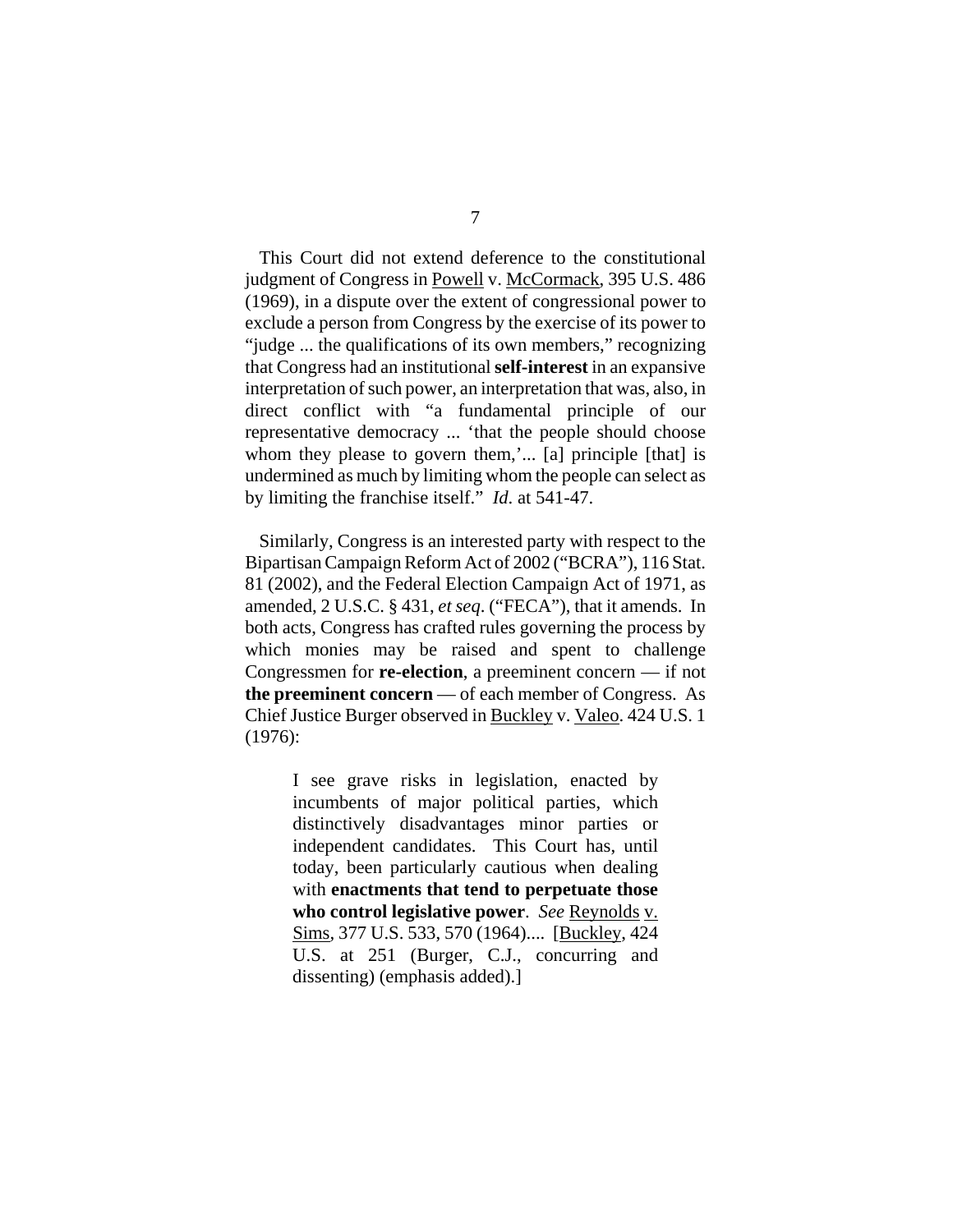This Court did not extend deference to the constitutional judgment of Congress in Powell v. McCormack, 395 U.S. 486 (1969), in a dispute over the extent of congressional power to exclude a person from Congress by the exercise of its power to "judge ... the qualifications of its own members," recognizing that Congress had an institutional **self-interest** in an expansive interpretation of such power, an interpretation that was, also, in direct conflict with "a fundamental principle of our representative democracy ... 'that the people should choose whom they please to govern them,'... [a] principle [that] is undermined as much by limiting whom the people can select as by limiting the franchise itself." *Id.* at 541-47.

Similarly, Congress is an interested party with respect to the Bipartisan Campaign Reform Act of 2002 ("BCRA"), 116 Stat. 81 (2002), and the Federal Election Campaign Act of 1971, as amended, 2 U.S.C. § 431, *et seq*. ("FECA"), that it amends. In both acts, Congress has crafted rules governing the process by which monies may be raised and spent to challenge Congressmen for **re-election**, a preeminent concern — if not **the preeminent concern** — of each member of Congress. As Chief Justice Burger observed in Buckley v. Valeo. 424 U.S. 1 (1976):

> I see grave risks in legislation, enacted by incumbents of major political parties, which distinctively disadvantages minor parties or independent candidates. This Court has, until today, been particularly cautious when dealing with **enactments that tend to perpetuate those who control legislative power**. *See* Reynolds v. Sims, 377 U.S. 533, 570 (1964).... [Buckley, 424 U.S. at 251 (Burger, C.J., concurring and dissenting) (emphasis added).]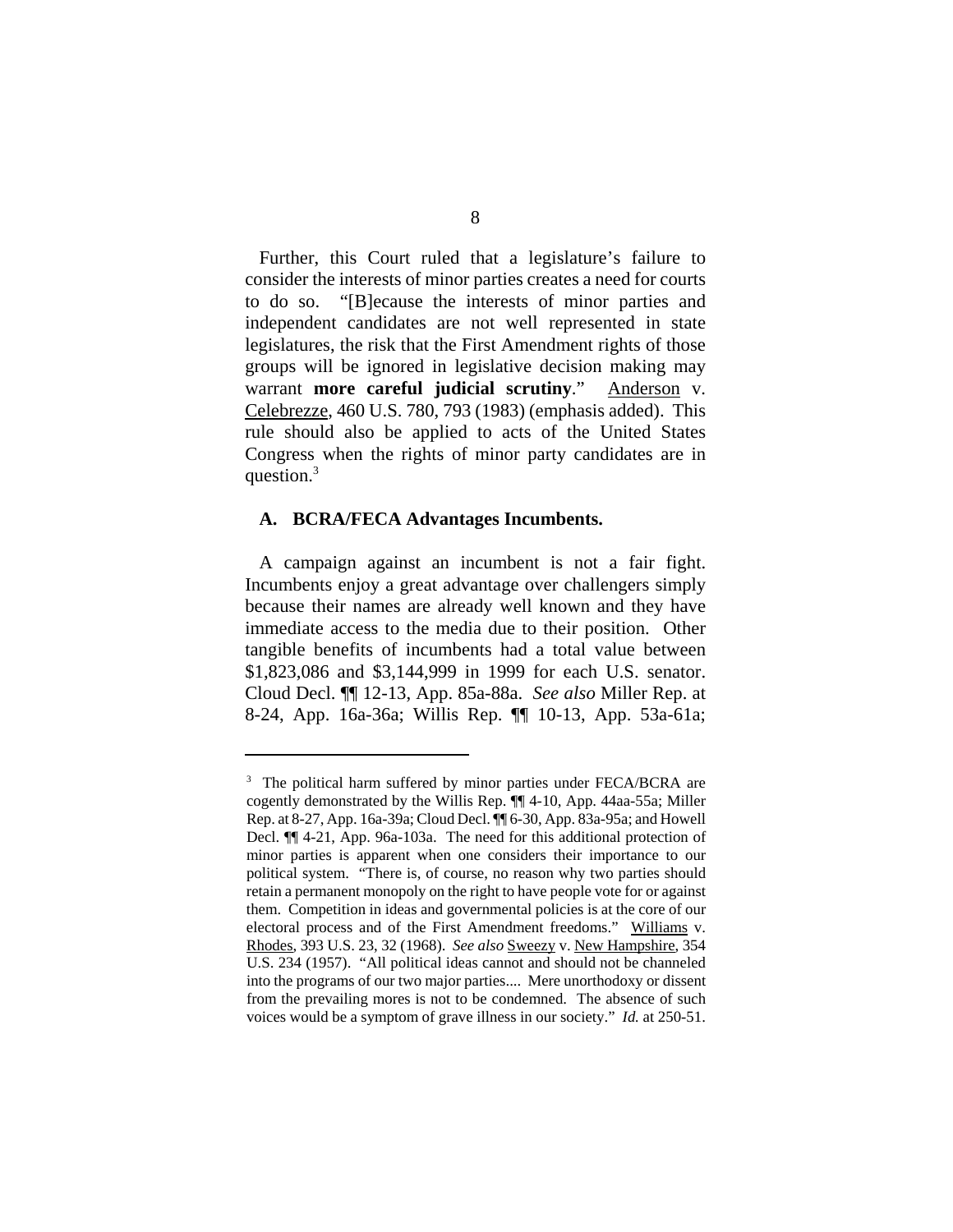Further, this Court ruled that a legislature's failure to consider the interests of minor parties creates a need for courts to do so. "[B]ecause the interests of minor parties and independent candidates are not well represented in state legislatures, the risk that the First Amendment rights of those groups will be ignored in legislative decision making may warrant **more careful judicial scrutiny**." Anderson v. Celebrezze, 460 U.S. 780, 793 (1983) (emphasis added). This rule should also be applied to acts of the United States Congress when the rights of minor party candidates are in question.[3]

### A. BCRA/FECA Advantages Incumbents.

A campaign against an incumbent is not a fair fight. Incumbents enjoy a great advantage over challengers simply because their names are already well known and they have immediate access to the media due to their position. Other tangible benefits of incumbents had a total value between $1,823,086 and $3,144,999 in 1999 for each U.S. senator. Cloud Decl. ¶¶ 12-13, App. 85a-88a. *See also* Miller Rep. at 8-24, App. 16a-36a; Willis Rep. ¶¶ 10-13, App. 53a-61a;

---

[3] The political harm suffered by minor parties under FECA/BCRA are cogently demonstrated by the Willis Rep. ¶¶ 4-10, App. 44aa-55a; Miller Rep. at 8-27, App. 16a-39a; Cloud Decl. ¶¶ 6-30, App. 83a-95a; and Howell Decl. ¶¶ 4-21, App. 96a-103a. The need for this additional protection of minor parties is apparent when one considers their importance to our political system. "There is, of course, no reason why two parties should retain a permanent monopoly on the right to have people vote for or against them. Competition in ideas and governmental policies is at the core of our electoral process and of the First Amendment freedoms." Williams v. Rhodes, 393 U.S. 23, 32 (1968). *See also* Sweezy v. New Hampshire, 354 U.S. 234 (1957). "All political ideas cannot and should not be channeled into the programs of our two major parties.... Mere unorthodoxy or dissent from the prevailing mores is not to be condemned. The absence of such voices would be a symptom of grave illness in our society." *Id.* at 250-51.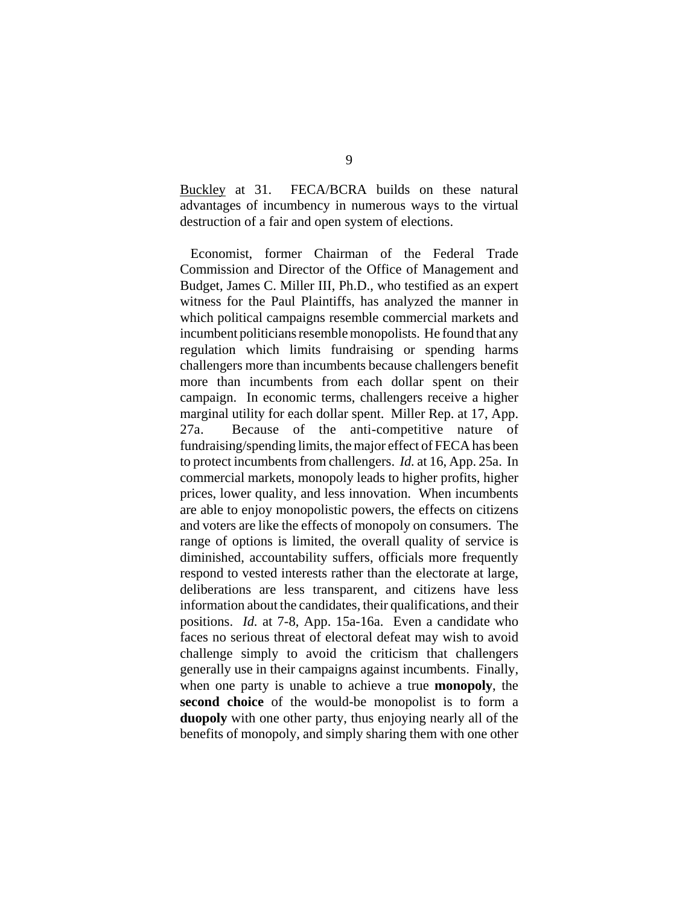Buckley at 31. FECA/BCRA builds on these natural advantages of incumbency in numerous ways to the virtual destruction of a fair and open system of elections.

Economist, former Chairman of the Federal Trade Commission and Director of the Office of Management and Budget, James C. Miller III, Ph.D., who testified as an expert witness for the Paul Plaintiffs, has analyzed the manner in which political campaigns resemble commercial markets and incumbent politicians resemble monopolists. He found that any regulation which limits fundraising or spending harms challengers more than incumbents because challengers benefit more than incumbents from each dollar spent on their campaign. In economic terms, challengers receive a higher marginal utility for each dollar spent. Miller Rep. at 17, App. 27a. Because of the anti-competitive nature of fundraising/spending limits, the major effect of FECA has been to protect incumbents from challengers. *Id.* at 16, App. 25a. In commercial markets, monopoly leads to higher profits, higher prices, lower quality, and less innovation. When incumbents are able to enjoy monopolistic powers, the effects on citizens and voters are like the effects of monopoly on consumers. The range of options is limited, the overall quality of service is diminished, accountability suffers, officials more frequently respond to vested interests rather than the electorate at large, deliberations are less transparent, and citizens have less information about the candidates, their qualifications, and their positions. *Id.* at 7-8, App. 15a-16a. Even a candidate who faces no serious threat of electoral defeat may wish to avoid challenge simply to avoid the criticism that challengers generally use in their campaigns against incumbents. Finally, when one party is unable to achieve a true **monopoly**, the **second choice** of the would-be monopolist is to form a **duopoly** with one other party, thus enjoying nearly all of the benefits of monopoly, and simply sharing them with one other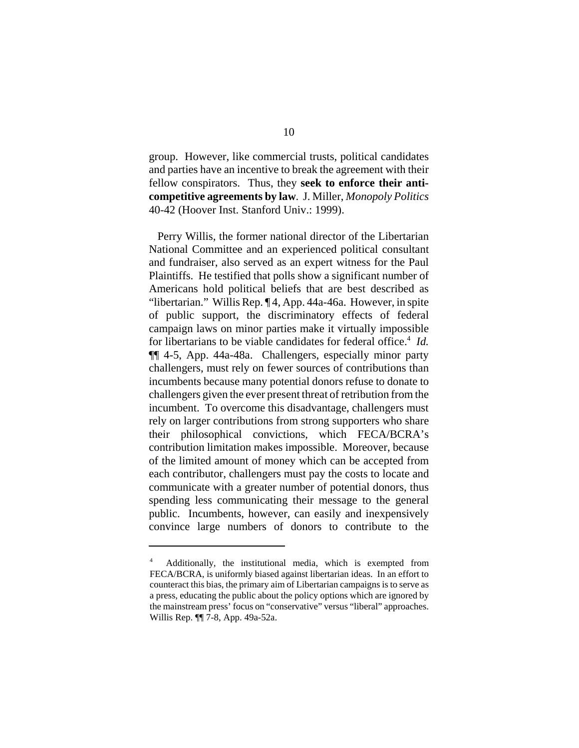group. However, like commercial trusts, political candidates and parties have an incentive to break the agreement with their fellow conspirators. Thus, they **seek to enforce their anti-competitive agreements by law**. J. Miller, *Monopoly Politics* 40-42 (Hoover Inst. Stanford Univ.: 1999).

Perry Willis, the former national director of the Libertarian National Committee and an experienced political consultant and fundraiser, also served as an expert witness for the Paul Plaintiffs. He testified that polls show a significant number of Americans hold political beliefs that are best described as "libertarian." Willis Rep. ¶ 4, App. 44a-46a. However, in spite of public support, the discriminatory effects of federal campaign laws on minor parties make it virtually impossible for libertarians to be viable candidates for federal office.[4] *Id.* ¶¶ 4-5, App. 44a-48a. Challengers, especially minor party challengers, must rely on fewer sources of contributions than incumbents because many potential donors refuse to donate to challengers given the ever present threat of retribution from the incumbent. To overcome this disadvantage, challengers must rely on larger contributions from strong supporters who share their philosophical convictions, which FECA/BCRA's contribution limitation makes impossible. Moreover, because of the limited amount of money which can be accepted from each contributor, challengers must pay the costs to locate and communicate with a greater number of potential donors, thus spending less communicating their message to the general public. Incumbents, however, can easily and inexpensively convince large numbers of donors to contribute to the

---

[4] Additionally, the institutional media, which is exempted from FECA/BCRA, is uniformly biased against libertarian ideas. In an effort to counteract this bias, the primary aim of Libertarian campaigns is to serve as a press, educating the public about the policy options which are ignored by the mainstream press' focus on "conservative" versus "liberal" approaches. Willis Rep. ¶¶ 7-8, App. 49a-52a.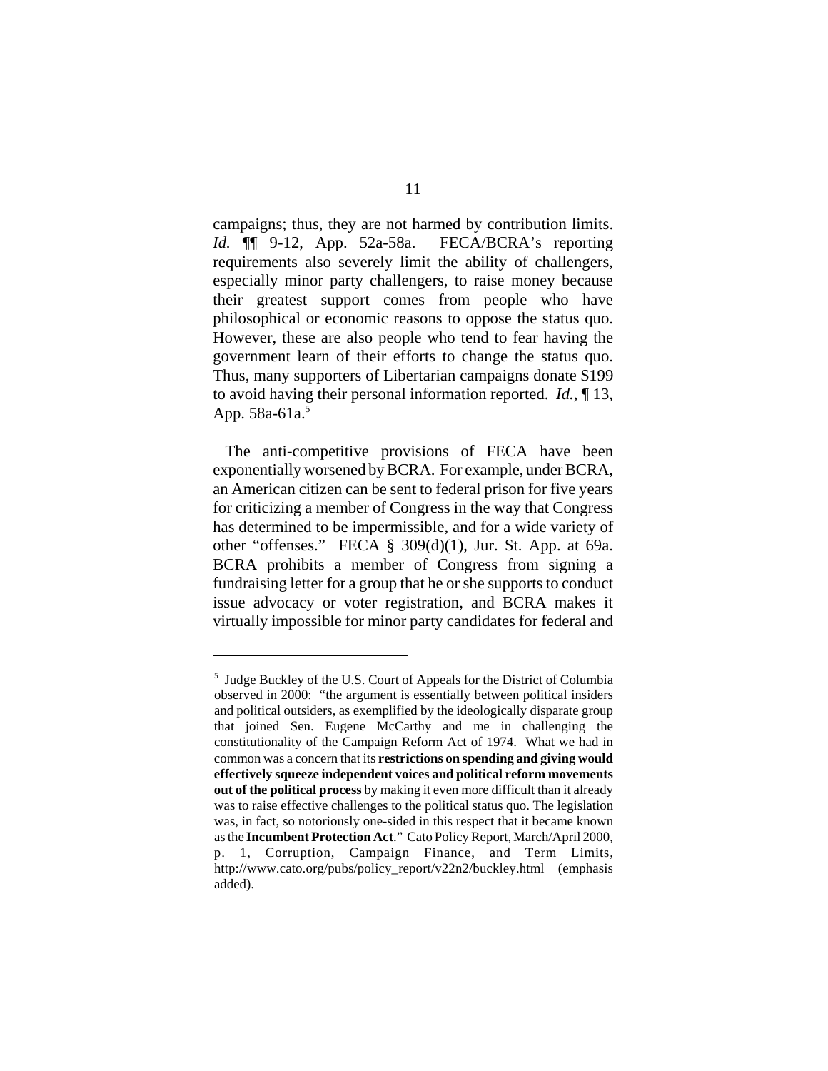campaigns; thus, they are not harmed by contribution limits. *Id.* ¶¶ 9-12, App. 52a-58a. FECA/BCRA's reporting requirements also severely limit the ability of challengers, especially minor party challengers, to raise money because their greatest support comes from people who have philosophical or economic reasons to oppose the status quo. However, these are also people who tend to fear having the government learn of their efforts to change the status quo. Thus, many supporters of Libertarian campaigns donate $199 to avoid having their personal information reported. *Id.*, ¶ 13, App. 58a-61a.[5]

The anti-competitive provisions of FECA have been exponentially worsened by BCRA. For example, under BCRA, an American citizen can be sent to federal prison for five years for criticizing a member of Congress in the way that Congress has determined to be impermissible, and for a wide variety of other "offenses." FECA § 309(d)(1), Jur. St. App. at 69a. BCRA prohibits a member of Congress from signing a fundraising letter for a group that he or she supports to conduct issue advocacy or voter registration, and BCRA makes it virtually impossible for minor party candidates for federal and

---

[5] Judge Buckley of the U.S. Court of Appeals for the District of Columbia observed in 2000: "the argument is essentially between political insiders and political outsiders, as exemplified by the ideologically disparate group that joined Sen. Eugene McCarthy and me in challenging the constitutionality of the Campaign Reform Act of 1974. What we had in common was a concern that its **restrictions on spending and giving would effectively squeeze independent voices and political reform movements out of the political process** by making it even more difficult than it already was to raise effective challenges to the political status quo. The legislation was, in fact, so notoriously one-sided in this respect that it became known as the **Incumbent Protection Act**." Cato Policy Report, March/April 2000, p. 1, Corruption, Campaign Finance, and Term Limits, http://www.cato.org/pubs/policy_report/v22n2/buckley.html (emphasis added).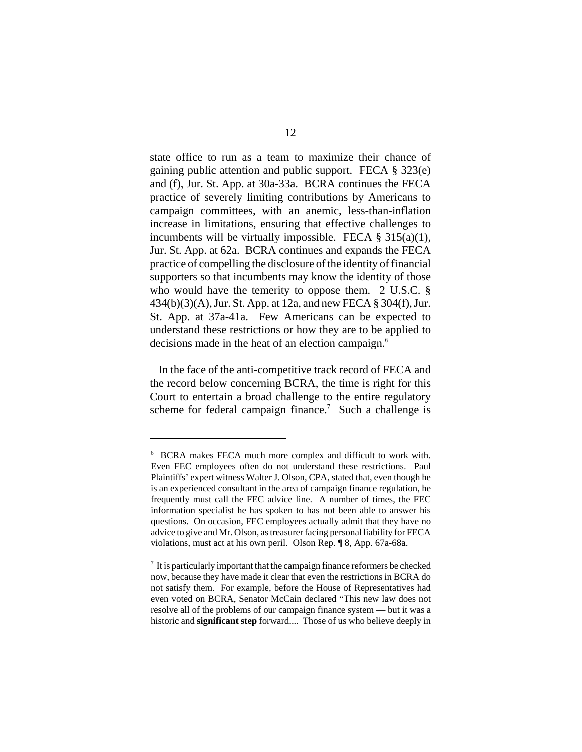state office to run as a team to maximize their chance of gaining public attention and public support. FECA § 323(e) and (f), Jur. St. App. at 30a-33a. BCRA continues the FECA practice of severely limiting contributions by Americans to campaign committees, with an anemic, less-than-inflation increase in limitations, ensuring that effective challenges to incumbents will be virtually impossible. FECA § 315(a)(1), Jur. St. App. at 62a. BCRA continues and expands the FECA practice of compelling the disclosure of the identity of financial supporters so that incumbents may know the identity of those who would have the temerity to oppose them. 2 U.S.C. § 434(b)(3)(A), Jur. St. App. at 12a, and new FECA § 304(f), Jur. St. App. at 37a-41a. Few Americans can be expected to understand these restrictions or how they are to be applied to decisions made in the heat of an election campaign.[6]

In the face of the anti-competitive track record of FECA and the record below concerning BCRA, the time is right for this Court to entertain a broad challenge to the entire regulatory scheme for federal campaign finance.[7] Such a challenge is

---

[6] BCRA makes FECA much more complex and difficult to work with. Even FEC employees often do not understand these restrictions. Paul Plaintiffs' expert witness Walter J. Olson, CPA, stated that, even though he is an experienced consultant in the area of campaign finance regulation, he frequently must call the FEC advice line. A number of times, the FEC information specialist he has spoken to has not been able to answer his questions. On occasion, FEC employees actually admit that they have no advice to give and Mr. Olson, as treasurer facing personal liability for FECA violations, must act at his own peril. Olson Rep. ¶ 8, App. 67a-68a.

[7] It is particularly important that the campaign finance reformers be checked now, because they have made it clear that even the restrictions in BCRA do not satisfy them. For example, before the House of Representatives had even voted on BCRA, Senator McCain declared "This new law does not resolve all of the problems of our campaign finance system — but it was a historic and **significant step** forward.... Those of us who believe deeply in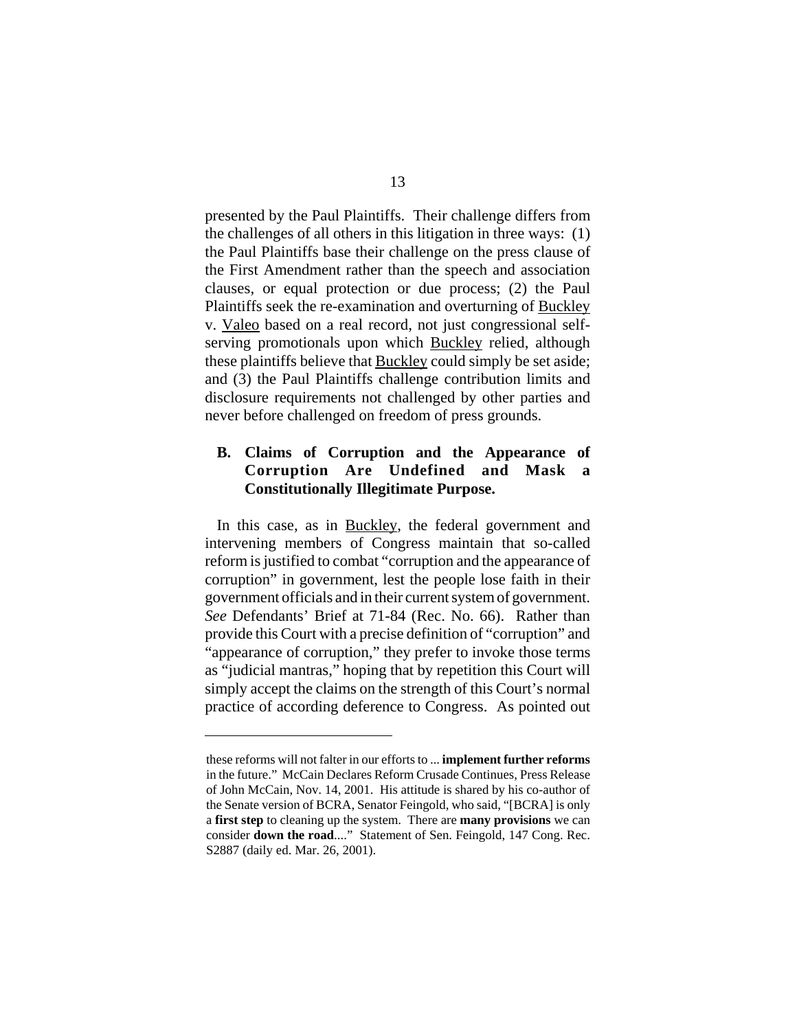presented by the Paul Plaintiffs. Their challenge differs from the challenges of all others in this litigation in three ways: (1) the Paul Plaintiffs base their challenge on the press clause of the First Amendment rather than the speech and association clauses, or equal protection or due process; (2) the Paul Plaintiffs seek the re-examination and overturning of Buckley v. Valeo based on a real record, not just congressional self-serving promotionals upon which Buckley relied, although these plaintiffs believe that Buckley could simply be set aside; and (3) the Paul Plaintiffs challenge contribution limits and disclosure requirements not challenged by other parties and never before challenged on freedom of press grounds.

### B. Claims of Corruption and the Appearance of Corruption Are Undefined and Mask a Constitutionally Illegitimate Purpose.

In this case, as in Buckley, the federal government and intervening members of Congress maintain that so-called reform is justified to combat "corruption and the appearance of corruption" in government, lest the people lose faith in their government officials and in their current system of government. *See* Defendants' Brief at 71-84 (Rec. No. 66). Rather than provide this Court with a precise definition of "corruption" and "appearance of corruption," they prefer to invoke those terms as "judicial mantras," hoping that by repetition this Court will simply accept the claims on the strength of this Court's normal practice of according deference to Congress. As pointed out

---

these reforms will not falter in our efforts to ... **implement further reforms** in the future." McCain Declares Reform Crusade Continues, Press Release of John McCain, Nov. 14, 2001. His attitude is shared by his co-author of the Senate version of BCRA, Senator Feingold, who said, "[BCRA] is only a **first step** to cleaning up the system. There are **many provisions** we can consider **down the road**...." Statement of Sen. Feingold, 147 Cong. Rec. S2887 (daily ed. Mar. 26, 2001).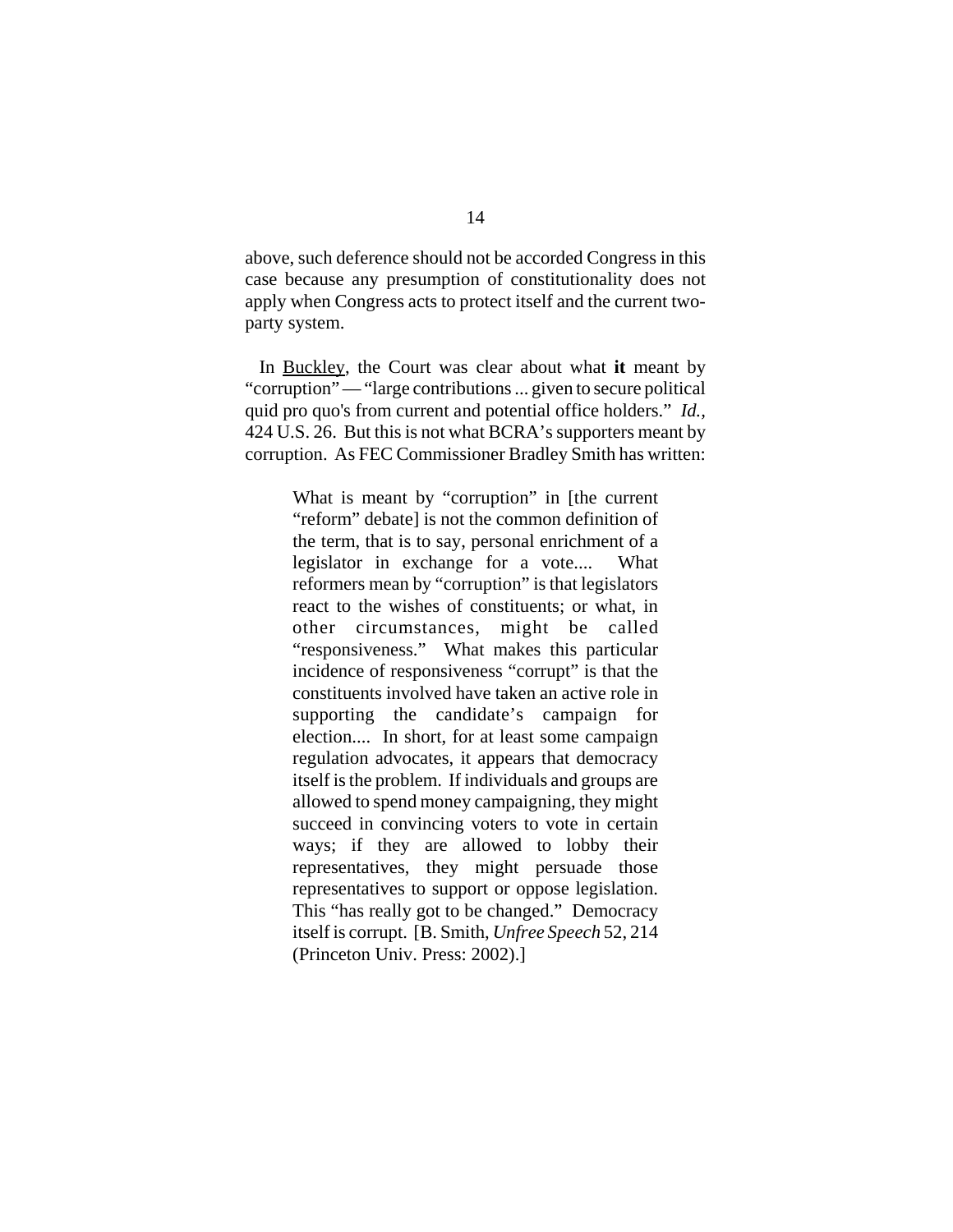above, such deference should not be accorded Congress in this case because any presumption of constitutionality does not apply when Congress acts to protect itself and the current two-party system.

In Buckley, the Court was clear about what **it** meant by "corruption" — "large contributions ... given to secure political quid pro quo's from current and potential office holders." *Id.*, 424 U.S. 26. But this is not what BCRA's supporters meant by corruption. As FEC Commissioner Bradley Smith has written:

> What is meant by "corruption" in [the current "reform" debate] is not the common definition of the term, that is to say, personal enrichment of a legislator in exchange for a vote.... What reformers mean by "corruption" is that legislators react to the wishes of constituents; or what, in other circumstances, might be called "responsiveness." What makes this particular incidence of responsiveness "corrupt" is that the constituents involved have taken an active role in supporting the candidate's campaign for election.... In short, for at least some campaign regulation advocates, it appears that democracy itself is the problem. If individuals and groups are allowed to spend money campaigning, they might succeed in convincing voters to vote in certain ways; if they are allowed to lobby their representatives, they might persuade those representatives to support or oppose legislation. This "has really got to be changed." Democracy itself is corrupt. [B. Smith, *Unfree Speech* 52, 214 (Princeton Univ. Press: 2002).]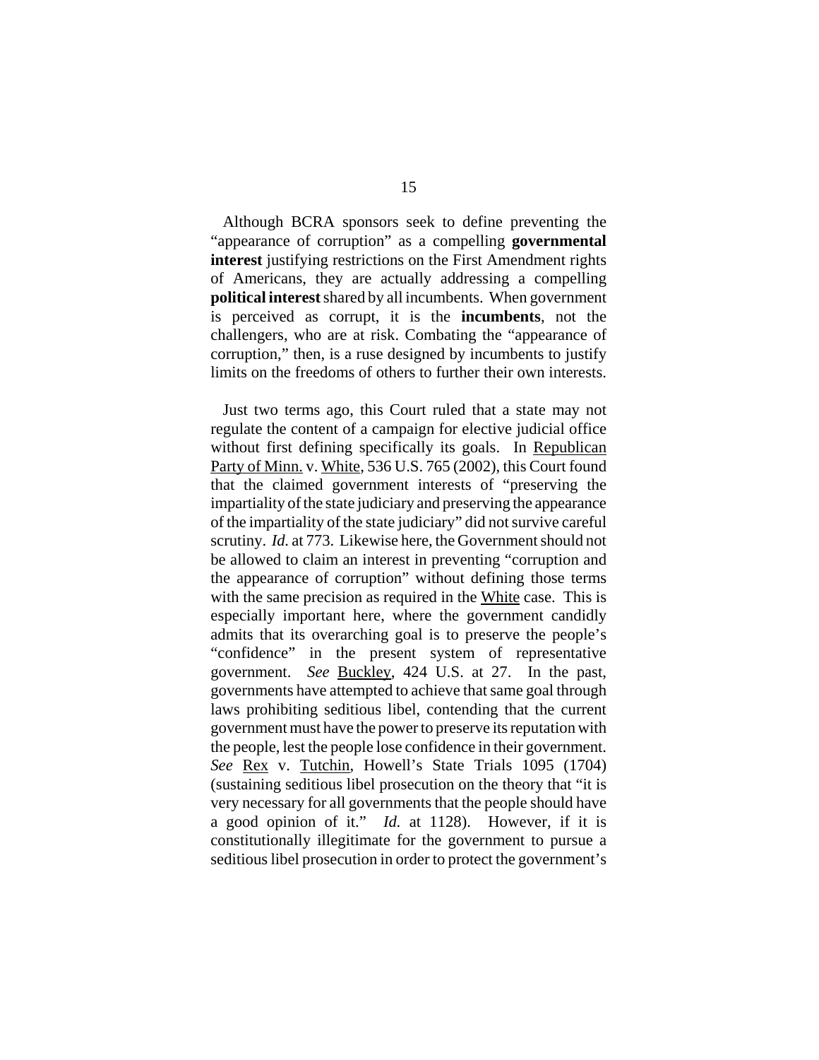Although BCRA sponsors seek to define preventing the "appearance of corruption" as a compelling **governmental interest** justifying restrictions on the First Amendment rights of Americans, they are actually addressing a compelling **political interest** shared by all incumbents. When government is perceived as corrupt, it is the **incumbents**, not the challengers, who are at risk. Combating the "appearance of corruption," then, is a ruse designed by incumbents to justify limits on the freedoms of others to further their own interests.

Just two terms ago, this Court ruled that a state may not regulate the content of a campaign for elective judicial office without first defining specifically its goals. In Republican Party of Minn. v. White, 536 U.S. 765 (2002), this Court found that the claimed government interests of "preserving the impartiality of the state judiciary and preserving the appearance of the impartiality of the state judiciary" did not survive careful scrutiny. *Id.* at 773. Likewise here, the Government should not be allowed to claim an interest in preventing "corruption and the appearance of corruption" without defining those terms with the same precision as required in the White case. This is especially important here, where the government candidly admits that its overarching goal is to preserve the people's "confidence" in the present system of representative government. *See* Buckley, 424 U.S. at 27. In the past, governments have attempted to achieve that same goal through laws prohibiting seditious libel, contending that the current government must have the power to preserve its reputation with the people, lest the people lose confidence in their government. *See* Rex v. Tutchin, Howell's State Trials 1095 (1704) (sustaining seditious libel prosecution on the theory that "it is very necessary for all governments that the people should have a good opinion of it." *Id.* at 1128). However, if it is constitutionally illegitimate for the government to pursue a seditious libel prosecution in order to protect the government's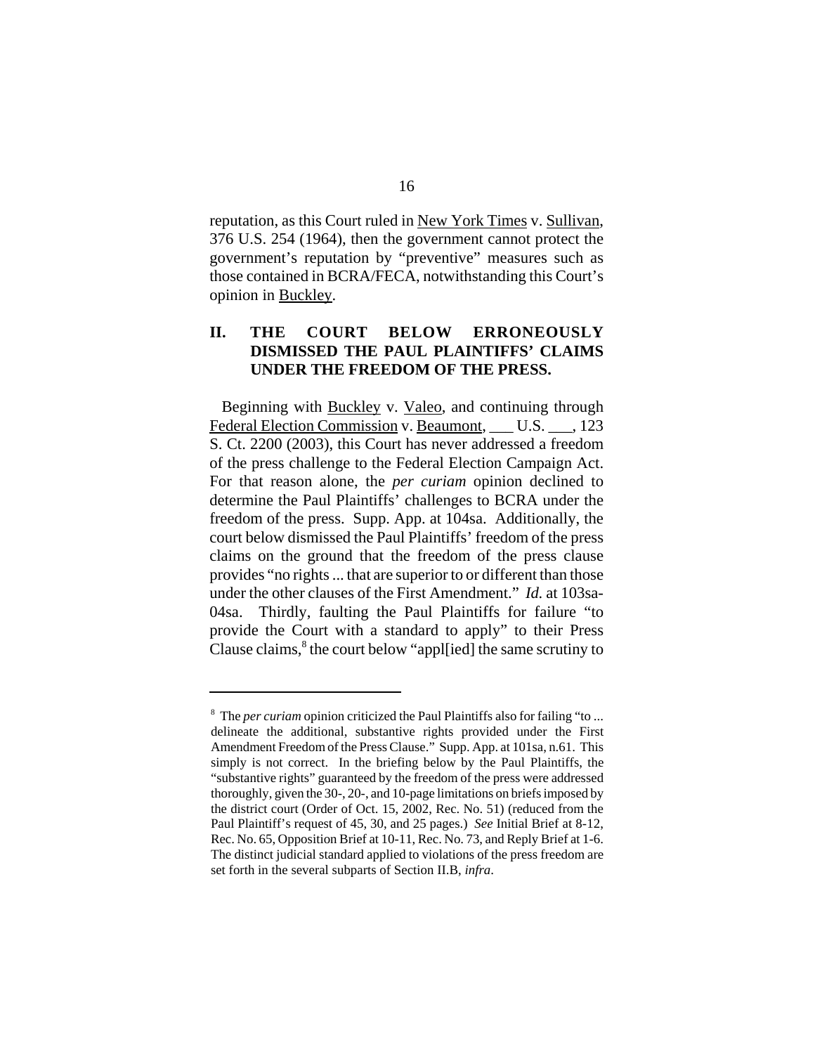reputation, as this Court ruled in New York Times v. Sullivan, 376 U.S. 254 (1964), then the government cannot protect the government's reputation by "preventive" measures such as those contained in BCRA/FECA, notwithstanding this Court's opinion in Buckley.

## II. THE COURT BELOW ERRONEOUSLY DISMISSED THE PAUL PLAINTIFFS' CLAIMS UNDER THE FREEDOM OF THE PRESS.

Beginning with Buckley v. Valeo, and continuing through Federal Election Commission v. Beaumont, ___ U.S. ___, 123 S. Ct. 2200 (2003), this Court has never addressed a freedom of the press challenge to the Federal Election Campaign Act. For that reason alone, the *per curiam* opinion declined to determine the Paul Plaintiffs' challenges to BCRA under the freedom of the press. Supp. App. at 104sa. Additionally, the court below dismissed the Paul Plaintiffs' freedom of the press claims on the ground that the freedom of the press clause provides "no rights ... that are superior to or different than those under the other clauses of the First Amendment." *Id.* at 103sa-04sa. Thirdly, faulting the Paul Plaintiffs for failure "to provide the Court with a standard to apply" to their Press Clause claims,[8] the court below "appl[ied] the same scrutiny to

---

[8] The *per curiam* opinion criticized the Paul Plaintiffs also for failing "to ... delineate the additional, substantive rights provided under the First Amendment Freedom of the Press Clause." Supp. App. at 101sa, n.61. This simply is not correct. In the briefing below by the Paul Plaintiffs, the "substantive rights" guaranteed by the freedom of the press were addressed thoroughly, given the 30-, 20-, and 10-page limitations on briefs imposed by the district court (Order of Oct. 15, 2002, Rec. No. 51) (reduced from the Paul Plaintiff's request of 45, 30, and 25 pages.) *See* Initial Brief at 8-12, Rec. No. 65, Opposition Brief at 10-11, Rec. No. 73, and Reply Brief at 1-6. The distinct judicial standard applied to violations of the press freedom are set forth in the several subparts of Section II.B, *infra*.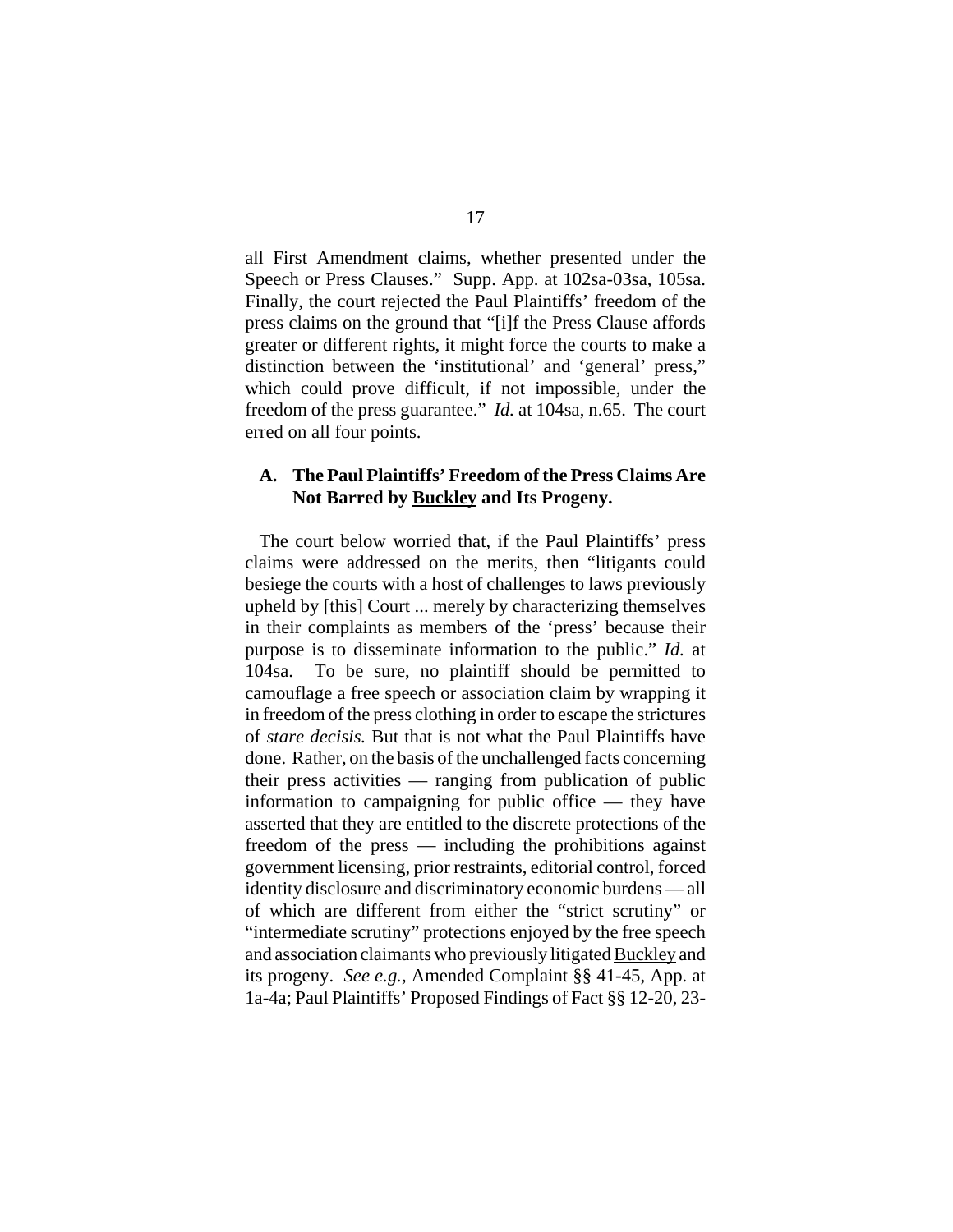all First Amendment claims, whether presented under the Speech or Press Clauses." Supp. App. at 102sa-03sa, 105sa. Finally, the court rejected the Paul Plaintiffs' freedom of the press claims on the ground that "[i]f the Press Clause affords greater or different rights, it might force the courts to make a distinction between the 'institutional' and 'general' press," which could prove difficult, if not impossible, under the freedom of the press guarantee." *Id.* at 104sa, n.65. The court erred on all four points.

### A. The Paul Plaintiffs' Freedom of the Press Claims Are Not Barred by Buckley and Its Progeny.

The court below worried that, if the Paul Plaintiffs' press claims were addressed on the merits, then "litigants could besiege the courts with a host of challenges to laws previously upheld by [this] Court ... merely by characterizing themselves in their complaints as members of the 'press' because their purpose is to disseminate information to the public." *Id.* at 104sa. To be sure, no plaintiff should be permitted to camouflage a free speech or association claim by wrapping it in freedom of the press clothing in order to escape the strictures of *stare decisis.* But that is not what the Paul Plaintiffs have done. Rather, on the basis of the unchallenged facts concerning their press activities — ranging from publication of public information to campaigning for public office — they have asserted that they are entitled to the discrete protections of the freedom of the press — including the prohibitions against government licensing, prior restraints, editorial control, forced identity disclosure and discriminatory economic burdens — all of which are different from either the "strict scrutiny" or "intermediate scrutiny" protections enjoyed by the free speech and association claimants who previously litigated Buckley and its progeny. *See e.g.,* Amended Complaint §§ 41-45, App. at 1a-4a; Paul Plaintiffs' Proposed Findings of Fact §§ 12-20, 23-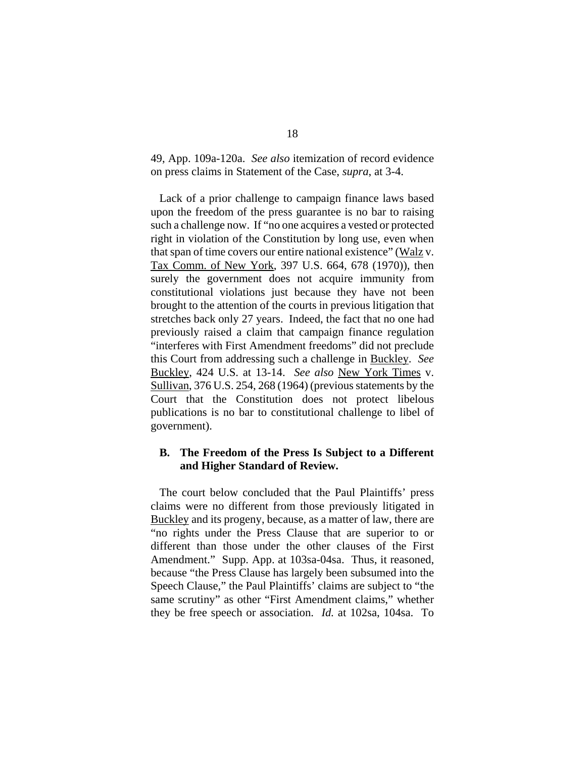49, App. 109a-120a. *See also* itemization of record evidence on press claims in Statement of the Case, *supra*, at 3-4.

Lack of a prior challenge to campaign finance laws based upon the freedom of the press guarantee is no bar to raising such a challenge now. If "no one acquires a vested or protected right in violation of the Constitution by long use, even when that span of time covers our entire national existence" (Walz v. Tax Comm. of New York, 397 U.S. 664, 678 (1970)), then surely the government does not acquire immunity from constitutional violations just because they have not been brought to the attention of the courts in previous litigation that stretches back only 27 years. Indeed, the fact that no one had previously raised a claim that campaign finance regulation "interferes with First Amendment freedoms" did not preclude this Court from addressing such a challenge in Buckley. *See* Buckley, 424 U.S. at 13-14. *See also* New York Times v. Sullivan, 376 U.S. 254, 268 (1964) (previous statements by the Court that the Constitution does not protect libelous publications is no bar to constitutional challenge to libel of government).

**B. The Freedom of the Press Is Subject to a Different and Higher Standard of Review.**

The court below concluded that the Paul Plaintiffs' press claims were no different from those previously litigated in Buckley and its progeny, because, as a matter of law, there are "no rights under the Press Clause that are superior to or different than those under the other clauses of the First Amendment." Supp. App. at 103sa-04sa. Thus, it reasoned, because "the Press Clause has largely been subsumed into the Speech Clause," the Paul Plaintiffs' claims are subject to "the same scrutiny" as other "First Amendment claims," whether they be free speech or association. *Id.* at 102sa, 104sa. To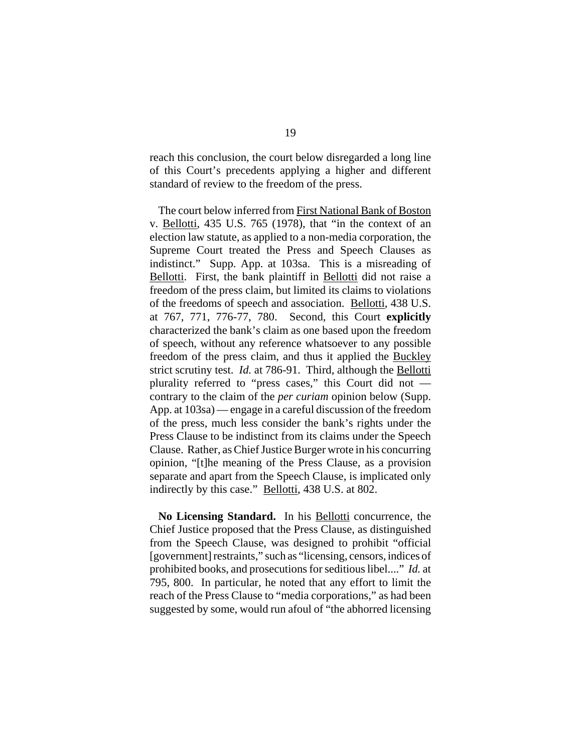reach this conclusion, the court below disregarded a long line of this Court's precedents applying a higher and different standard of review to the freedom of the press.

The court below inferred from First National Bank of Boston v. Bellotti, 435 U.S. 765 (1978), that "in the context of an election law statute, as applied to a non-media corporation, the Supreme Court treated the Press and Speech Clauses as indistinct." Supp. App. at 103sa. This is a misreading of Bellotti. First, the bank plaintiff in Bellotti did not raise a freedom of the press claim, but limited its claims to violations of the freedoms of speech and association. Bellotti, 438 U.S. at 767, 771, 776-77, 780. Second, this Court **explicitly** characterized the bank's claim as one based upon the freedom of speech, without any reference whatsoever to any possible freedom of the press claim, and thus it applied the Buckley strict scrutiny test. *Id.* at 786-91. Third, although the Bellotti plurality referred to "press cases," this Court did not — contrary to the claim of the *per curiam* opinion below (Supp. App. at 103sa) — engage in a careful discussion of the freedom of the press, much less consider the bank's rights under the Press Clause to be indistinct from its claims under the Speech Clause. Rather, as Chief Justice Burger wrote in his concurring opinion, "[t]he meaning of the Press Clause, as a provision separate and apart from the Speech Clause, is implicated only indirectly by this case." Bellotti, 438 U.S. at 802.

**No Licensing Standard.** In his Bellotti concurrence, the Chief Justice proposed that the Press Clause, as distinguished from the Speech Clause, was designed to prohibit "official [government] restraints," such as "licensing, censors, indices of prohibited books, and prosecutions for seditious libel...." *Id.* at 795, 800. In particular, he noted that any effort to limit the reach of the Press Clause to "media corporations," as had been suggested by some, would run afoul of "the abhorred licensing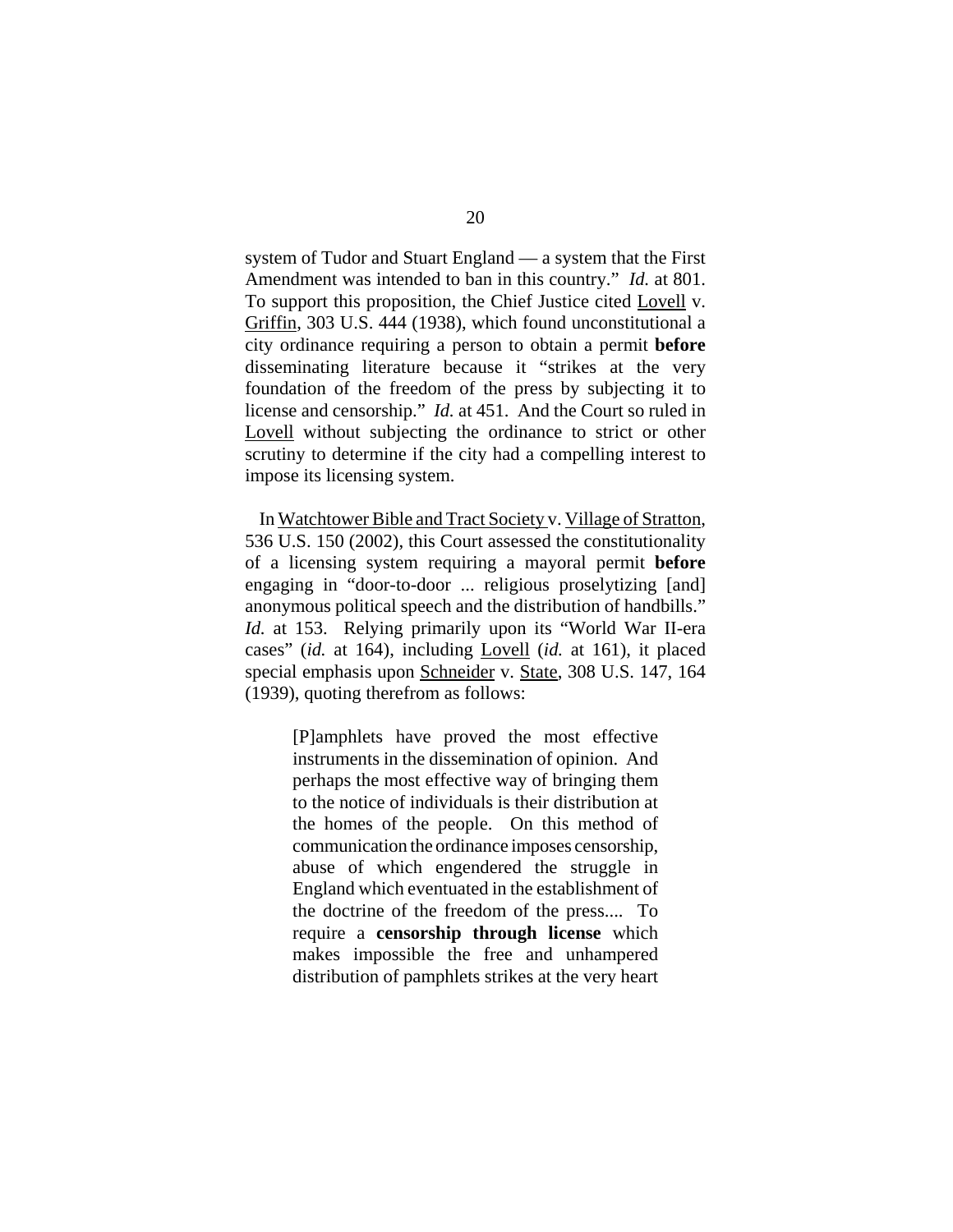system of Tudor and Stuart England — a system that the First Amendment was intended to ban in this country." *Id.* at 801. To support this proposition, the Chief Justice cited Lovell v. Griffin, 303 U.S. 444 (1938), which found unconstitutional a city ordinance requiring a person to obtain a permit **before** disseminating literature because it "strikes at the very foundation of the freedom of the press by subjecting it to license and censorship." *Id.* at 451. And the Court so ruled in Lovell without subjecting the ordinance to strict or other scrutiny to determine if the city had a compelling interest to impose its licensing system.

In Watchtower Bible and Tract Society v. Village of Stratton, 536 U.S. 150 (2002), this Court assessed the constitutionality of a licensing system requiring a mayoral permit **before** engaging in "door-to-door ... religious proselytizing [and] anonymous political speech and the distribution of handbills." *Id.* at 153. Relying primarily upon its "World War II-era cases" (*id.* at 164), including Lovell (*id.* at 161), it placed special emphasis upon Schneider v. State, 308 U.S. 147, 164 (1939), quoting therefrom as follows:

> [P]amphlets have proved the most effective instruments in the dissemination of opinion. And perhaps the most effective way of bringing them to the notice of individuals is their distribution at the homes of the people. On this method of communication the ordinance imposes censorship, abuse of which engendered the struggle in England which eventuated in the establishment of the doctrine of the freedom of the press.... To require a **censorship through license** which makes impossible the free and unhampered distribution of pamphlets strikes at the very heart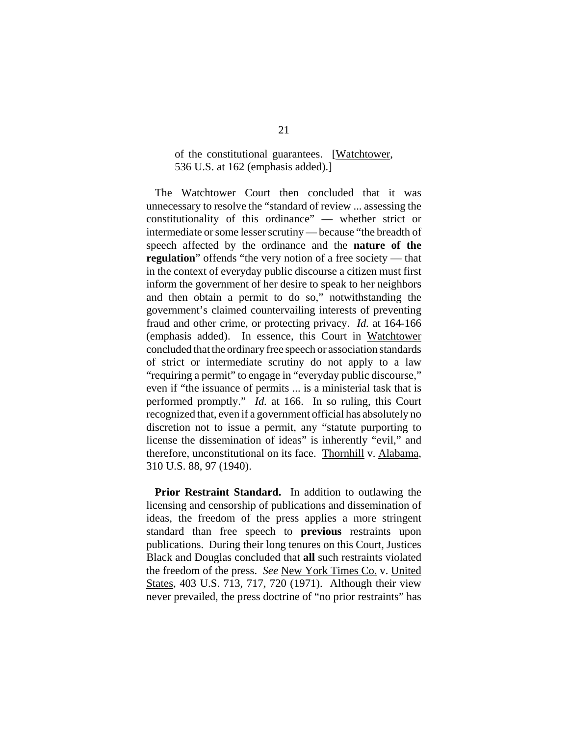> of the constitutional guarantees. [Watchtower, 536 U.S. at 162 (emphasis added).]

The Watchtower Court then concluded that it was unnecessary to resolve the "standard of review ... assessing the constitutionality of this ordinance" — whether strict or intermediate or some lesser scrutiny — because "the breadth of speech affected by the ordinance and the **nature of the regulation**" offends "the very notion of a free society — that in the context of everyday public discourse a citizen must first inform the government of her desire to speak to her neighbors and then obtain a permit to do so," notwithstanding the government's claimed countervailing interests of preventing fraud and other crime, or protecting privacy. *Id.* at 164-166 (emphasis added). In essence, this Court in Watchtower concluded that the ordinary free speech or association standards of strict or intermediate scrutiny do not apply to a law "requiring a permit" to engage in "everyday public discourse," even if "the issuance of permits ... is a ministerial task that is performed promptly." *Id.* at 166. In so ruling, this Court recognized that, even if a government official has absolutely no discretion not to issue a permit, any "statute purporting to license the dissemination of ideas" is inherently "evil," and therefore, unconstitutional on its face. Thornhill v. Alabama, 310 U.S. 88, 97 (1940).

**Prior Restraint Standard.** In addition to outlawing the licensing and censorship of publications and dissemination of ideas, the freedom of the press applies a more stringent standard than free speech to **previous** restraints upon publications. During their long tenures on this Court, Justices Black and Douglas concluded that **all** such restraints violated the freedom of the press. *See* New York Times Co. v. United States, 403 U.S. 713, 717, 720 (1971). Although their view never prevailed, the press doctrine of "no prior restraints" has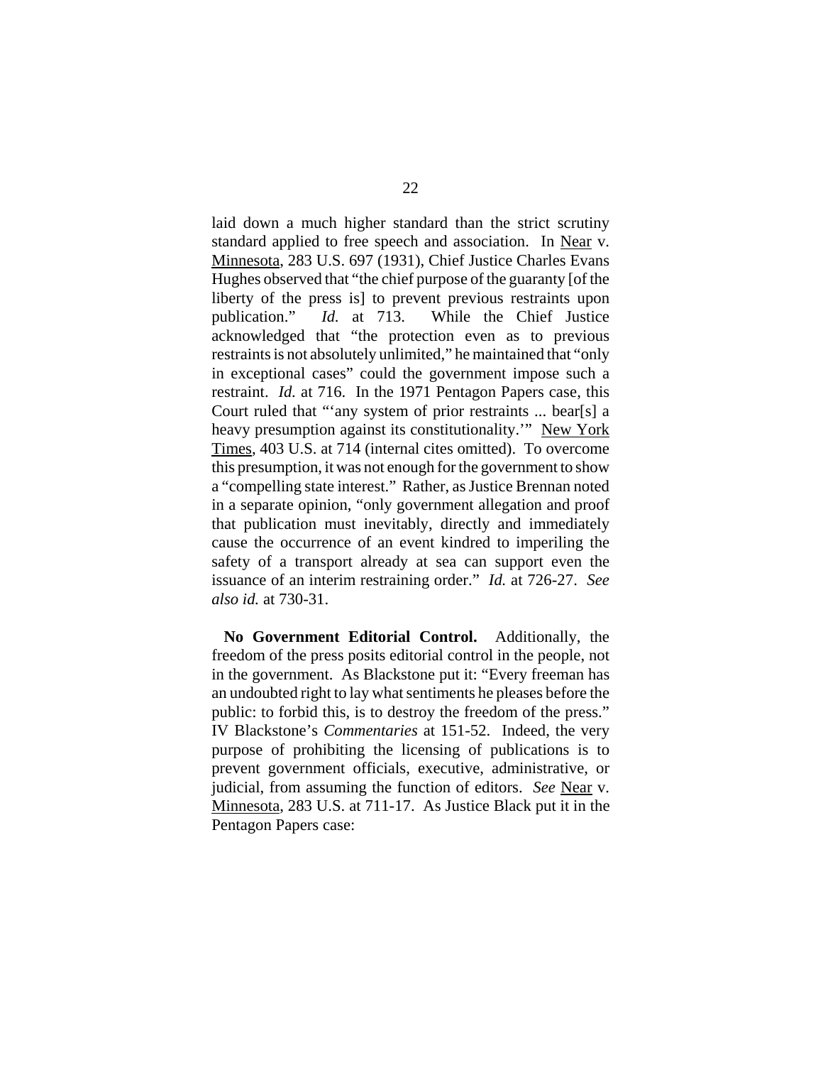laid down a much higher standard than the strict scrutiny standard applied to free speech and association. In Near v. Minnesota, 283 U.S. 697 (1931), Chief Justice Charles Evans Hughes observed that "the chief purpose of the guaranty [of the liberty of the press is] to prevent previous restraints upon publication." *Id.* at 713. While the Chief Justice acknowledged that "the protection even as to previous restraints is not absolutely unlimited," he maintained that "only in exceptional cases" could the government impose such a restraint. *Id.* at 716. In the 1971 Pentagon Papers case, this Court ruled that "'any system of prior restraints ... bear[s] a heavy presumption against its constitutionality.'" New York Times, 403 U.S. at 714 (internal cites omitted). To overcome this presumption, it was not enough for the government to show a "compelling state interest." Rather, as Justice Brennan noted in a separate opinion, "only government allegation and proof that publication must inevitably, directly and immediately cause the occurrence of an event kindred to imperiling the safety of a transport already at sea can support even the issuance of an interim restraining order." *Id.* at 726-27. *See also id.* at 730-31.

**No Government Editorial Control.** Additionally, the freedom of the press posits editorial control in the people, not in the government. As Blackstone put it: "Every freeman has an undoubted right to lay what sentiments he pleases before the public: to forbid this, is to destroy the freedom of the press." IV Blackstone's *Commentaries* at 151-52. Indeed, the very purpose of prohibiting the licensing of publications is to prevent government officials, executive, administrative, or judicial, from assuming the function of editors. *See* Near v. Minnesota, 283 U.S. at 711-17. As Justice Black put it in the Pentagon Papers case: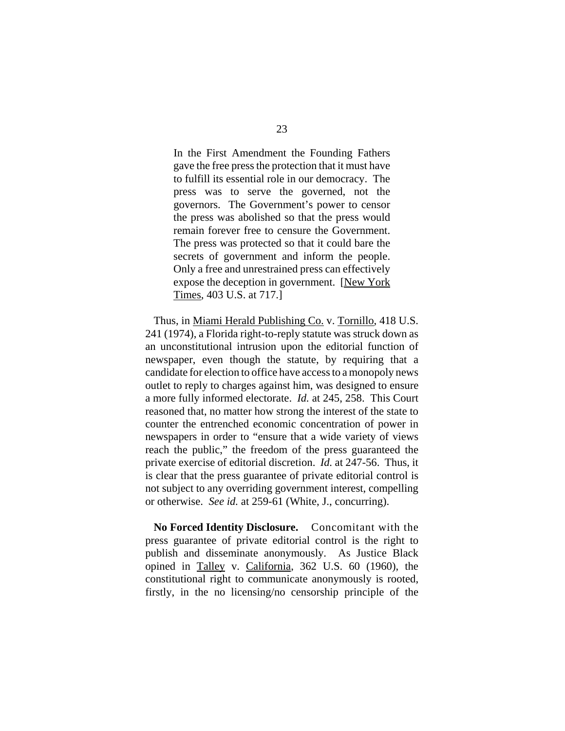> In the First Amendment the Founding Fathers gave the free press the protection that it must have to fulfill its essential role in our democracy. The press was to serve the governed, not the governors. The Government's power to censor the press was abolished so that the press would remain forever free to censure the Government. The press was protected so that it could bare the secrets of government and inform the people. Only a free and unrestrained press can effectively expose the deception in government. [New York Times, 403 U.S. at 717.]

Thus, in Miami Herald Publishing Co. v. Tornillo, 418 U.S. 241 (1974), a Florida right-to-reply statute was struck down as an unconstitutional intrusion upon the editorial function of newspaper, even though the statute, by requiring that a candidate for election to office have access to a monopoly news outlet to reply to charges against him, was designed to ensure a more fully informed electorate. *Id.* at 245, 258. This Court reasoned that, no matter how strong the interest of the state to counter the entrenched economic concentration of power in newspapers in order to "ensure that a wide variety of views reach the public," the freedom of the press guaranteed the private exercise of editorial discretion. *Id.* at 247-56. Thus, it is clear that the press guarantee of private editorial control is not subject to any overriding government interest, compelling or otherwise. *See id.* at 259-61 (White, J., concurring).

**No Forced Identity Disclosure.** Concomitant with the press guarantee of private editorial control is the right to publish and disseminate anonymously. As Justice Black opined in Talley v. California, 362 U.S. 60 (1960), the constitutional right to communicate anonymously is rooted, firstly, in the no licensing/no censorship principle of the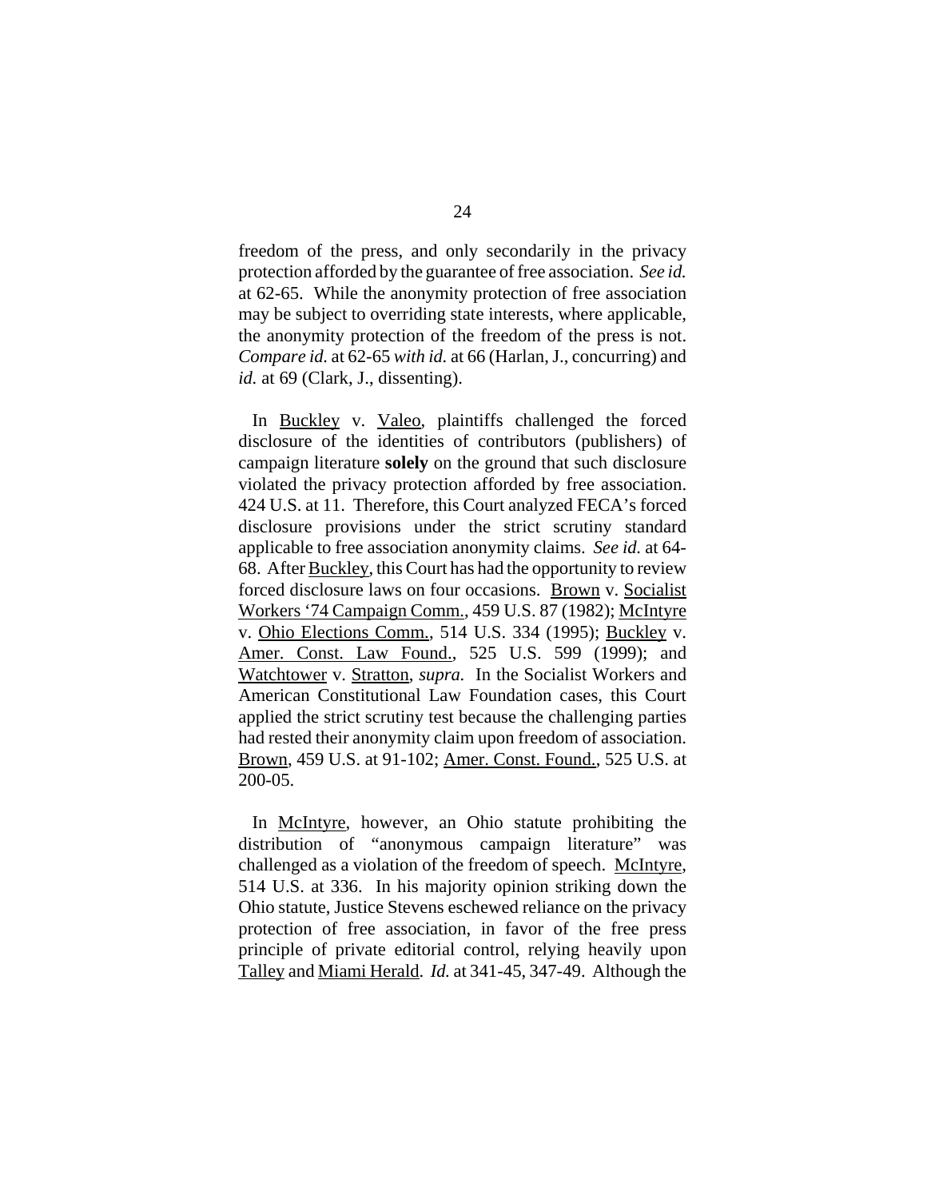freedom of the press, and only secondarily in the privacy protection afforded by the guarantee of free association. *See id.* at 62-65. While the anonymity protection of free association may be subject to overriding state interests, where applicable, the anonymity protection of the freedom of the press is not. *Compare id.* at 62-65 *with id.* at 66 (Harlan, J., concurring) and *id.* at 69 (Clark, J., dissenting).

In Buckley v. Valeo, plaintiffs challenged the forced disclosure of the identities of contributors (publishers) of campaign literature **solely** on the ground that such disclosure violated the privacy protection afforded by free association. 424 U.S. at 11. Therefore, this Court analyzed FECA's forced disclosure provisions under the strict scrutiny standard applicable to free association anonymity claims. *See id.* at 64-68. After Buckley, this Court has had the opportunity to review forced disclosure laws on four occasions. Brown v. Socialist Workers '74 Campaign Comm., 459 U.S. 87 (1982); McIntyre v. Ohio Elections Comm., 514 U.S. 334 (1995); Buckley v. Amer. Const. Law Found., 525 U.S. 599 (1999); and Watchtower v. Stratton, *supra.* In the Socialist Workers and American Constitutional Law Foundation cases, this Court applied the strict scrutiny test because the challenging parties had rested their anonymity claim upon freedom of association. Brown, 459 U.S. at 91-102; Amer. Const. Found., 525 U.S. at 200-05.

In McIntyre, however, an Ohio statute prohibiting the distribution of "anonymous campaign literature" was challenged as a violation of the freedom of speech. McIntyre, 514 U.S. at 336. In his majority opinion striking down the Ohio statute, Justice Stevens eschewed reliance on the privacy protection of free association, in favor of the free press principle of private editorial control, relying heavily upon Talley and Miami Herald. *Id.* at 341-45, 347-49. Although the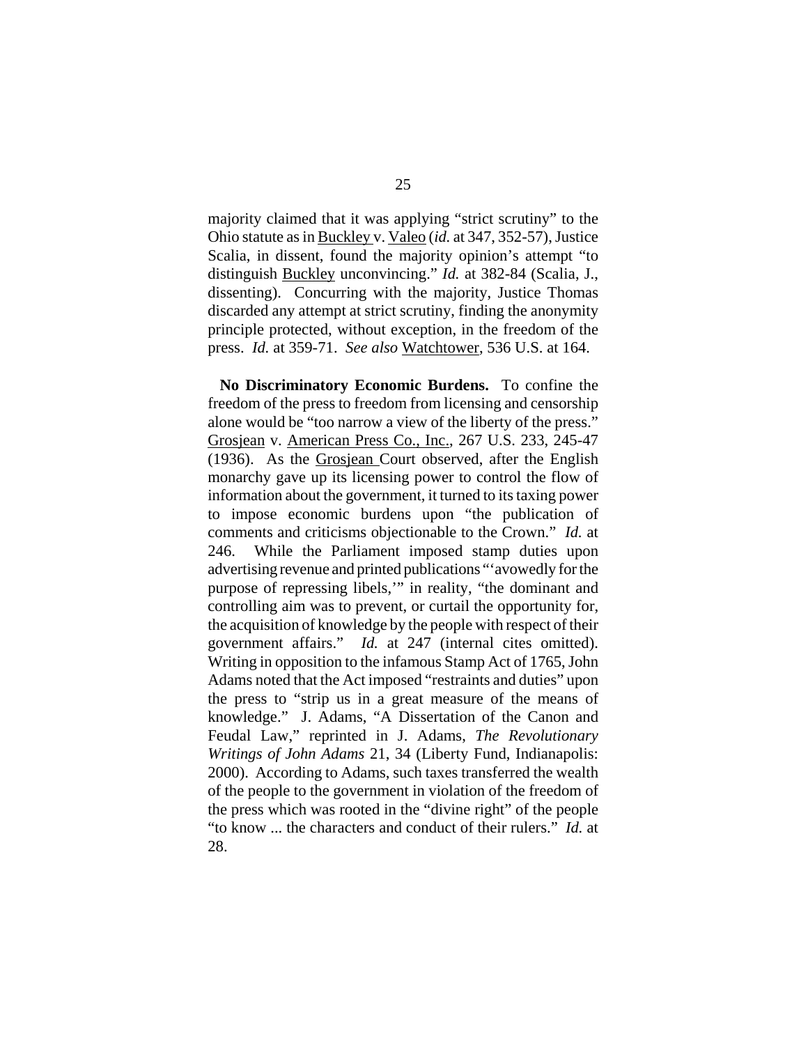majority claimed that it was applying "strict scrutiny" to the Ohio statute as in Buckley v. Valeo (*id.* at 347, 352-57), Justice Scalia, in dissent, found the majority opinion's attempt "to distinguish Buckley unconvincing." *Id.* at 382-84 (Scalia, J., dissenting). Concurring with the majority, Justice Thomas discarded any attempt at strict scrutiny, finding the anonymity principle protected, without exception, in the freedom of the press. *Id.* at 359-71. *See also* Watchtower, 536 U.S. at 164.

**No Discriminatory Economic Burdens.** To confine the freedom of the press to freedom from licensing and censorship alone would be "too narrow a view of the liberty of the press." Grosjean v. American Press Co., Inc., 267 U.S. 233, 245-47 (1936). As the Grosjean Court observed, after the English monarchy gave up its licensing power to control the flow of information about the government, it turned to its taxing power to impose economic burdens upon "the publication of comments and criticisms objectionable to the Crown." *Id.* at 246. While the Parliament imposed stamp duties upon advertising revenue and printed publications "'avowedly for the purpose of repressing libels,'" in reality, "the dominant and controlling aim was to prevent, or curtail the opportunity for, the acquisition of knowledge by the people with respect of their government affairs." *Id.* at 247 (internal cites omitted). Writing in opposition to the infamous Stamp Act of 1765, John Adams noted that the Act imposed "restraints and duties" upon the press to "strip us in a great measure of the means of knowledge." J. Adams, "A Dissertation of the Canon and Feudal Law," reprinted in J. Adams, *The Revolutionary Writings of John Adams* 21, 34 (Liberty Fund, Indianapolis: 2000). According to Adams, such taxes transferred the wealth of the people to the government in violation of the freedom of the press which was rooted in the "divine right" of the people "to know ... the characters and conduct of their rulers." *Id.* at 28.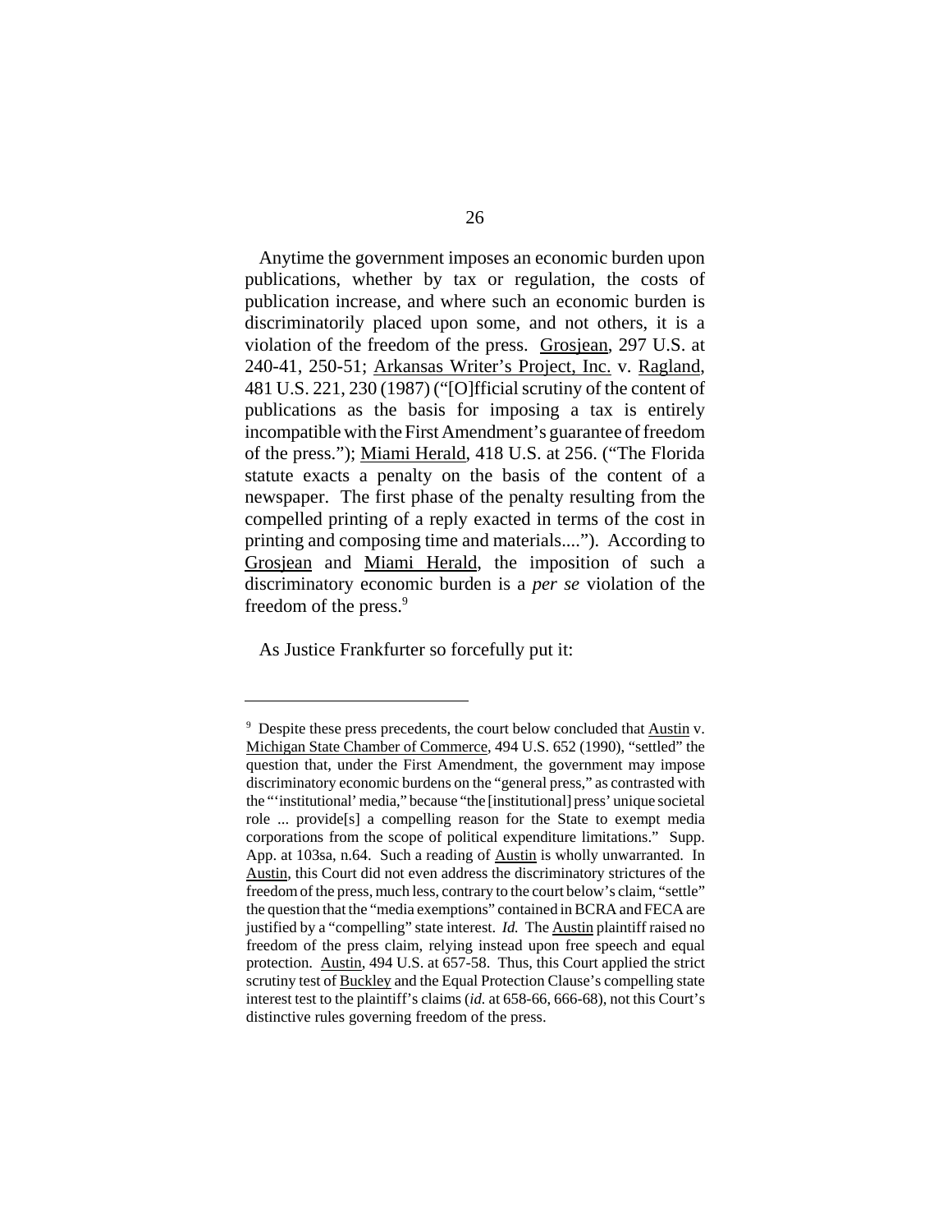Anytime the government imposes an economic burden upon publications, whether by tax or regulation, the costs of publication increase, and where such an economic burden is discriminatorily placed upon some, and not others, it is a violation of the freedom of the press. Grosjean, 297 U.S. at 240-41, 250-51; Arkansas Writer's Project, Inc. v. Ragland, 481 U.S. 221, 230 (1987) ("[O]fficial scrutiny of the content of publications as the basis for imposing a tax is entirely incompatible with the First Amendment's guarantee of freedom of the press."); Miami Herald, 418 U.S. at 256. ("The Florida statute exacts a penalty on the basis of the content of a newspaper. The first phase of the penalty resulting from the compelled printing of a reply exacted in terms of the cost in printing and composing time and materials...."). According to Grosjean and Miami Herald, the imposition of such a discriminatory economic burden is a *per se* violation of the freedom of the press.[9]

As Justice Frankfurter so forcefully put it:

---

[9] Despite these press precedents, the court below concluded that Austin v. Michigan State Chamber of Commerce, 494 U.S. 652 (1990), "settled" the question that, under the First Amendment, the government may impose discriminatory economic burdens on the "general press," as contrasted with the "'institutional' media," because "the [institutional] press' unique societal role ... provide[s] a compelling reason for the State to exempt media corporations from the scope of political expenditure limitations." Supp. App. at 103sa, n.64. Such a reading of Austin is wholly unwarranted. In Austin, this Court did not even address the discriminatory strictures of the freedom of the press, much less, contrary to the court below's claim, "settle" the question that the "media exemptions" contained in BCRA and FECA are justified by a "compelling" state interest. *Id.* The Austin plaintiff raised no freedom of the press claim, relying instead upon free speech and equal protection. Austin, 494 U.S. at 657-58. Thus, this Court applied the strict scrutiny test of Buckley and the Equal Protection Clause's compelling state interest test to the plaintiff's claims (*id.* at 658-66, 666-68), not this Court's distinctive rules governing freedom of the press.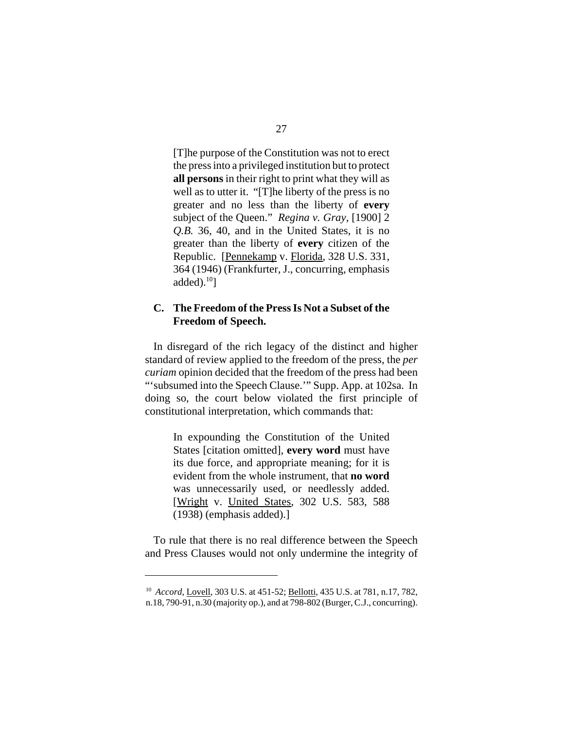> [T]he purpose of the Constitution was not to erect the press into a privileged institution but to protect **all persons** in their right to print what they will as well as to utter it. "[T]he liberty of the press is no greater and no less than the liberty of **every** subject of the Queen." *Regina v. Gray*, [1900] 2 *Q.B.* 36, 40, and in the United States, it is no greater than the liberty of **every** citizen of the Republic. [Pennekamp v. Florida, 328 U.S. 331, 364 (1946) (Frankfurter, J., concurring, emphasis added).[10]]

### C. The Freedom of the Press Is Not a Subset of the Freedom of Speech.

In disregard of the rich legacy of the distinct and higher standard of review applied to the freedom of the press, the *per curiam* opinion decided that the freedom of the press had been "'subsumed into the Speech Clause.'" Supp. App. at 102sa. In doing so, the court below violated the first principle of constitutional interpretation, which commands that:

> In expounding the Constitution of the United States [citation omitted], **every word** must have its due force, and appropriate meaning; for it is evident from the whole instrument, that **no word** was unnecessarily used, or needlessly added. [Wright v. United States, 302 U.S. 583, 588 (1938) (emphasis added).]

To rule that there is no real difference between the Speech and Press Clauses would not only undermine the integrity of

---

[10] *Accord*, Lovell, 303 U.S. at 451-52; Bellotti, 435 U.S. at 781, n.17, 782, n.18, 790-91, n.30 (majority op.), and at 798-802 (Burger, C.J., concurring).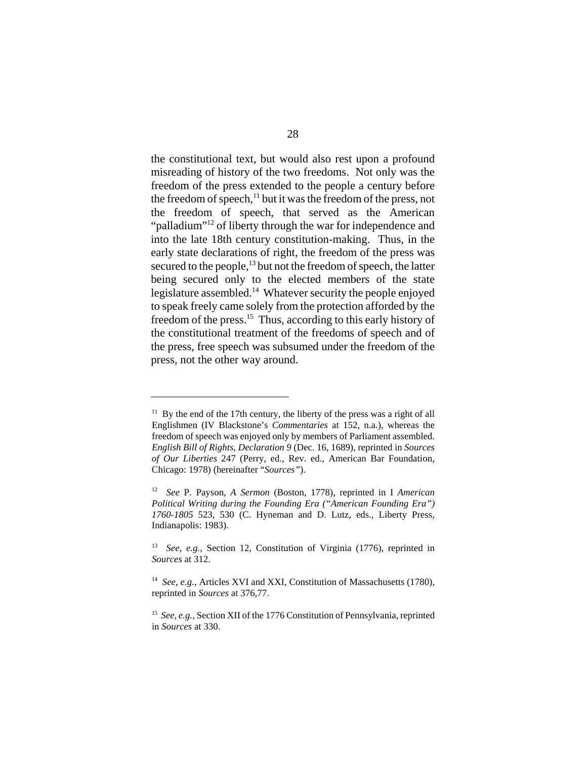the constitutional text, but would also rest upon a profound misreading of history of the two freedoms. Not only was the freedom of the press extended to the people a century before the freedom of speech,[11] but it was the freedom of the press, not the freedom of speech, that served as the American "palladium"[12] of liberty through the war for independence and into the late 18th century constitution-making. Thus, in the early state declarations of right, the freedom of the press was secured to the people,[13] but not the freedom of speech, the latter being secured only to the elected members of the state legislature assembled.[14] Whatever security the people enjoyed to speak freely came solely from the protection afforded by the freedom of the press.[15] Thus, according to this early history of the constitutional treatment of the freedoms of speech and of the press, free speech was subsumed under the freedom of the press, not the other way around.

---

[11] By the end of the 17th century, the liberty of the press was a right of all Englishmen (IV Blackstone's *Commentaries* at 152, n.a.), whereas the freedom of speech was enjoyed only by members of Parliament assembled. *English Bill of Rights, Declaration 9* (Dec. 16, 1689), reprinted in *Sources of Our Liberties* 247 (Perry, ed., Rev. ed., American Bar Foundation, Chicago: 1978) (hereinafter "*Sources*").

[12] *See* P. Payson, *A Sermon* (Boston, 1778), reprinted in I *American Political Writing during the Founding Era ("American Founding Era") 1760-1805* 523, 530 (C. Hyneman and D. Lutz, eds., Liberty Press, Indianapolis: 1983).

[13] *See, e.g.,* Section 12, Constitution of Virginia (1776), reprinted in *Sources* at 312.

[14] *See, e.g.,* Articles XVI and XXI, Constitution of Massachusetts (1780), reprinted in *Sources* at 376,77.

[15] *See, e.g.,* Section XII of the 1776 Constitution of Pennsylvania, reprinted in *Sources* at 330.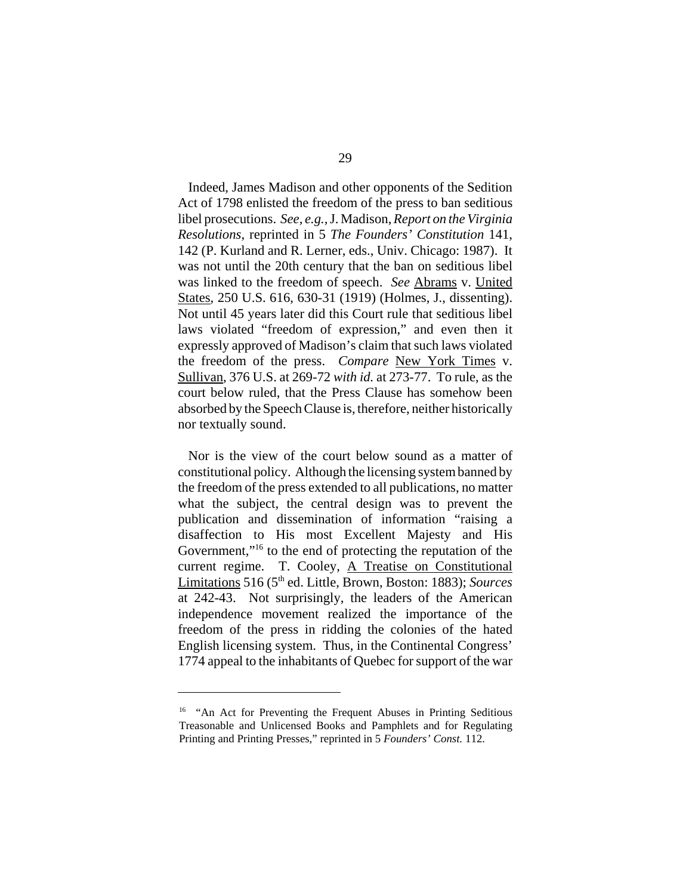Indeed, James Madison and other opponents of the Sedition Act of 1798 enlisted the freedom of the press to ban seditious libel prosecutions. *See, e.g.*, J. Madison, *Report on the Virginia Resolutions*, reprinted in 5 *The Founders' Constitution* 141, 142 (P. Kurland and R. Lerner, eds., Univ. Chicago: 1987). It was not until the 20th century that the ban on seditious libel was linked to the freedom of speech. *See* Abrams v. United States, 250 U.S. 616, 630-31 (1919) (Holmes, J., dissenting). Not until 45 years later did this Court rule that seditious libel laws violated "freedom of expression," and even then it expressly approved of Madison's claim that such laws violated the freedom of the press. *Compare* New York Times v. Sullivan, 376 U.S. at 269-72 *with id.* at 273-77. To rule, as the court below ruled, that the Press Clause has somehow been absorbed by the Speech Clause is, therefore, neither historically nor textually sound.

Nor is the view of the court below sound as a matter of constitutional policy. Although the licensing system banned by the freedom of the press extended to all publications, no matter what the subject, the central design was to prevent the publication and dissemination of information "raising a disaffection to His most Excellent Majesty and His Government,"[16] to the end of protecting the reputation of the current regime. T. Cooley, A Treatise on Constitutional Limitations 516 (5th ed. Little, Brown, Boston: 1883); *Sources* at 242-43. Not surprisingly, the leaders of the American independence movement realized the importance of the freedom of the press in ridding the colonies of the hated English licensing system. Thus, in the Continental Congress' 1774 appeal to the inhabitants of Quebec for support of the war

---

[16] "An Act for Preventing the Frequent Abuses in Printing Seditious Treasonable and Unlicensed Books and Pamphlets and for Regulating Printing and Printing Presses," reprinted in 5 *Founders' Const.* 112.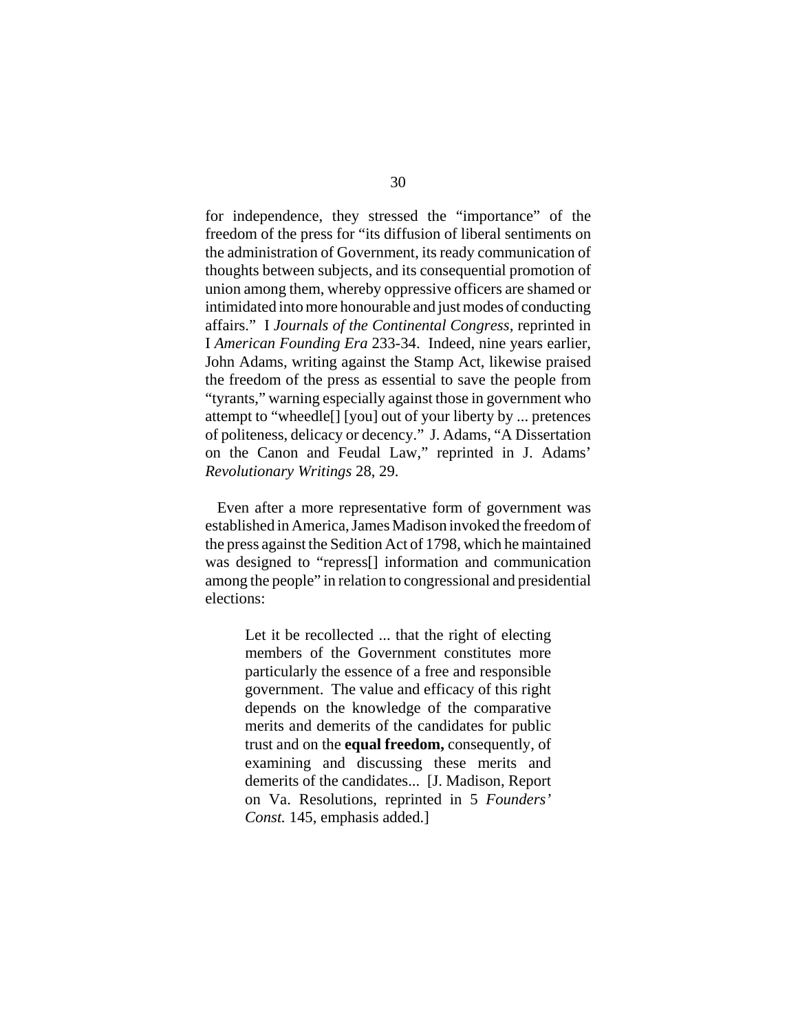for independence, they stressed the "importance" of the freedom of the press for "its diffusion of liberal sentiments on the administration of Government, its ready communication of thoughts between subjects, and its consequential promotion of union among them, whereby oppressive officers are shamed or intimidated into more honourable and just modes of conducting affairs." I *Journals of the Continental Congress,* reprinted in I *American Founding Era* 233-34. Indeed, nine years earlier, John Adams, writing against the Stamp Act, likewise praised the freedom of the press as essential to save the people from "tyrants," warning especially against those in government who attempt to "wheedle[] [you] out of your liberty by ... pretences of politeness, delicacy or decency." J. Adams, "A Dissertation on the Canon and Feudal Law," reprinted in J. Adams' *Revolutionary Writings* 28, 29.

Even after a more representative form of government was established in America, James Madison invoked the freedom of the press against the Sedition Act of 1798, which he maintained was designed to "repress[] information and communication among the people" in relation to congressional and presidential elections:

> Let it be recollected ... that the right of electing members of the Government constitutes more particularly the essence of a free and responsible government. The value and efficacy of this right depends on the knowledge of the comparative merits and demerits of the candidates for public trust and on the **equal freedom,** consequently, of examining and discussing these merits and demerits of the candidates... [J. Madison, Report on Va. Resolutions, reprinted in 5 *Founders' Const.* 145, emphasis added.]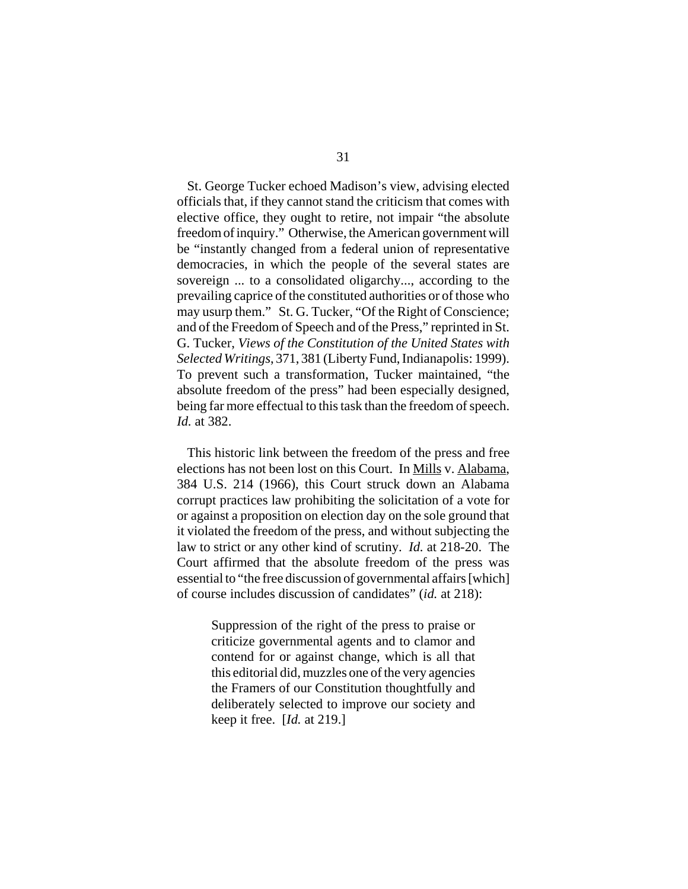St. George Tucker echoed Madison's view, advising elected officials that, if they cannot stand the criticism that comes with elective office, they ought to retire, not impair "the absolute freedom of inquiry." Otherwise, the American government will be "instantly changed from a federal union of representative democracies, in which the people of the several states are sovereign ... to a consolidated oligarchy..., according to the prevailing caprice of the constituted authorities or of those who may usurp them." St. G. Tucker, "Of the Right of Conscience; and of the Freedom of Speech and of the Press," reprinted in St. G. Tucker, *Views of the Constitution of the United States with Selected Writings*, 371, 381 (Liberty Fund, Indianapolis: 1999). To prevent such a transformation, Tucker maintained, "the absolute freedom of the press" had been especially designed, being far more effectual to this task than the freedom of speech. *Id.* at 382.

This historic link between the freedom of the press and free elections has not been lost on this Court. In Mills v. Alabama, 384 U.S. 214 (1966), this Court struck down an Alabama corrupt practices law prohibiting the solicitation of a vote for or against a proposition on election day on the sole ground that it violated the freedom of the press, and without subjecting the law to strict or any other kind of scrutiny. *Id.* at 218-20. The Court affirmed that the absolute freedom of the press was essential to "the free discussion of governmental affairs [which] of course includes discussion of candidates" (*id.* at 218):

> Suppression of the right of the press to praise or criticize governmental agents and to clamor and contend for or against change, which is all that this editorial did, muzzles one of the very agencies the Framers of our Constitution thoughtfully and deliberately selected to improve our society and keep it free. [*Id.* at 219.]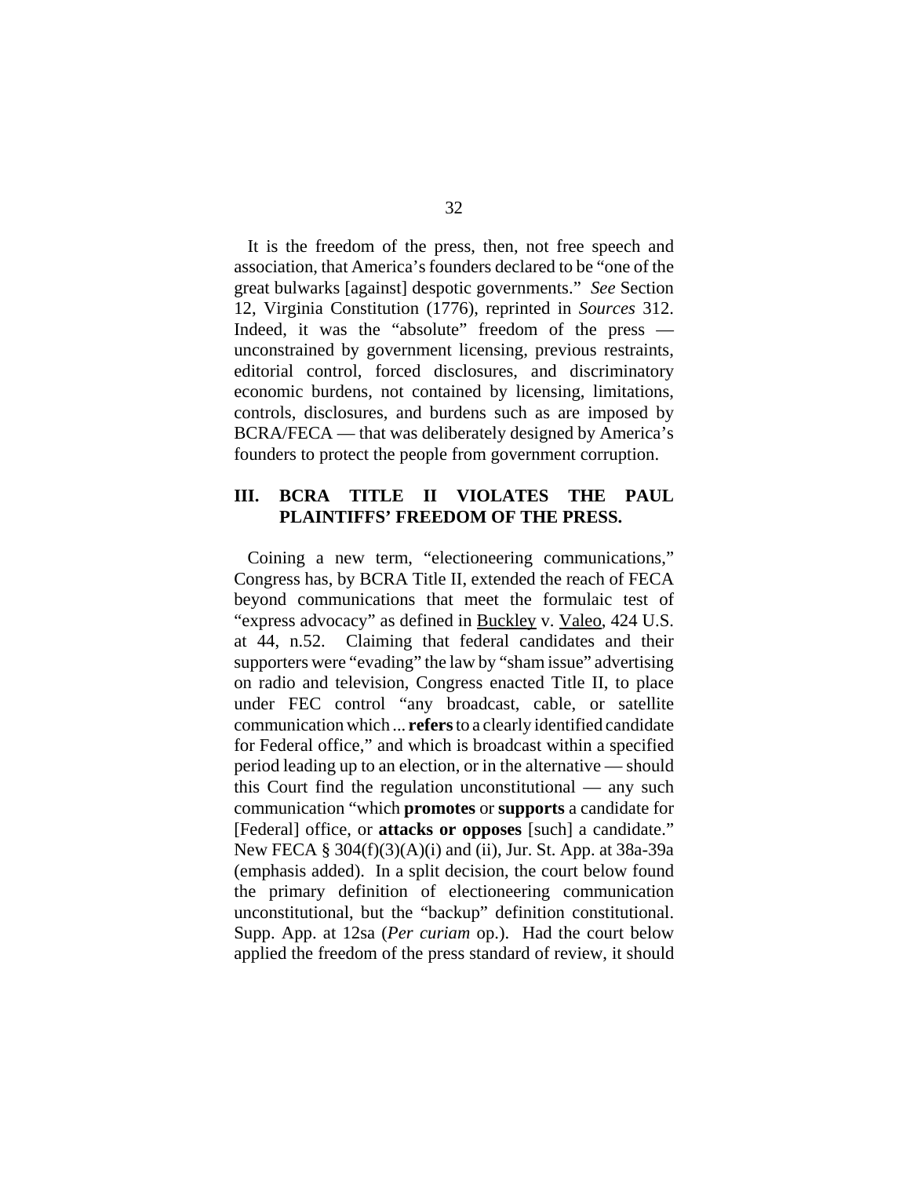It is the freedom of the press, then, not free speech and association, that America's founders declared to be "one of the great bulwarks [against] despotic governments." *See* Section 12, Virginia Constitution (1776), reprinted in *Sources* 312. Indeed, it was the "absolute" freedom of the press — unconstrained by government licensing, previous restraints, editorial control, forced disclosures, and discriminatory economic burdens, not contained by licensing, limitations, controls, disclosures, and burdens such as are imposed by BCRA/FECA — that was deliberately designed by America's founders to protect the people from government corruption.

## III. BCRA TITLE II VIOLATES THE PAUL PLAINTIFFS' FREEDOM OF THE PRESS.

Coining a new term, "electioneering communications," Congress has, by BCRA Title II, extended the reach of FECA beyond communications that meet the formulaic test of "express advocacy" as defined in Buckley v. Valeo, 424 U.S. at 44, n.52. Claiming that federal candidates and their supporters were "evading" the law by "sham issue" advertising on radio and television, Congress enacted Title II, to place under FEC control "any broadcast, cable, or satellite communication which ... **refers** to a clearly identified candidate for Federal office," and which is broadcast within a specified period leading up to an election, or in the alternative — should this Court find the regulation unconstitutional — any such communication "which **promotes** or **supports** a candidate for [Federal] office, or **attacks or opposes** [such] a candidate." New FECA § 304(f)(3)(A)(i) and (ii), Jur. St. App. at 38a-39a (emphasis added). In a split decision, the court below found the primary definition of electioneering communication unconstitutional, but the "backup" definition constitutional. Supp. App. at 12sa (*Per curiam* op.). Had the court below applied the freedom of the press standard of review, it should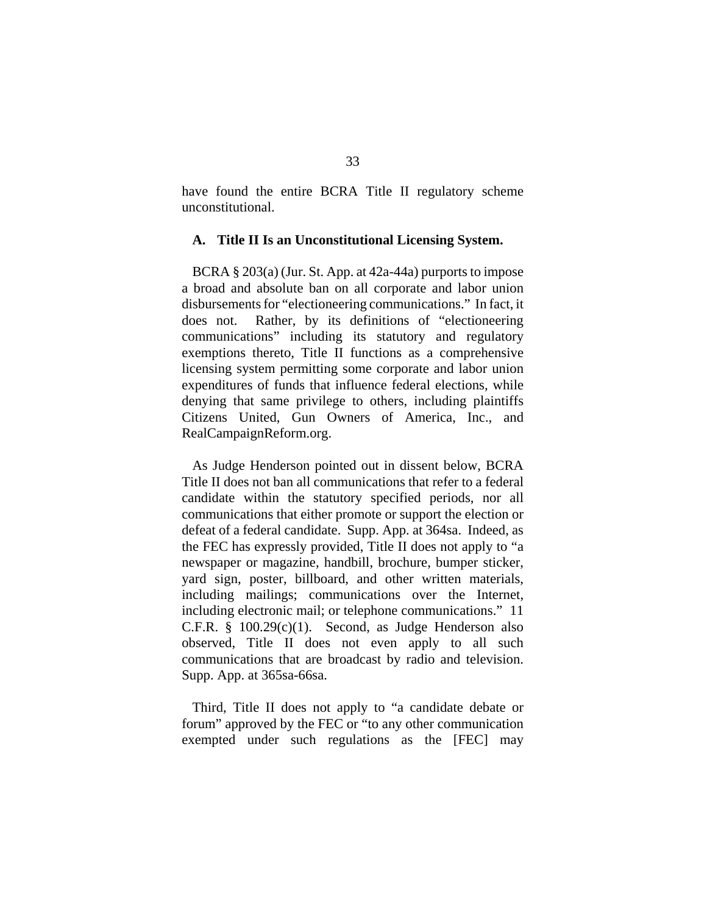have found the entire BCRA Title II regulatory scheme unconstitutional.

### A. Title II Is an Unconstitutional Licensing System.

BCRA § 203(a) (Jur. St. App. at 42a-44a) purports to impose a broad and absolute ban on all corporate and labor union disbursements for "electioneering communications." In fact, it does not. Rather, by its definitions of "electioneering communications" including its statutory and regulatory exemptions thereto, Title II functions as a comprehensive licensing system permitting some corporate and labor union expenditures of funds that influence federal elections, while denying that same privilege to others, including plaintiffs Citizens United, Gun Owners of America, Inc., and RealCampaignReform.org.

As Judge Henderson pointed out in dissent below, BCRA Title II does not ban all communications that refer to a federal candidate within the statutory specified periods, nor all communications that either promote or support the election or defeat of a federal candidate. Supp. App. at 364sa. Indeed, as the FEC has expressly provided, Title II does not apply to "a newspaper or magazine, handbill, brochure, bumper sticker, yard sign, poster, billboard, and other written materials, including mailings; communications over the Internet, including electronic mail; or telephone communications." 11 C.F.R. § 100.29(c)(1). Second, as Judge Henderson also observed, Title II does not even apply to all such communications that are broadcast by radio and television. Supp. App. at 365sa-66sa.

Third, Title II does not apply to "a candidate debate or forum" approved by the FEC or "to any other communication exempted under such regulations as the [FEC] may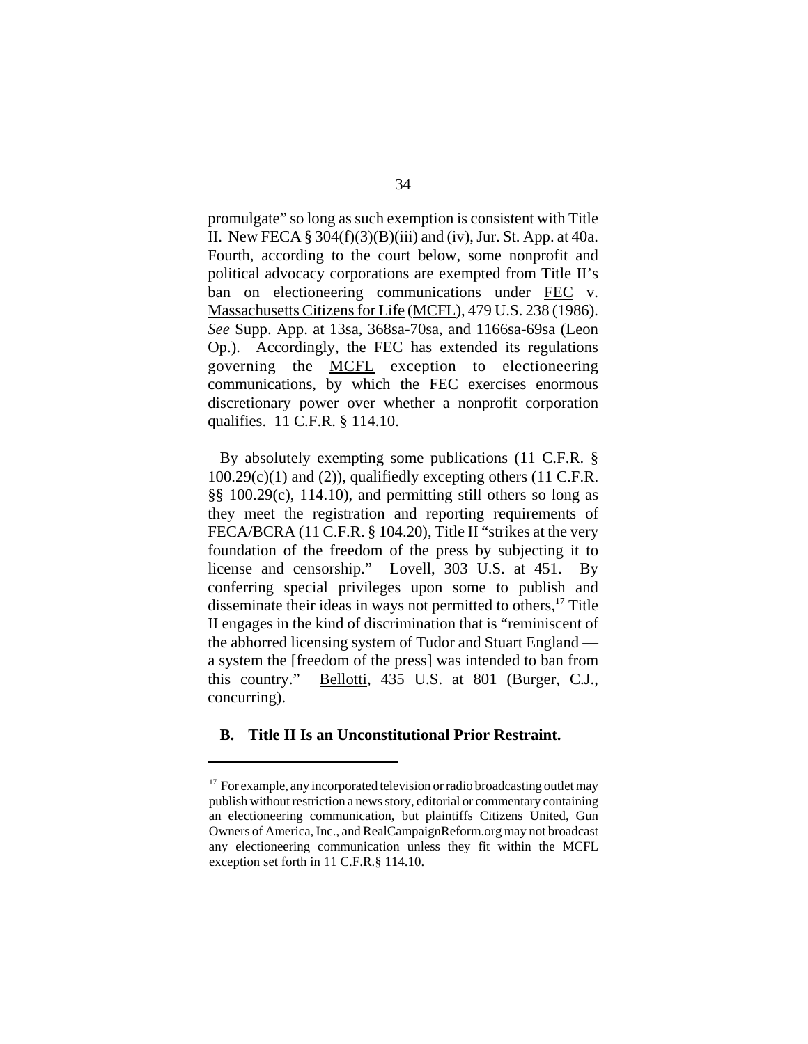promulgate" so long as such exemption is consistent with Title II. New FECA § 304(f)(3)(B)(iii) and (iv), Jur. St. App. at 40a. Fourth, according to the court below, some nonprofit and political advocacy corporations are exempted from Title II's ban on electioneering communications under FEC v. Massachusetts Citizens for Life (MCFL), 479 U.S. 238 (1986). *See* Supp. App. at 13sa, 368sa-70sa, and 1166sa-69sa (Leon Op.). Accordingly, the FEC has extended its regulations governing the MCFL exception to electioneering communications, by which the FEC exercises enormous discretionary power over whether a nonprofit corporation qualifies. 11 C.F.R. § 114.10.

By absolutely exempting some publications (11 C.F.R. § 100.29(c)(1) and (2)), qualifiedly excepting others (11 C.F.R. §§ 100.29(c), 114.10), and permitting still others so long as they meet the registration and reporting requirements of FECA/BCRA (11 C.F.R. § 104.20), Title II "strikes at the very foundation of the freedom of the press by subjecting it to license and censorship." Lovell, 303 U.S. at 451. By conferring special privileges upon some to publish and disseminate their ideas in ways not permitted to others,[17] Title II engages in the kind of discrimination that is "reminiscent of the abhorred licensing system of Tudor and Stuart England — a system the [freedom of the press] was intended to ban from this country." Bellotti, 435 U.S. at 801 (Burger, C.J., concurring).

### B. Title II Is an Unconstitutional Prior Restraint.

---

[17] For example, any incorporated television or radio broadcasting outlet may publish without restriction a news story, editorial or commentary containing an electioneering communication, but plaintiffs Citizens United, Gun Owners of America, Inc., and RealCampaignReform.org may not broadcast any electioneering communication unless they fit within the MCFL exception set forth in 11 C.F.R.§ 114.10.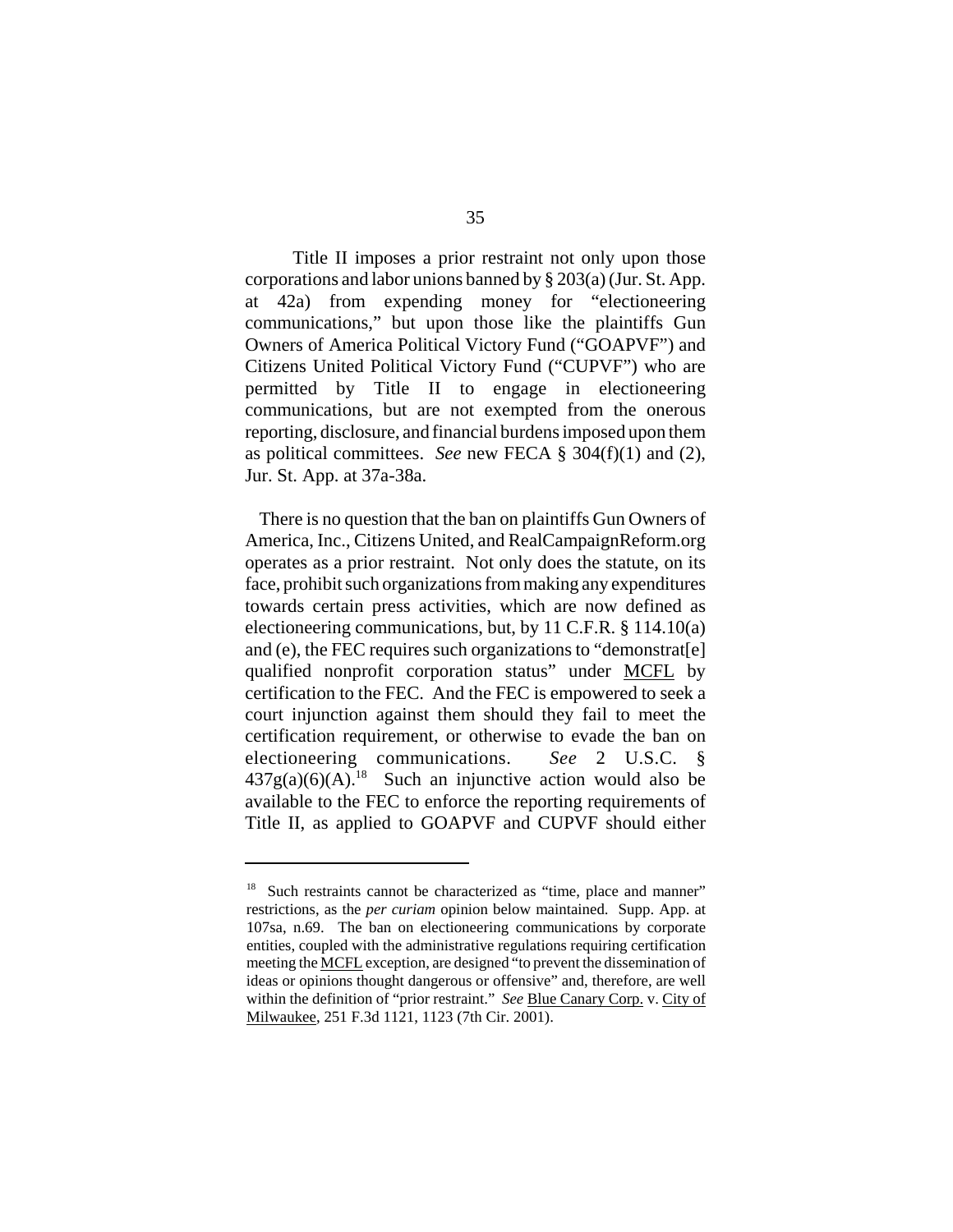Title II imposes a prior restraint not only upon those corporations and labor unions banned by § 203(a) (Jur. St. App. at 42a) from expending money for "electioneering communications," but upon those like the plaintiffs Gun Owners of America Political Victory Fund ("GOAPVF") and Citizens United Political Victory Fund ("CUPVF") who are permitted by Title II to engage in electioneering communications, but are not exempted from the onerous reporting, disclosure, and financial burdens imposed upon them as political committees. *See* new FECA § 304(f)(1) and (2), Jur. St. App. at 37a-38a.

There is no question that the ban on plaintiffs Gun Owners of America, Inc., Citizens United, and RealCampaignReform.org operates as a prior restraint. Not only does the statute, on its face, prohibit such organizations from making any expenditures towards certain press activities, which are now defined as electioneering communications, but, by 11 C.F.R. § 114.10(a) and (e), the FEC requires such organizations to "demonstrat[e] qualified nonprofit corporation status" under MCFL by certification to the FEC. And the FEC is empowered to seek a court injunction against them should they fail to meet the certification requirement, or otherwise to evade the ban on electioneering communications. *See* 2 U.S.C. § 437g(a)(6)(A).[18] Such an injunctive action would also be available to the FEC to enforce the reporting requirements of Title II, as applied to GOAPVF and CUPVF should either

---

[18] Such restraints cannot be characterized as "time, place and manner" restrictions, as the *per curiam* opinion below maintained. Supp. App. at 107sa, n.69. The ban on electioneering communications by corporate entities, coupled with the administrative regulations requiring certification meeting the MCFL exception, are designed "to prevent the dissemination of ideas or opinions thought dangerous or offensive" and, therefore, are well within the definition of "prior restraint." *See* Blue Canary Corp. v. City of Milwaukee, 251 F.3d 1121, 1123 (7th Cir. 2001).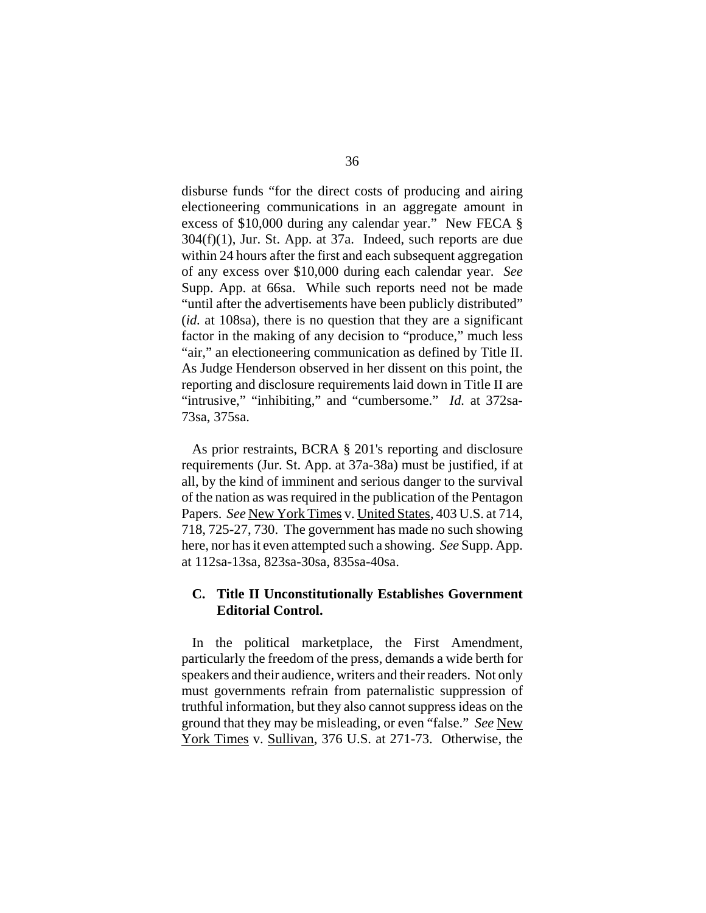disburse funds "for the direct costs of producing and airing electioneering communications in an aggregate amount in excess of $10,000 during any calendar year." New FECA § 304(f)(1), Jur. St. App. at 37a. Indeed, such reports are due within 24 hours after the first and each subsequent aggregation of any excess over $10,000 during each calendar year. *See* Supp. App. at 66sa. While such reports need not be made "until after the advertisements have been publicly distributed" (*id.* at 108sa), there is no question that they are a significant factor in the making of any decision to "produce," much less "air," an electioneering communication as defined by Title II. As Judge Henderson observed in her dissent on this point, the reporting and disclosure requirements laid down in Title II are "intrusive," "inhibiting," and "cumbersome." *Id.* at 372sa-73sa, 375sa.

As prior restraints, BCRA § 201's reporting and disclosure requirements (Jur. St. App. at 37a-38a) must be justified, if at all, by the kind of imminent and serious danger to the survival of the nation as was required in the publication of the Pentagon Papers. *See* New York Times v. United States, 403 U.S. at 714, 718, 725-27, 730. The government has made no such showing here, nor has it even attempted such a showing. *See* Supp. App. at 112sa-13sa, 823sa-30sa, 835sa-40sa.

### C. Title II Unconstitutionally Establishes Government Editorial Control.

In the political marketplace, the First Amendment, particularly the freedom of the press, demands a wide berth for speakers and their audience, writers and their readers. Not only must governments refrain from paternalistic suppression of truthful information, but they also cannot suppress ideas on the ground that they may be misleading, or even "false." *See* New York Times v. Sullivan, 376 U.S. at 271-73. Otherwise, the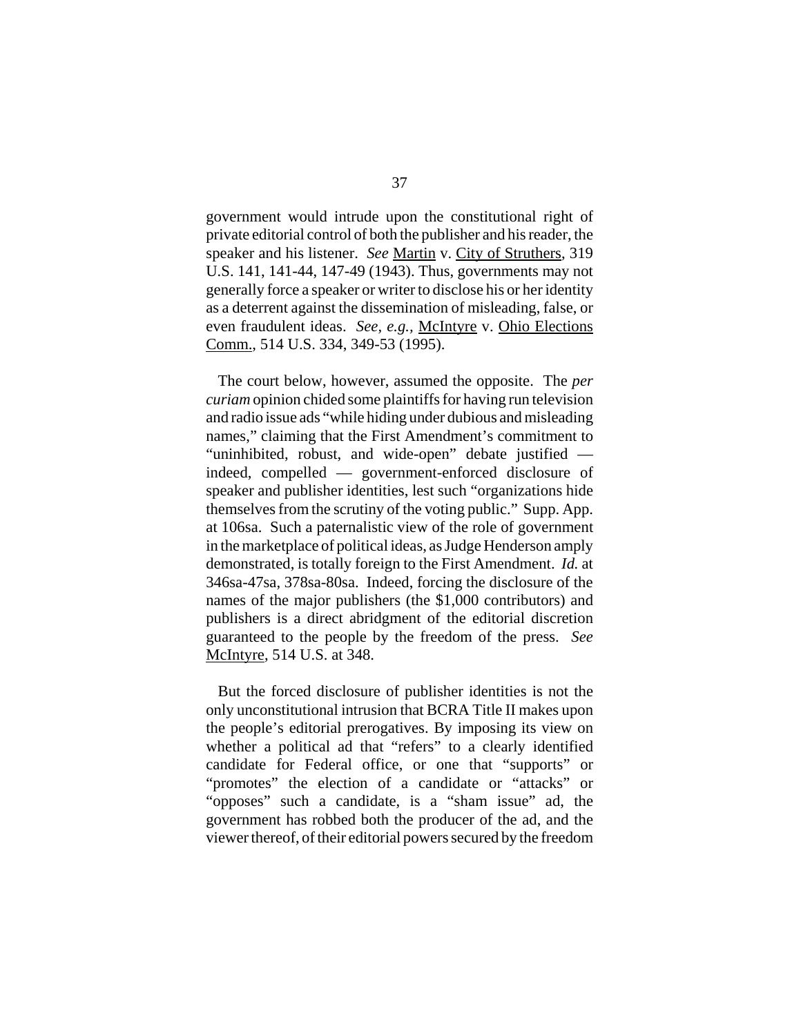government would intrude upon the constitutional right of private editorial control of both the publisher and his reader, the speaker and his listener. *See* Martin v. City of Struthers, 319 U.S. 141, 141-44, 147-49 (1943). Thus, governments may not generally force a speaker or writer to disclose his or her identity as a deterrent against the dissemination of misleading, false, or even fraudulent ideas. *See, e.g.,* McIntyre v. Ohio Elections Comm., 514 U.S. 334, 349-53 (1995).

The court below, however, assumed the opposite. The *per curiam* opinion chided some plaintiffs for having run television and radio issue ads "while hiding under dubious and misleading names," claiming that the First Amendment's commitment to "uninhibited, robust, and wide-open" debate justified — indeed, compelled — government-enforced disclosure of speaker and publisher identities, lest such "organizations hide themselves from the scrutiny of the voting public." Supp. App. at 106sa. Such a paternalistic view of the role of government in the marketplace of political ideas, as Judge Henderson amply demonstrated, is totally foreign to the First Amendment. *Id.* at 346sa-47sa, 378sa-80sa. Indeed, forcing the disclosure of the names of the major publishers (the $1,000 contributors) and publishers is a direct abridgment of the editorial discretion guaranteed to the people by the freedom of the press. *See* McIntyre, 514 U.S. at 348.

But the forced disclosure of publisher identities is not the only unconstitutional intrusion that BCRA Title II makes upon the people's editorial prerogatives. By imposing its view on whether a political ad that "refers" to a clearly identified candidate for Federal office, or one that "supports" or "promotes" the election of a candidate or "attacks" or "opposes" such a candidate, is a "sham issue" ad, the government has robbed both the producer of the ad, and the viewer thereof, of their editorial powers secured by the freedom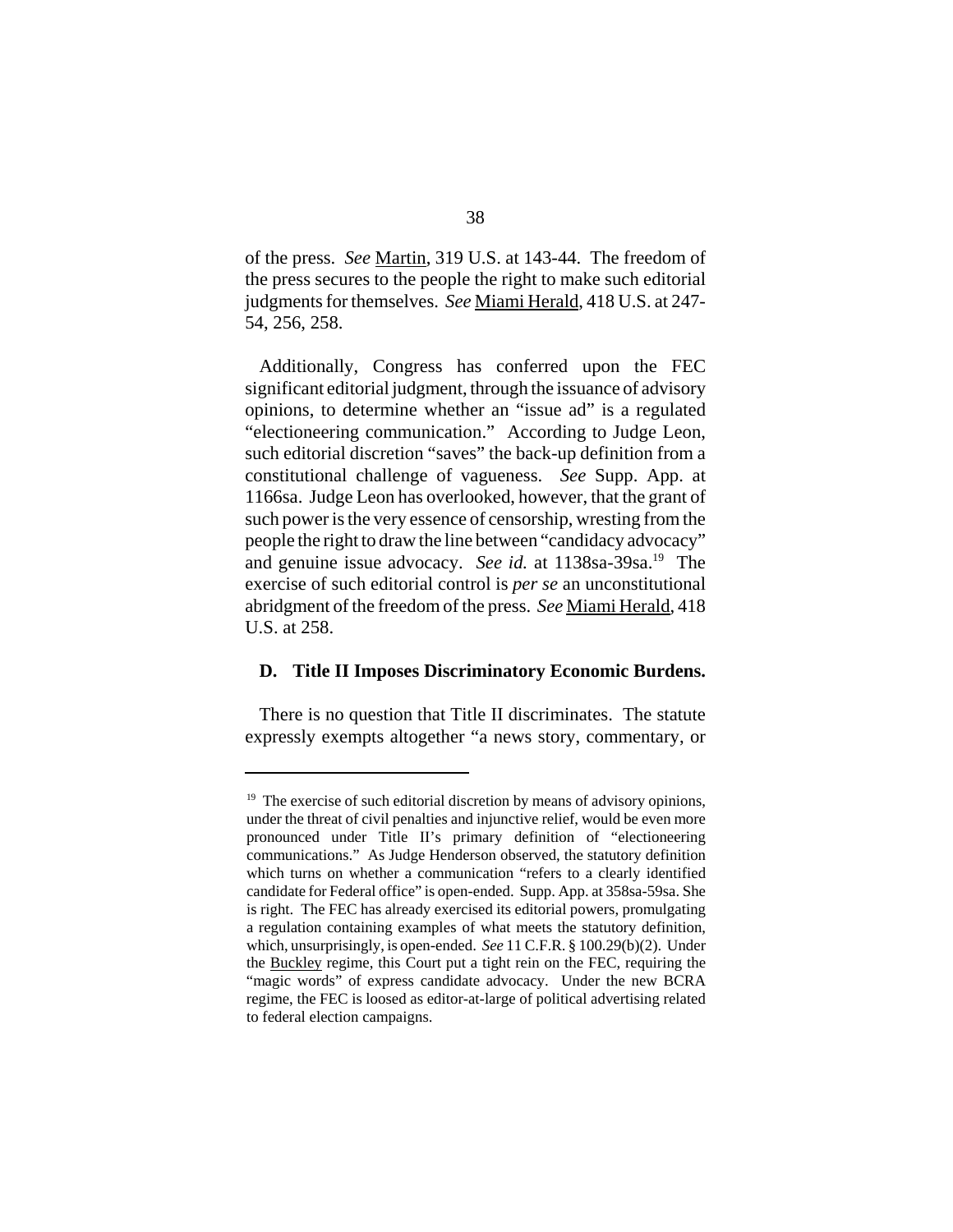of the press. *See* Martin, 319 U.S. at 143-44. The freedom of the press secures to the people the right to make such editorial judgments for themselves. *See* Miami Herald, 418 U.S. at 247-54, 256, 258.

Additionally, Congress has conferred upon the FEC significant editorial judgment, through the issuance of advisory opinions, to determine whether an "issue ad" is a regulated "electioneering communication." According to Judge Leon, such editorial discretion "saves" the back-up definition from a constitutional challenge of vagueness. *See* Supp. App. at 1166sa. Judge Leon has overlooked, however, that the grant of such power is the very essence of censorship, wresting from the people the right to draw the line between "candidacy advocacy" and genuine issue advocacy. *See id.* at 1138sa-39sa.[19] The exercise of such editorial control is *per se* an unconstitutional abridgment of the freedom of the press. *See* Miami Herald, 418 U.S. at 258.

**D. Title II Imposes Discriminatory Economic Burdens.**

There is no question that Title II discriminates. The statute expressly exempts altogether "a news story, commentary, or

---

[19] The exercise of such editorial discretion by means of advisory opinions, under the threat of civil penalties and injunctive relief, would be even more pronounced under Title II's primary definition of "electioneering communications." As Judge Henderson observed, the statutory definition which turns on whether a communication "refers to a clearly identified candidate for Federal office" is open-ended. Supp. App. at 358sa-59sa. She is right. The FEC has already exercised its editorial powers, promulgating a regulation containing examples of what meets the statutory definition, which, unsurprisingly, is open-ended. *See* 11 C.F.R. § 100.29(b)(2). Under the Buckley regime, this Court put a tight rein on the FEC, requiring the "magic words" of express candidate advocacy. Under the new BCRA regime, the FEC is loosed as editor-at-large of political advertising related to federal election campaigns.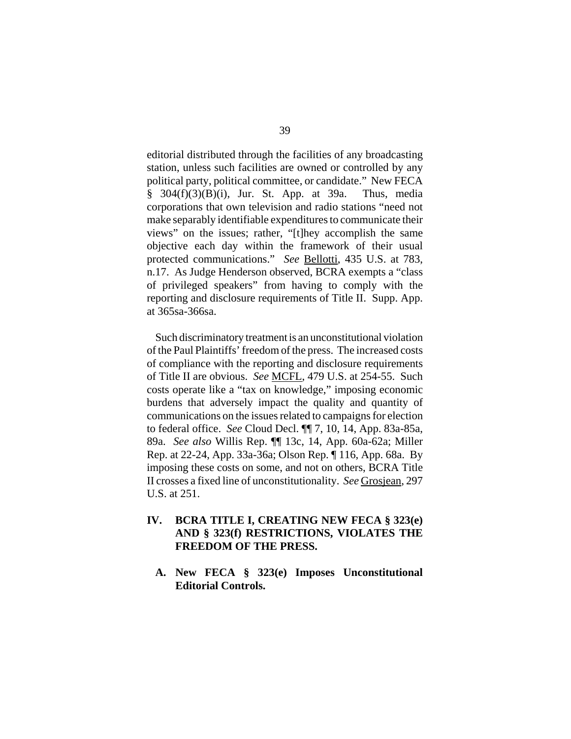editorial distributed through the facilities of any broadcasting station, unless such facilities are owned or controlled by any political party, political committee, or candidate." New FECA § 304(f)(3)(B)(i), Jur. St. App. at 39a. Thus, media corporations that own television and radio stations "need not make separably identifiable expenditures to communicate their views" on the issues; rather, "[t]hey accomplish the same objective each day within the framework of their usual protected communications." *See* Bellotti, 435 U.S. at 783, n.17. As Judge Henderson observed, BCRA exempts a "class of privileged speakers" from having to comply with the reporting and disclosure requirements of Title II. Supp. App. at 365sa-366sa.

Such discriminatory treatment is an unconstitutional violation of the Paul Plaintiffs' freedom of the press. The increased costs of compliance with the reporting and disclosure requirements of Title II are obvious. *See* MCFL, 479 U.S. at 254-55. Such costs operate like a "tax on knowledge," imposing economic burdens that adversely impact the quality and quantity of communications on the issues related to campaigns for election to federal office. *See* Cloud Decl. ¶¶ 7, 10, 14, App. 83a-85a, 89a. *See also* Willis Rep. ¶¶ 13c, 14, App. 60a-62a; Miller Rep. at 22-24, App. 33a-36a; Olson Rep. ¶ 116, App. 68a. By imposing these costs on some, and not on others, BCRA Title II crosses a fixed line of unconstitutionality. *See* Grosjean, 297 U.S. at 251.

## IV. BCRA TITLE I, CREATING NEW FECA § 323(e) AND § 323(f) RESTRICTIONS, VIOLATES THE FREEDOM OF THE PRESS.

### A. New FECA § 323(e) Imposes Unconstitutional Editorial Controls.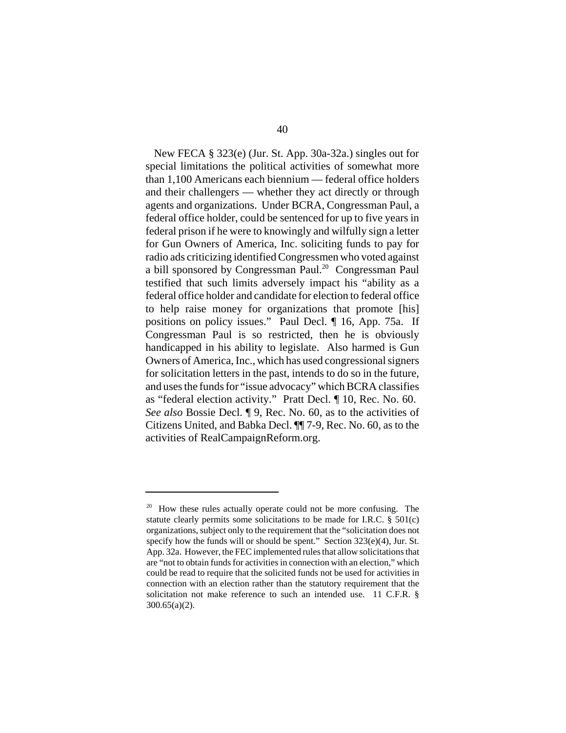New FECA § 323(e) (Jur. St. App. 30a-32a.) singles out for special limitations the political activities of somewhat more than 1,100 Americans each biennium — federal office holders and their challengers — whether they act directly or through agents and organizations. Under BCRA, Congressman Paul, a federal office holder, could be sentenced for up to five years in federal prison if he were to knowingly and wilfully sign a letter for Gun Owners of America, Inc. soliciting funds to pay for radio ads criticizing identified Congressmen who voted against a bill sponsored by Congressman Paul.[20] Congressman Paul testified that such limits adversely impact his "ability as a federal office holder and candidate for election to federal office to help raise money for organizations that promote [his] positions on policy issues." Paul Decl. ¶ 16, App. 75a. If Congressman Paul is so restricted, then he is obviously handicapped in his ability to legislate. Also harmed is Gun Owners of America, Inc., which has used congressional signers for solicitation letters in the past, intends to do so in the future, and uses the funds for "issue advocacy" which BCRA classifies as "federal election activity." Pratt Decl. ¶ 10, Rec. No. 60. *See also* Bossie Decl. ¶ 9, Rec. No. 60, as to the activities of Citizens United, and Babka Decl. ¶¶ 7-9, Rec. No. 60, as to the activities of RealCampaignReform.org.

---

[20] How these rules actually operate could not be more confusing. The statute clearly permits some solicitations to be made for I.R.C. § 501(c) organizations, subject only to the requirement that the "solicitation does not specify how the funds will or should be spent." Section 323(e)(4), Jur. St. App. 32a. However, the FEC implemented rules that allow solicitations that are "not to obtain funds for activities in connection with an election," which could be read to require that the solicited funds not be used for activities in connection with an election rather than the statutory requirement that the solicitation not make reference to such an intended use. 11 C.F.R. § 300.65(a)(2).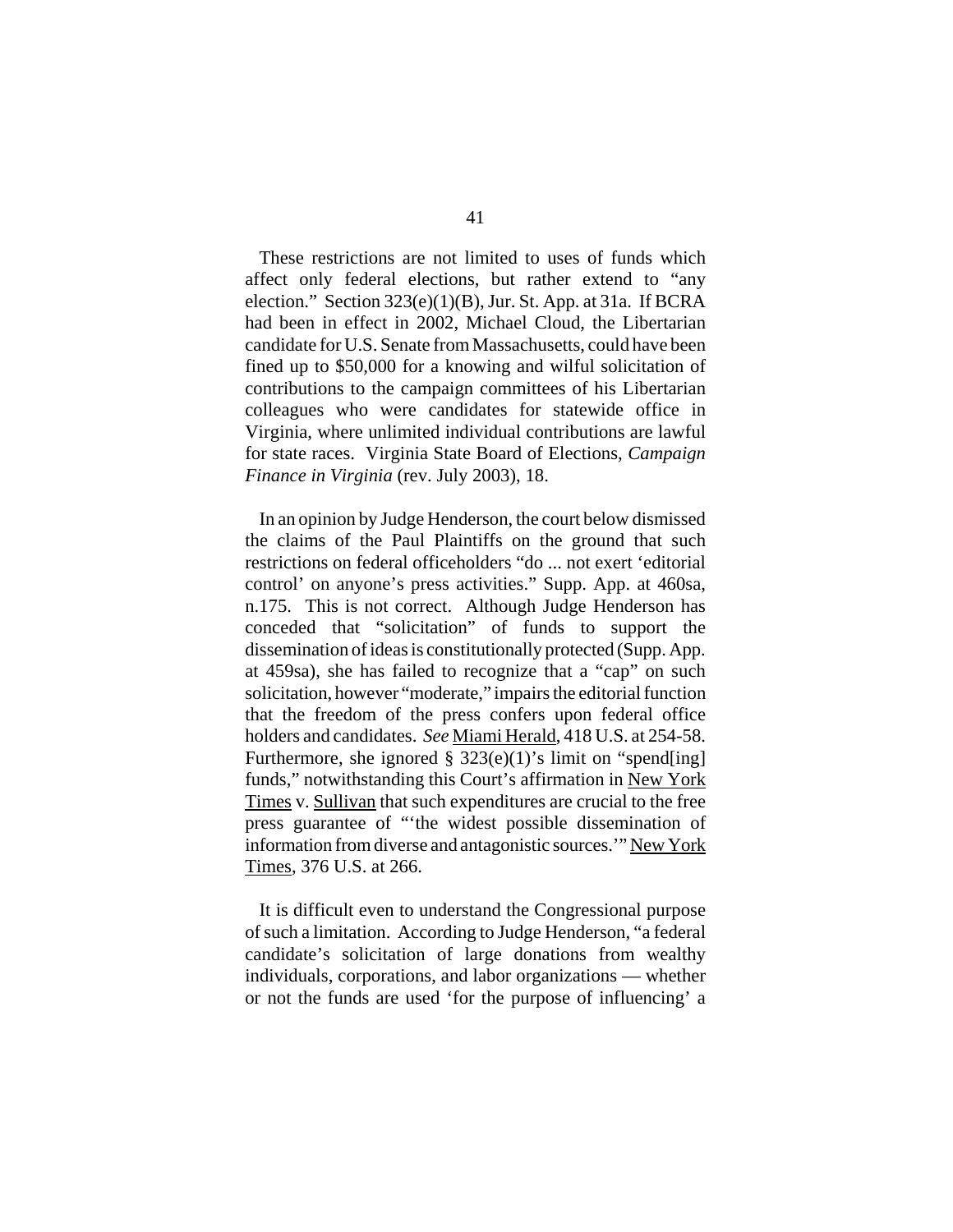These restrictions are not limited to uses of funds which affect only federal elections, but rather extend to "any election." Section 323(e)(1)(B), Jur. St. App. at 31a. If BCRA had been in effect in 2002, Michael Cloud, the Libertarian candidate for U.S. Senate from Massachusetts, could have been fined up to $50,000 for a knowing and wilful solicitation of contributions to the campaign committees of his Libertarian colleagues who were candidates for statewide office in Virginia, where unlimited individual contributions are lawful for state races. Virginia State Board of Elections, *Campaign Finance in Virginia* (rev. July 2003), 18.

In an opinion by Judge Henderson, the court below dismissed the claims of the Paul Plaintiffs on the ground that such restrictions on federal officeholders "do ... not exert 'editorial control' on anyone's press activities." Supp. App. at 460sa, n.175. This is not correct. Although Judge Henderson has conceded that "solicitation" of funds to support the dissemination of ideas is constitutionally protected (Supp. App. at 459sa), she has failed to recognize that a "cap" on such solicitation, however "moderate," impairs the editorial function that the freedom of the press confers upon federal office holders and candidates. *See* Miami Herald, 418 U.S. at 254-58. Furthermore, she ignored § 323(e)(1)'s limit on "spend[ing] funds," notwithstanding this Court's affirmation in New York Times v. Sullivan that such expenditures are crucial to the free press guarantee of "'the widest possible dissemination of information from diverse and antagonistic sources.'" New York Times, 376 U.S. at 266.

It is difficult even to understand the Congressional purpose of such a limitation. According to Judge Henderson, "a federal candidate's solicitation of large donations from wealthy individuals, corporations, and labor organizations — whether or not the funds are used 'for the purpose of influencing' a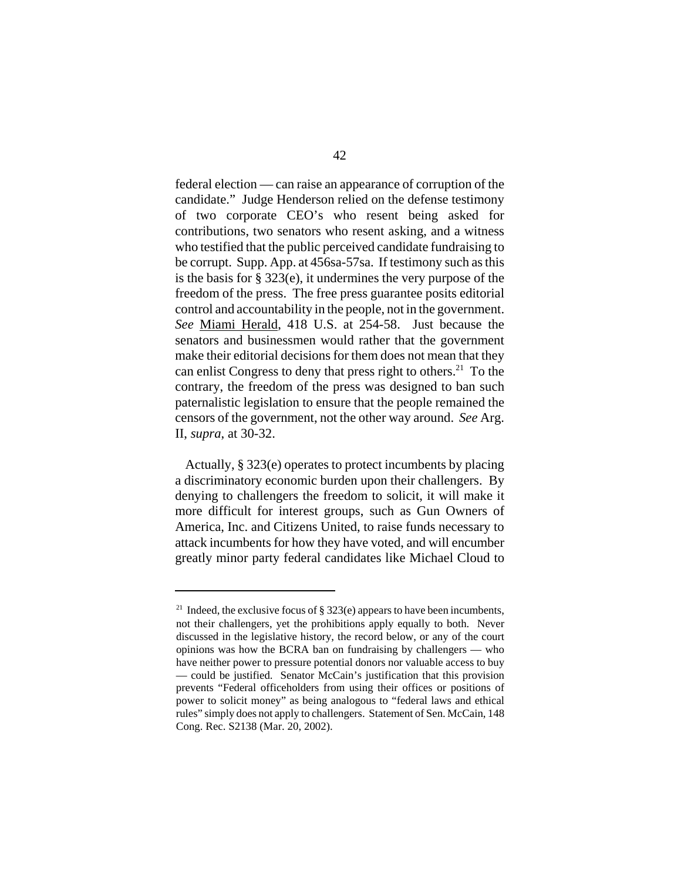federal election — can raise an appearance of corruption of the candidate." Judge Henderson relied on the defense testimony of two corporate CEO's who resent being asked for contributions, two senators who resent asking, and a witness who testified that the public perceived candidate fundraising to be corrupt. Supp. App. at 456sa-57sa. If testimony such as this is the basis for § 323(e), it undermines the very purpose of the freedom of the press. The free press guarantee posits editorial control and accountability in the people, not in the government. *See* Miami Herald, 418 U.S. at 254-58. Just because the senators and businessmen would rather that the government make their editorial decisions for them does not mean that they can enlist Congress to deny that press right to others.[21] To the contrary, the freedom of the press was designed to ban such paternalistic legislation to ensure that the people remained the censors of the government, not the other way around. *See* Arg. II, *supra*, at 30-32.

Actually, § 323(e) operates to protect incumbents by placing a discriminatory economic burden upon their challengers. By denying to challengers the freedom to solicit, it will make it more difficult for interest groups, such as Gun Owners of America, Inc. and Citizens United, to raise funds necessary to attack incumbents for how they have voted, and will encumber greatly minor party federal candidates like Michael Cloud to

---

[21] Indeed, the exclusive focus of § 323(e) appears to have been incumbents, not their challengers, yet the prohibitions apply equally to both. Never discussed in the legislative history, the record below, or any of the court opinions was how the BCRA ban on fundraising by challengers — who have neither power to pressure potential donors nor valuable access to buy — could be justified. Senator McCain's justification that this provision prevents "Federal officeholders from using their offices or positions of power to solicit money" as being analogous to "federal laws and ethical rules" simply does not apply to challengers. Statement of Sen. McCain, 148 Cong. Rec. S2138 (Mar. 20, 2002).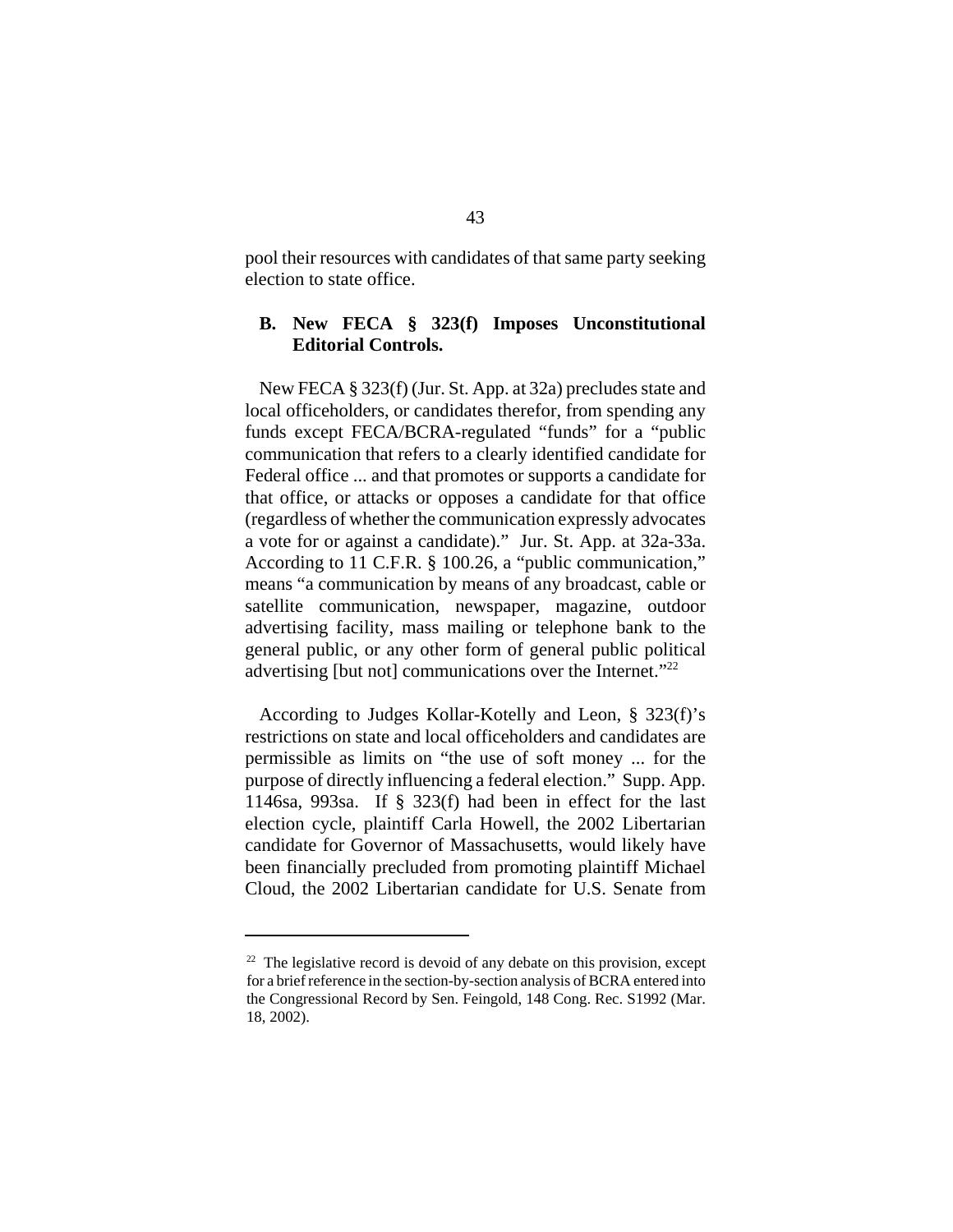pool their resources with candidates of that same party seeking election to state office.

### B. New FECA § 323(f) Imposes Unconstitutional Editorial Controls.

New FECA § 323(f) (Jur. St. App. at 32a) precludes state and local officeholders, or candidates therefor, from spending any funds except FECA/BCRA-regulated "funds" for a "public communication that refers to a clearly identified candidate for Federal office ... and that promotes or supports a candidate for that office, or attacks or opposes a candidate for that office (regardless of whether the communication expressly advocates a vote for or against a candidate)." Jur. St. App. at 32a-33a. According to 11 C.F.R. § 100.26, a "public communication," means "a communication by means of any broadcast, cable or satellite communication, newspaper, magazine, outdoor advertising facility, mass mailing or telephone bank to the general public, or any other form of general public political advertising [but not] communications over the Internet."[22]

According to Judges Kollar-Kotelly and Leon, § 323(f)'s restrictions on state and local officeholders and candidates are permissible as limits on "the use of soft money ... for the purpose of directly influencing a federal election." Supp. App. 1146sa, 993sa. If § 323(f) had been in effect for the last election cycle, plaintiff Carla Howell, the 2002 Libertarian candidate for Governor of Massachusetts, would likely have been financially precluded from promoting plaintiff Michael Cloud, the 2002 Libertarian candidate for U.S. Senate from

---

[22] The legislative record is devoid of any debate on this provision, except for a brief reference in the section-by-section analysis of BCRA entered into the Congressional Record by Sen. Feingold, 148 Cong. Rec. S1992 (Mar. 18, 2002).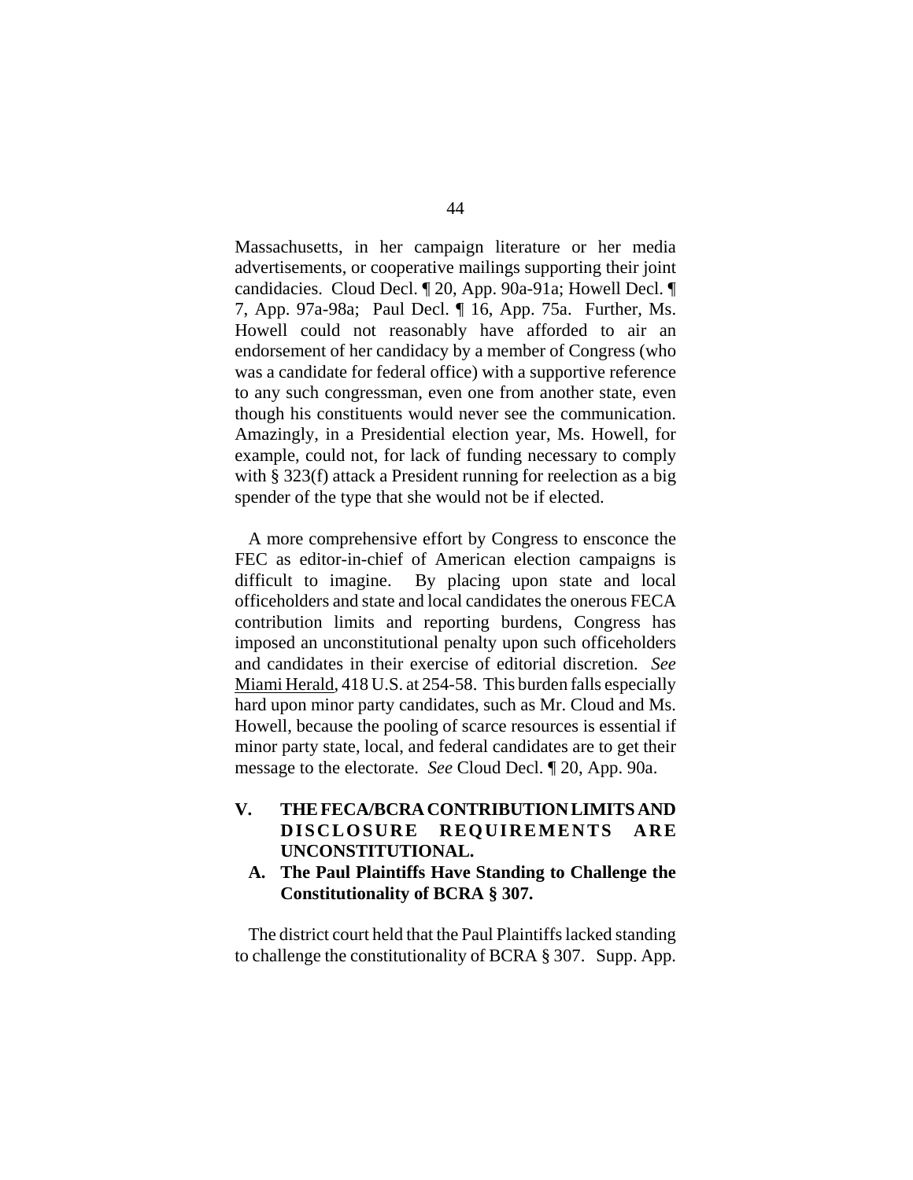Massachusetts, in her campaign literature or her media advertisements, or cooperative mailings supporting their joint candidacies. Cloud Decl. ¶ 20, App. 90a-91a; Howell Decl. ¶ 7, App. 97a-98a; Paul Decl. ¶ 16, App. 75a. Further, Ms. Howell could not reasonably have afforded to air an endorsement of her candidacy by a member of Congress (who was a candidate for federal office) with a supportive reference to any such congressman, even one from another state, even though his constituents would never see the communication. Amazingly, in a Presidential election year, Ms. Howell, for example, could not, for lack of funding necessary to comply with § 323(f) attack a President running for reelection as a big spender of the type that she would not be if elected.

A more comprehensive effort by Congress to ensconce the FEC as editor-in-chief of American election campaigns is difficult to imagine. By placing upon state and local officeholders and state and local candidates the onerous FECA contribution limits and reporting burdens, Congress has imposed an unconstitutional penalty upon such officeholders and candidates in their exercise of editorial discretion. *See* Miami Herald, 418 U.S. at 254-58. This burden falls especially hard upon minor party candidates, such as Mr. Cloud and Ms. Howell, because the pooling of scarce resources is essential if minor party state, local, and federal candidates are to get their message to the electorate. *See* Cloud Decl. ¶ 20, App. 90a.

## V. THE FECA/BCRA CONTRIBUTION LIMITS AND DISCLOSURE REQUIREMENTS ARE UNCONSTITUTIONAL.

### A. The Paul Plaintiffs Have Standing to Challenge the Constitutionality of BCRA § 307.

The district court held that the Paul Plaintiffs lacked standing to challenge the constitutionality of BCRA § 307. Supp. App.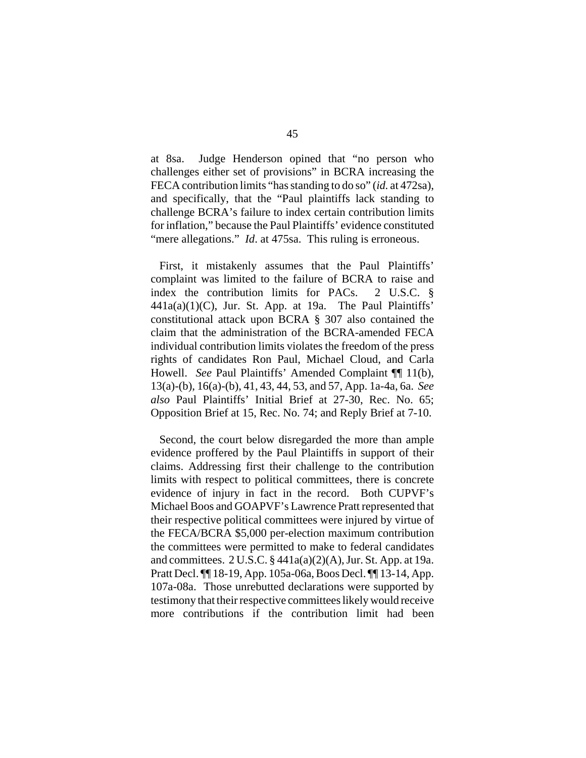at 8sa. Judge Henderson opined that "no person who challenges either set of provisions" in BCRA increasing the FECA contribution limits "has standing to do so" (*id.* at 472sa), and specifically, that the "Paul plaintiffs lack standing to challenge BCRA's failure to index certain contribution limits for inflation," because the Paul Plaintiffs' evidence constituted "mere allegations." *Id*. at 475sa. This ruling is erroneous.

First, it mistakenly assumes that the Paul Plaintiffs' complaint was limited to the failure of BCRA to raise and index the contribution limits for PACs. 2 U.S.C. § 441a(a)(1)(C), Jur. St. App. at 19a. The Paul Plaintiffs' constitutional attack upon BCRA § 307 also contained the claim that the administration of the BCRA-amended FECA individual contribution limits violates the freedom of the press rights of candidates Ron Paul, Michael Cloud, and Carla Howell. *See* Paul Plaintiffs' Amended Complaint ¶¶ 11(b), 13(a)-(b), 16(a)-(b), 41, 43, 44, 53, and 57, App. 1a-4a, 6a. *See also* Paul Plaintiffs' Initial Brief at 27-30, Rec. No. 65; Opposition Brief at 15, Rec. No. 74; and Reply Brief at 7-10.

Second, the court below disregarded the more than ample evidence proffered by the Paul Plaintiffs in support of their claims. Addressing first their challenge to the contribution limits with respect to political committees, there is concrete evidence of injury in fact in the record. Both CUPVF's Michael Boos and GOAPVF's Lawrence Pratt represented that their respective political committees were injured by virtue of the FECA/BCRA $5,000 per-election maximum contribution the committees were permitted to make to federal candidates and committees. 2 U.S.C. § 441a(a)(2)(A), Jur. St. App. at 19a. Pratt Decl. ¶¶ 18-19, App. 105a-06a, Boos Decl. ¶¶ 13-14, App. 107a-08a. Those unrebutted declarations were supported by testimony that their respective committees likely would receive more contributions if the contribution limit had been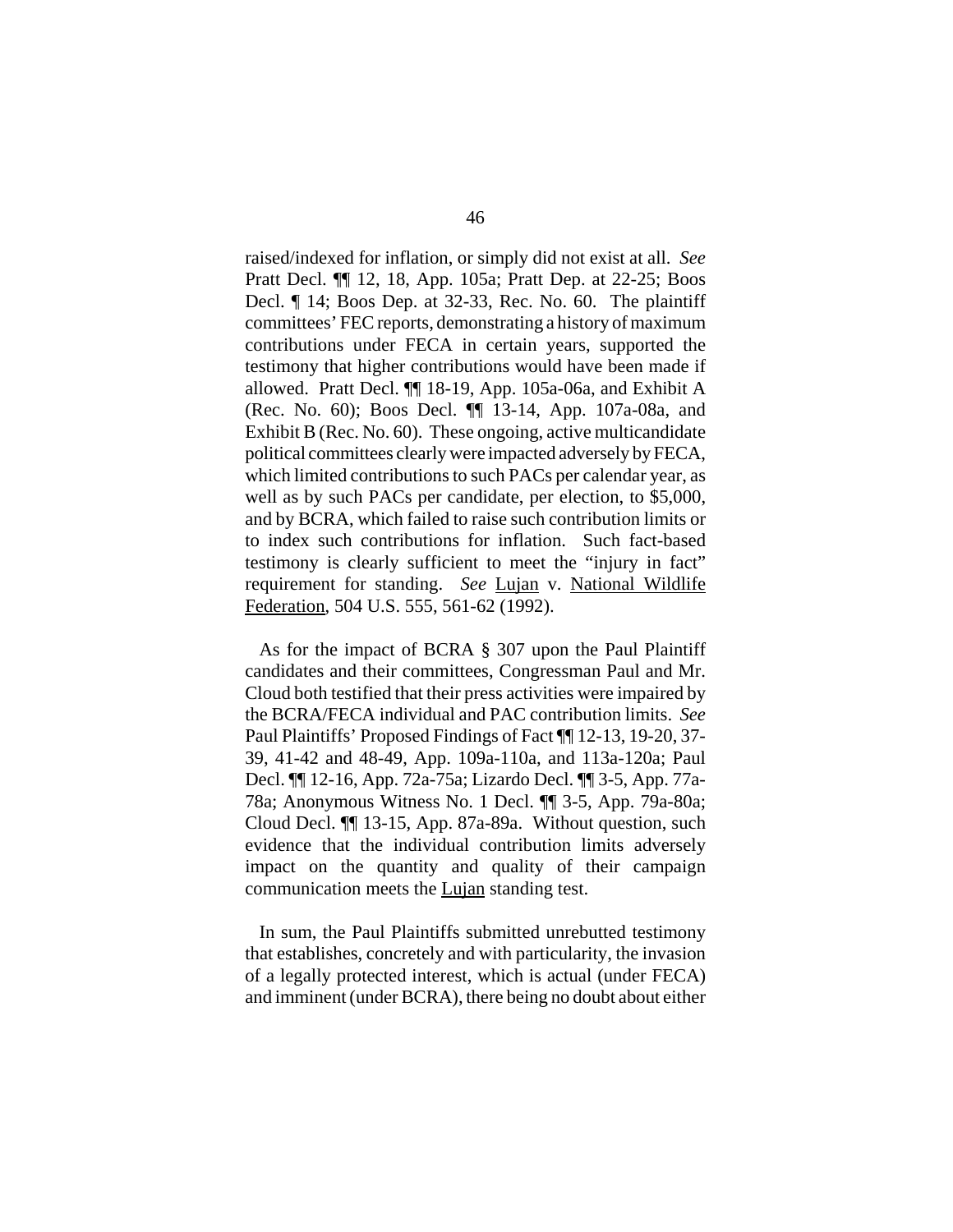raised/indexed for inflation, or simply did not exist at all. *See* Pratt Decl. ¶¶ 12, 18, App. 105a; Pratt Dep. at 22-25; Boos Decl. ¶ 14; Boos Dep. at 32-33, Rec. No. 60. The plaintiff committees' FEC reports, demonstrating a history of maximum contributions under FECA in certain years, supported the testimony that higher contributions would have been made if allowed. Pratt Decl. ¶¶ 18-19, App. 105a-06a, and Exhibit A (Rec. No. 60); Boos Decl. ¶¶ 13-14, App. 107a-08a, and Exhibit B (Rec. No. 60). These ongoing, active multicandidate political committees clearly were impacted adversely by FECA, which limited contributions to such PACs per calendar year, as well as by such PACs per candidate, per election, to $5,000, and by BCRA, which failed to raise such contribution limits or to index such contributions for inflation. Such fact-based testimony is clearly sufficient to meet the "injury in fact" requirement for standing. *See* <u>Lujan</u> v. <u>National Wildlife Federation</u>, 504 U.S. 555, 561-62 (1992).

As for the impact of BCRA § 307 upon the Paul Plaintiff candidates and their committees, Congressman Paul and Mr. Cloud both testified that their press activities were impaired by the BCRA/FECA individual and PAC contribution limits. *See* Paul Plaintiffs' Proposed Findings of Fact ¶¶ 12-13, 19-20, 37-39, 41-42 and 48-49, App. 109a-110a, and 113a-120a; Paul Decl. ¶¶ 12-16, App. 72a-75a; Lizardo Decl. ¶¶ 3-5, App. 77a-78a; Anonymous Witness No. 1 Decl. ¶¶ 3-5, App. 79a-80a; Cloud Decl. ¶¶ 13-15, App. 87a-89a. Without question, such evidence that the individual contribution limits adversely impact on the quantity and quality of their campaign communication meets the <u>Lujan</u> standing test.

In sum, the Paul Plaintiffs submitted unrebutted testimony that establishes, concretely and with particularity, the invasion of a legally protected interest, which is actual (under FECA) and imminent (under BCRA), there being no doubt about either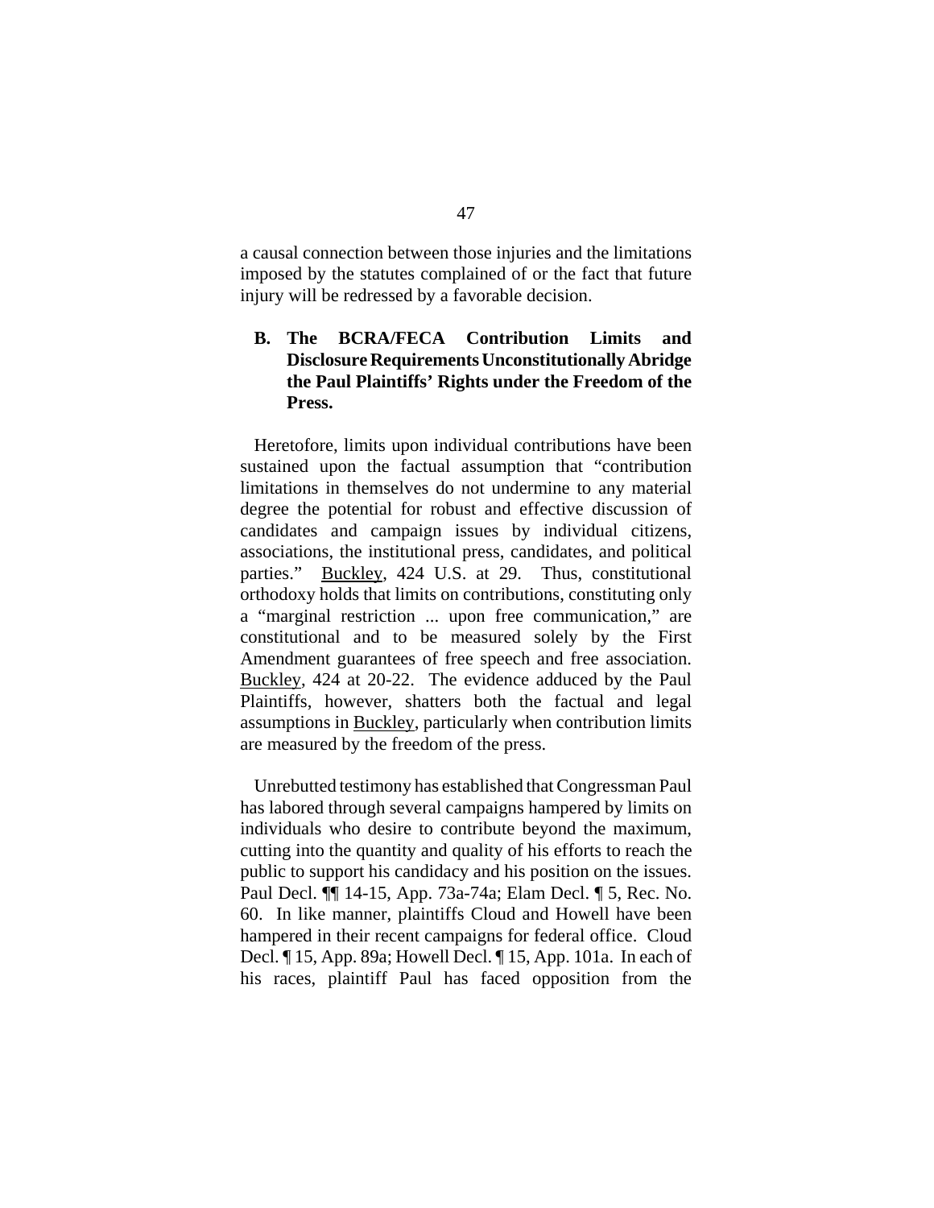a causal connection between those injuries and the limitations imposed by the statutes complained of or the fact that future injury will be redressed by a favorable decision.

### B. The BCRA/FECA Contribution Limits and Disclosure Requirements Unconstitutionally Abridge the Paul Plaintiffs' Rights under the Freedom of the Press.

Heretofore, limits upon individual contributions have been sustained upon the factual assumption that "contribution limitations in themselves do not undermine to any material degree the potential for robust and effective discussion of candidates and campaign issues by individual citizens, associations, the institutional press, candidates, and political parties." Buckley, 424 U.S. at 29. Thus, constitutional orthodoxy holds that limits on contributions, constituting only a "marginal restriction ... upon free communication," are constitutional and to be measured solely by the First Amendment guarantees of free speech and free association. Buckley, 424 at 20-22. The evidence adduced by the Paul Plaintiffs, however, shatters both the factual and legal assumptions in Buckley, particularly when contribution limits are measured by the freedom of the press.

Unrebutted testimony has established that Congressman Paul has labored through several campaigns hampered by limits on individuals who desire to contribute beyond the maximum, cutting into the quantity and quality of his efforts to reach the public to support his candidacy and his position on the issues. Paul Decl. ¶¶ 14-15, App. 73a-74a; Elam Decl. ¶ 5, Rec. No. 60. In like manner, plaintiffs Cloud and Howell have been hampered in their recent campaigns for federal office. Cloud Decl. ¶ 15, App. 89a; Howell Decl. ¶ 15, App. 101a. In each of his races, plaintiff Paul has faced opposition from the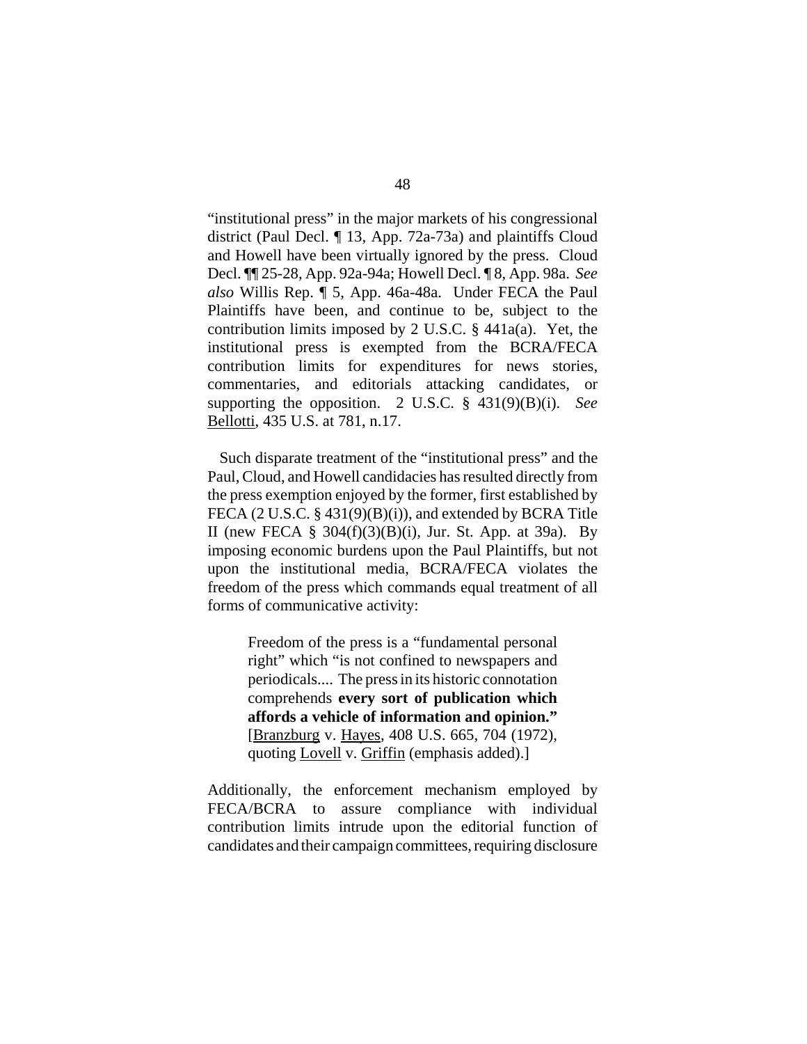"institutional press" in the major markets of his congressional district (Paul Decl. ¶ 13, App. 72a-73a) and plaintiffs Cloud and Howell have been virtually ignored by the press. Cloud Decl. ¶¶ 25-28, App. 92a-94a; Howell Decl. ¶ 8, App. 98a. *See also* Willis Rep. ¶ 5, App. 46a-48a. Under FECA the Paul Plaintiffs have been, and continue to be, subject to the contribution limits imposed by 2 U.S.C. § 441a(a). Yet, the institutional press is exempted from the BCRA/FECA contribution limits for expenditures for news stories, commentaries, and editorials attacking candidates, or supporting the opposition. 2 U.S.C. § 431(9)(B)(i). *See* Bellotti, 435 U.S. at 781, n.17.

Such disparate treatment of the "institutional press" and the Paul, Cloud, and Howell candidacies has resulted directly from the press exemption enjoyed by the former, first established by FECA (2 U.S.C. § 431(9)(B)(i)), and extended by BCRA Title II (new FECA § 304(f)(3)(B)(i), Jur. St. App. at 39a). By imposing economic burdens upon the Paul Plaintiffs, but not upon the institutional media, BCRA/FECA violates the freedom of the press which commands equal treatment of all forms of communicative activity:

> Freedom of the press is a "fundamental personal right" which "is not confined to newspapers and periodicals.... The press in its historic connotation comprehends **every sort of publication which affords a vehicle of information and opinion."** [Branzburg v. Hayes, 408 U.S. 665, 704 (1972), quoting Lovell v. Griffin (emphasis added).]

Additionally, the enforcement mechanism employed by FECA/BCRA to assure compliance with individual contribution limits intrude upon the editorial function of candidates and their campaign committees, requiring disclosure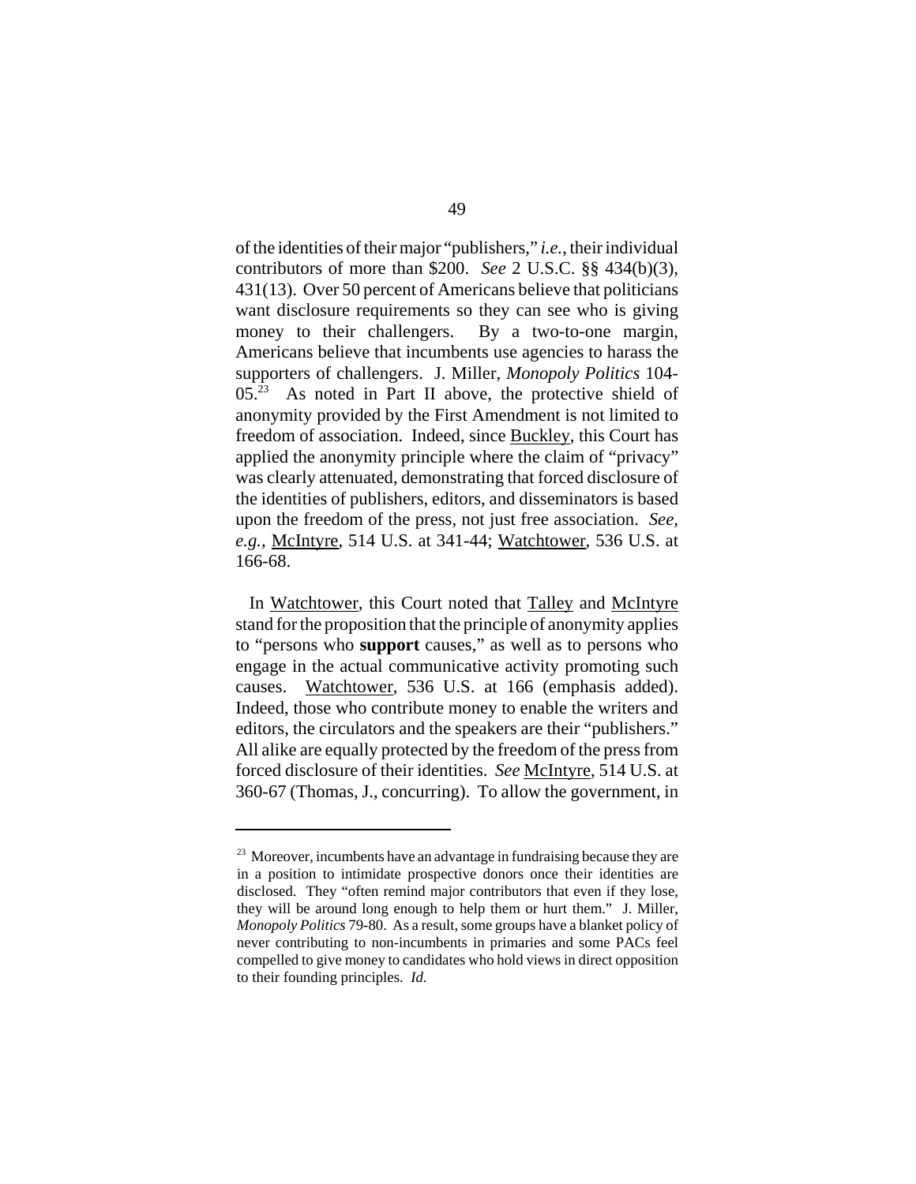of the identities of their major "publishers," *i.e.*, their individual contributors of more than $200. *See* 2 U.S.C. §§ 434(b)(3), 431(13). Over 50 percent of Americans believe that politicians want disclosure requirements so they can see who is giving money to their challengers. By a two-to-one margin, Americans believe that incumbents use agencies to harass the supporters of challengers. J. Miller, *Monopoly Politics* 104-05.[23] As noted in Part II above, the protective shield of anonymity provided by the First Amendment is not limited to freedom of association. Indeed, since Buckley, this Court has applied the anonymity principle where the claim of "privacy" was clearly attenuated, demonstrating that forced disclosure of the identities of publishers, editors, and disseminators is based upon the freedom of the press, not just free association. *See, e.g.*, McIntyre, 514 U.S. at 341-44; Watchtower, 536 U.S. at 166-68.

In Watchtower, this Court noted that Talley and McIntyre stand for the proposition that the principle of anonymity applies to "persons who **support** causes," as well as to persons who engage in the actual communicative activity promoting such causes. Watchtower, 536 U.S. at 166 (emphasis added). Indeed, those who contribute money to enable the writers and editors, the circulators and the speakers are their "publishers." All alike are equally protected by the freedom of the press from forced disclosure of their identities. *See* McIntyre, 514 U.S. at 360-67 (Thomas, J., concurring). To allow the government, in

---

[23] Moreover, incumbents have an advantage in fundraising because they are in a position to intimidate prospective donors once their identities are disclosed. They "often remind major contributors that even if they lose, they will be around long enough to help them or hurt them." J. Miller, *Monopoly Politics* 79-80. As a result, some groups have a blanket policy of never contributing to non-incumbents in primaries and some PACs feel compelled to give money to candidates who hold views in direct opposition to their founding principles. *Id.*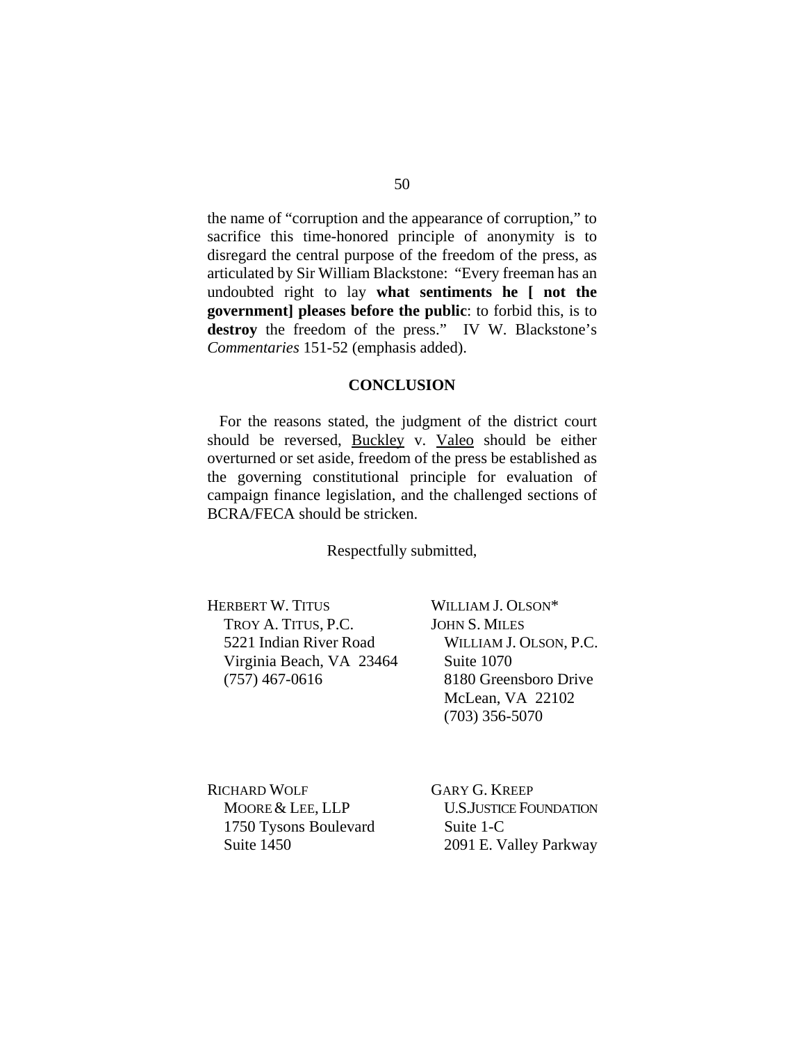the name of "corruption and the appearance of corruption," to sacrifice this time-honored principle of anonymity is to disregard the central purpose of the freedom of the press, as articulated by Sir William Blackstone: "Every freeman has an undoubted right to lay **what sentiments he [ not the government] pleases before the public**: to forbid this, is to **destroy** the freedom of the press." IV W. Blackstone's *Commentaries* 151-52 (emphasis added).

## CONCLUSION

For the reasons stated, the judgment of the district court should be reversed, Buckley v. Valeo should be either overturned or set aside, freedom of the press be established as the governing constitutional principle for evaluation of campaign finance legislation, and the challenged sections of BCRA/FECA should be stricken.

Respectfully submitted,

HERBERT W. TITUS
TROY A. TITUS, P.C.
5221 Indian River Road
Virginia Beach, VA 23464
(757) 467-0616

WILLIAM J. OLSON*
JOHN S. MILES
WILLIAM J. OLSON, P.C.
Suite 1070
8180 Greensboro Drive
McLean, VA 22102
(703) 356-5070

RICHARD WOLF
MOORE & LEE, LLP
1750 Tysons Boulevard
Suite 1450

GARY G. KREEP
U.S.JUSTICE FOUNDATION
Suite 1-C
2091 E. Valley Parkway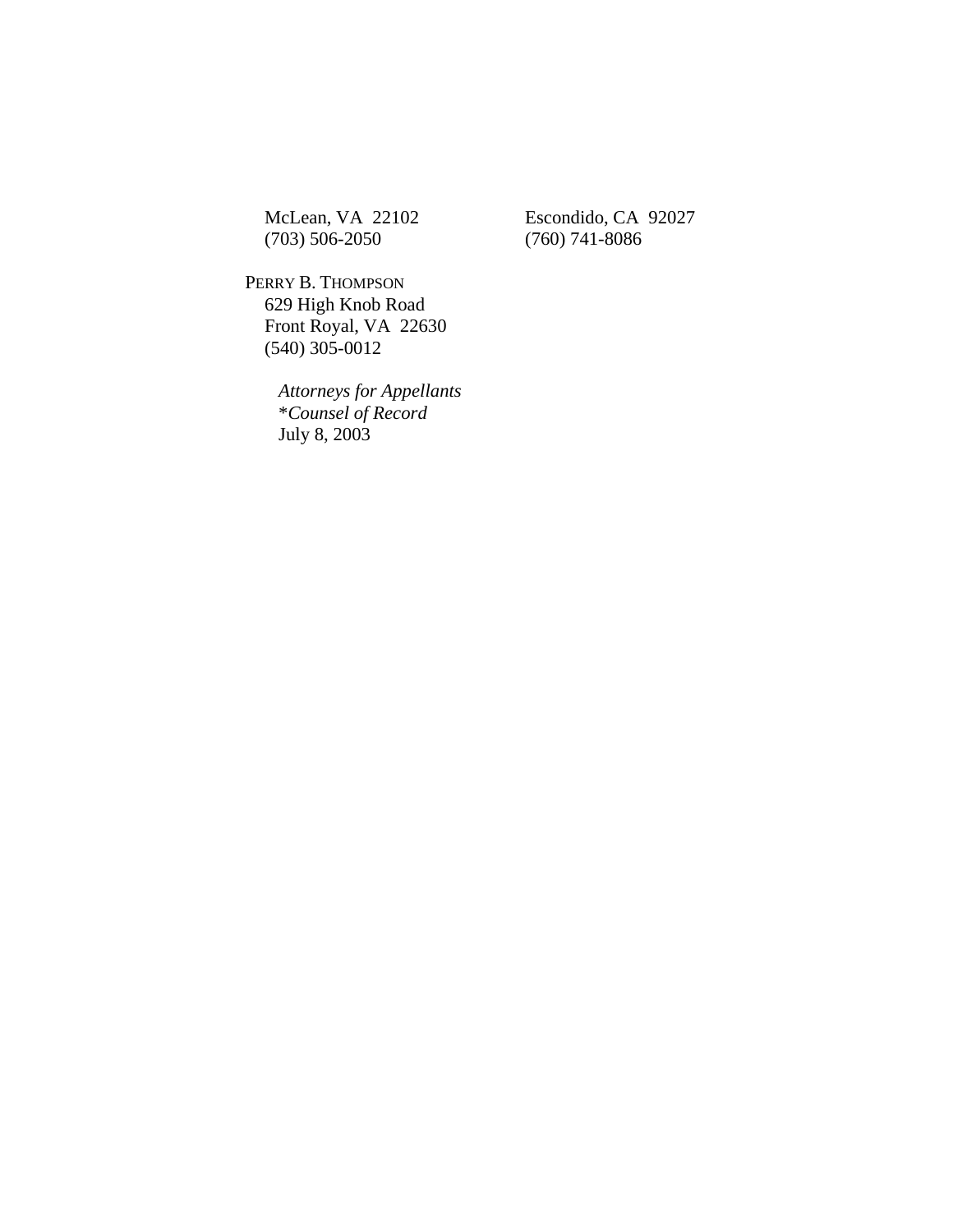McLean, VA 22102
(703) 506-2050

Escondido, CA 92027
(760) 741-8086

PERRY B. THOMPSON
629 High Knob Road
Front Royal, VA 22630
(540) 305-0012

*Attorneys for Appellants*
**Counsel of Record*
July 8, 2003